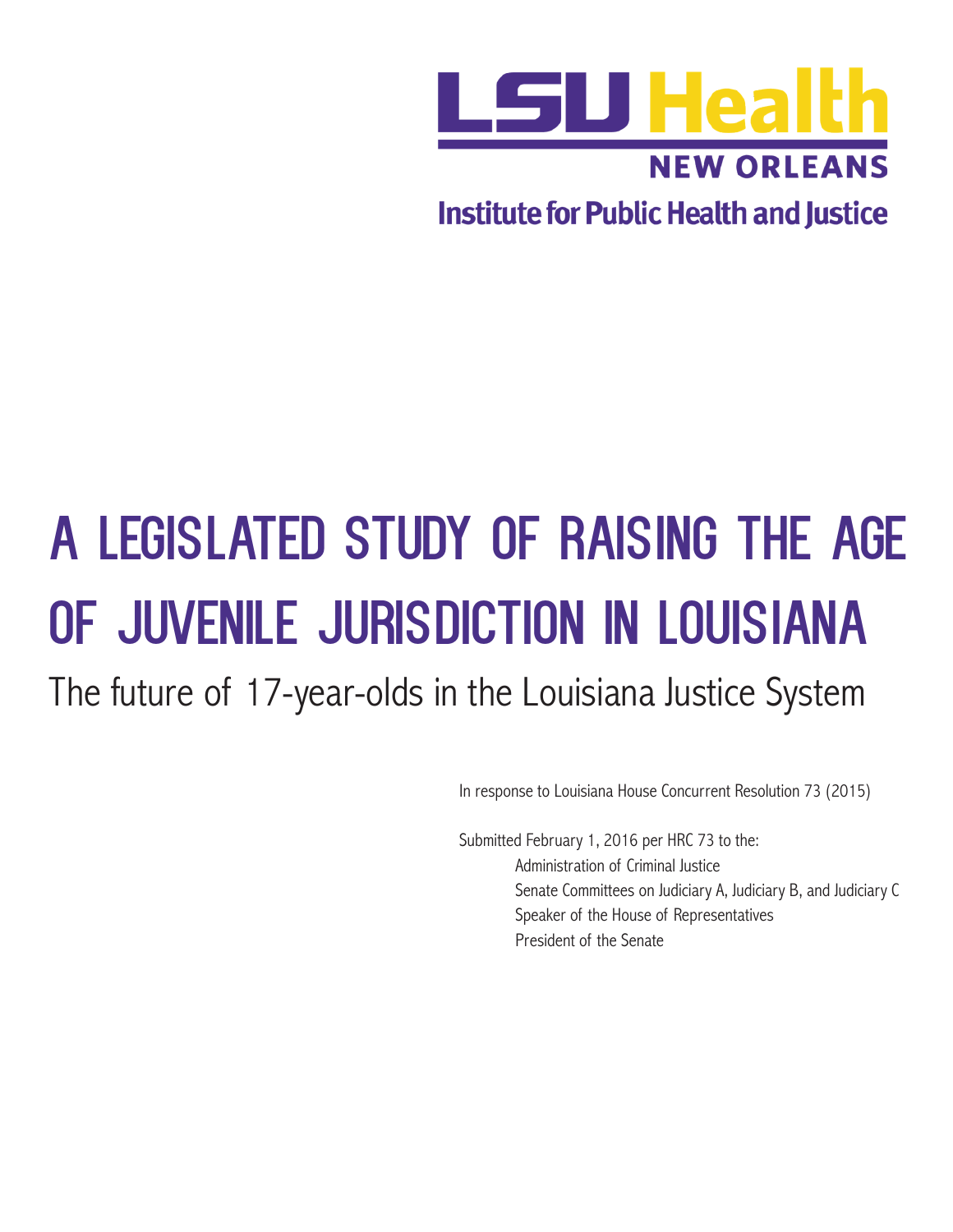LSU Health
NEW ORLEANS
Institute for Public Health and Justice

# A LEGISLATED STUDY OF RAISING THE AGE OF JUVENILE JURISDICTION IN LOUISIANA

## The future of 17-year-olds in the Louisiana Justice System

In response to Louisiana House Concurrent Resolution 73 (2015)

Submitted February 1, 2016 per HRC 73 to the:

- Administration of Criminal Justice
- Senate Committees on Judiciary A, Judiciary B, and Judiciary C
- Speaker of the House of Representatives
- President of the Senate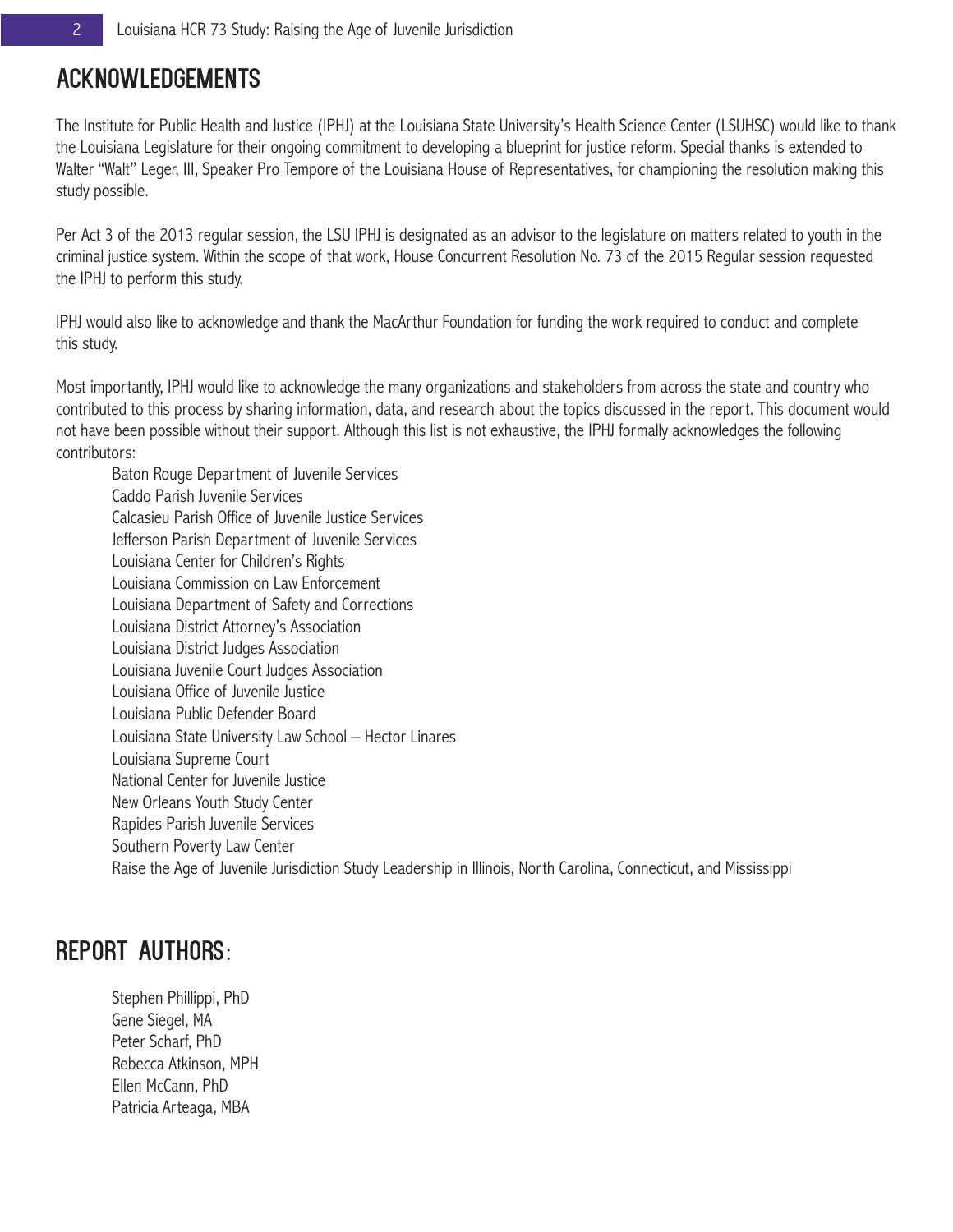## ACKNOWLEDGEMENTS

The Institute for Public Health and Justice (IPHJ) at the Louisiana State University's Health Science Center (LSUHSC) would like to thank the Louisiana Legislature for their ongoing commitment to developing a blueprint for justice reform. Special thanks is extended to Walter "Walt" Leger, III, Speaker Pro Tempore of the Louisiana House of Representatives, for championing the resolution making this study possible.

Per Act 3 of the 2013 regular session, the LSU IPHJ is designated as an advisor to the legislature on matters related to youth in the criminal justice system. Within the scope of that work, House Concurrent Resolution No. 73 of the 2015 Regular session requested the IPHJ to perform this study.

IPHJ would also like to acknowledge and thank the MacArthur Foundation for funding the work required to conduct and complete this study.

Most importantly, IPHJ would like to acknowledge the many organizations and stakeholders from across the state and country who contributed to this process by sharing information, data, and research about the topics discussed in the report. This document would not have been possible without their support. Although this list is not exhaustive, the IPHJ formally acknowledges the following contributors:

- Baton Rouge Department of Juvenile Services
- Caddo Parish Juvenile Services
- Calcasieu Parish Office of Juvenile Justice Services
- Jefferson Parish Department of Juvenile Services
- Louisiana Center for Children's Rights
- Louisiana Commission on Law Enforcement
- Louisiana Department of Safety and Corrections
- Louisiana District Attorney's Association
- Louisiana District Judges Association
- Louisiana Juvenile Court Judges Association
- Louisiana Office of Juvenile Justice
- Louisiana Public Defender Board
- Louisiana State University Law School – Hector Linares
- Louisiana Supreme Court
- National Center for Juvenile Justice
- New Orleans Youth Study Center
- Rapides Parish Juvenile Services
- Southern Poverty Law Center
- Raise the Age of Juvenile Jurisdiction Study Leadership in Illinois, North Carolina, Connecticut, and Mississippi

## REPORT AUTHORS:

- Stephen Phillippi, PhD
- Gene Siegel, MA
- Peter Scharf, PhD
- Rebecca Atkinson, MPH
- Ellen McCann, PhD
- Patricia Arteaga, MBA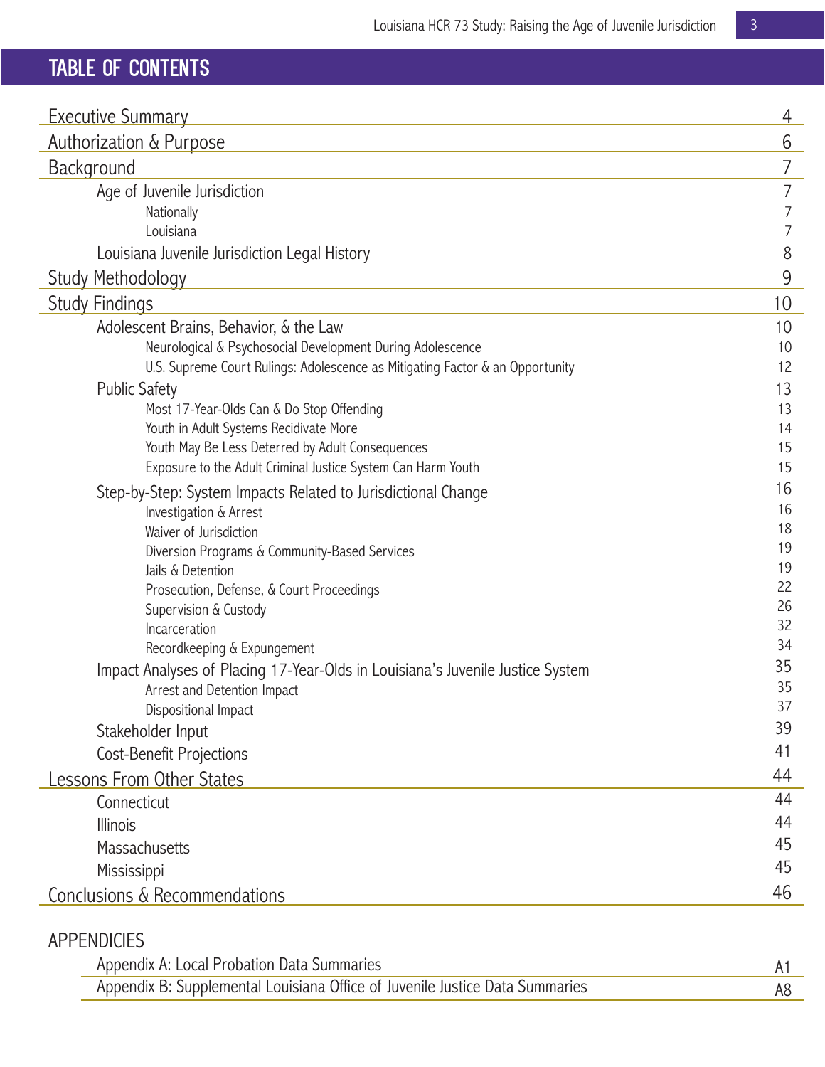# TABLE OF CONTENTS

| | |
|---|---|
| Executive Summary | 4 |
| Authorization & Purpose | 6 |
| Background | 7 |
| &nbsp;&nbsp;&nbsp;&nbsp;Age of Juvenile Jurisdiction | 7 |
| &nbsp;&nbsp;&nbsp;&nbsp;&nbsp;&nbsp;&nbsp;&nbsp;Nationally | 7 |
| &nbsp;&nbsp;&nbsp;&nbsp;&nbsp;&nbsp;&nbsp;&nbsp;Louisiana | 7 |
| &nbsp;&nbsp;&nbsp;&nbsp;Louisiana Juvenile Jurisdiction Legal History | 8 |
| Study Methodology | 9 |
| Study Findings | 10 |
| &nbsp;&nbsp;&nbsp;&nbsp;Adolescent Brains, Behavior, & the Law | 10 |
| &nbsp;&nbsp;&nbsp;&nbsp;&nbsp;&nbsp;&nbsp;&nbsp;Neurological & Psychosocial Development During Adolescence | 10 |
| &nbsp;&nbsp;&nbsp;&nbsp;&nbsp;&nbsp;&nbsp;&nbsp;U.S. Supreme Court Rulings: Adolescence as Mitigating Factor & an Opportunity | 12 |
| &nbsp;&nbsp;&nbsp;&nbsp;Public Safety | 13 |
| &nbsp;&nbsp;&nbsp;&nbsp;&nbsp;&nbsp;&nbsp;&nbsp;Most 17-Year-Olds Can & Do Stop Offending | 13 |
| &nbsp;&nbsp;&nbsp;&nbsp;&nbsp;&nbsp;&nbsp;&nbsp;Youth in Adult Systems Recidivate More | 14 |
| &nbsp;&nbsp;&nbsp;&nbsp;&nbsp;&nbsp;&nbsp;&nbsp;Youth May Be Less Deterred by Adult Consequences | 15 |
| &nbsp;&nbsp;&nbsp;&nbsp;&nbsp;&nbsp;&nbsp;&nbsp;Exposure to the Adult Criminal Justice System Can Harm Youth | 15 |
| &nbsp;&nbsp;&nbsp;&nbsp;Step-by-Step: System Impacts Related to Jurisdictional Change | 16 |
| &nbsp;&nbsp;&nbsp;&nbsp;&nbsp;&nbsp;&nbsp;&nbsp;Investigation & Arrest | 16 |
| &nbsp;&nbsp;&nbsp;&nbsp;&nbsp;&nbsp;&nbsp;&nbsp;Waiver of Jurisdiction | 18 |
| &nbsp;&nbsp;&nbsp;&nbsp;&nbsp;&nbsp;&nbsp;&nbsp;Diversion Programs & Community-Based Services | 19 |
| &nbsp;&nbsp;&nbsp;&nbsp;&nbsp;&nbsp;&nbsp;&nbsp;Jails & Detention | 19 |
| &nbsp;&nbsp;&nbsp;&nbsp;&nbsp;&nbsp;&nbsp;&nbsp;Prosecution, Defense, & Court Proceedings | 22 |
| &nbsp;&nbsp;&nbsp;&nbsp;&nbsp;&nbsp;&nbsp;&nbsp;Supervision & Custody | 26 |
| &nbsp;&nbsp;&nbsp;&nbsp;&nbsp;&nbsp;&nbsp;&nbsp;Incarceration | 32 |
| &nbsp;&nbsp;&nbsp;&nbsp;&nbsp;&nbsp;&nbsp;&nbsp;Recordkeeping & Expungement | 34 |
| &nbsp;&nbsp;&nbsp;&nbsp;Impact Analyses of Placing 17-Year-Olds in Louisiana's Juvenile Justice System | 35 |
| &nbsp;&nbsp;&nbsp;&nbsp;&nbsp;&nbsp;&nbsp;&nbsp;Arrest and Detention Impact | 35 |
| &nbsp;&nbsp;&nbsp;&nbsp;&nbsp;&nbsp;&nbsp;&nbsp;Dispositional Impact | 37 |
| &nbsp;&nbsp;&nbsp;&nbsp;Stakeholder Input | 39 |
| &nbsp;&nbsp;&nbsp;&nbsp;Cost-Benefit Projections | 41 |
| Lessons From Other States | 44 |
| &nbsp;&nbsp;&nbsp;&nbsp;Connecticut | 44 |
| &nbsp;&nbsp;&nbsp;&nbsp;Illinois | 44 |
| &nbsp;&nbsp;&nbsp;&nbsp;Massachusetts | 45 |
| &nbsp;&nbsp;&nbsp;&nbsp;Mississippi | 45 |
| Conclusions & Recommendations | 46 |

APPENDICIES

| | |
|---|---|
| Appendix A: Local Probation Data Summaries | A1 |
| Appendix B: Supplemental Louisiana Office of Juvenile Justice Data Summaries | A8 |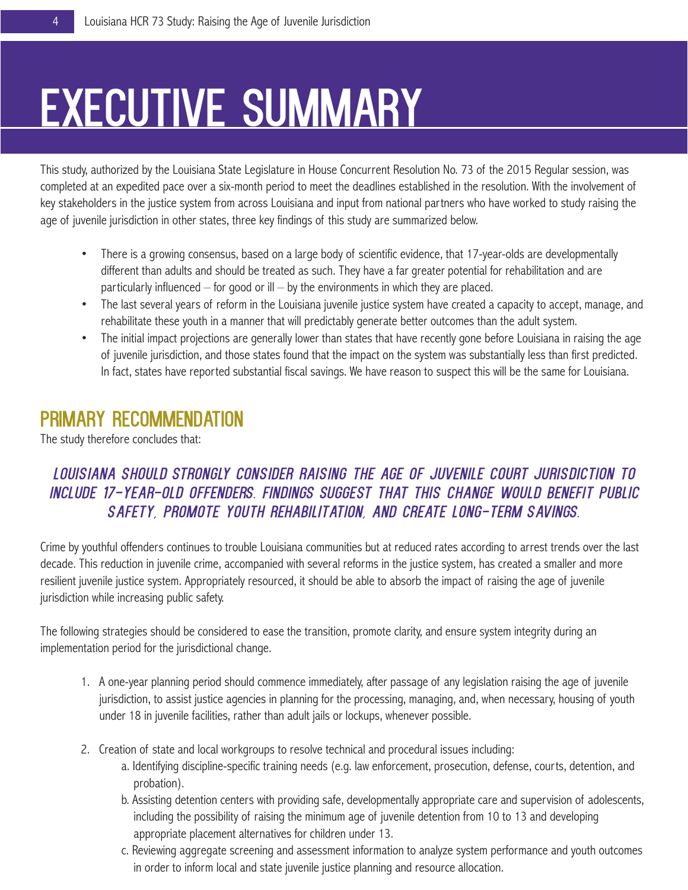# EXECUTIVE SUMMARY

This study, authorized by the Louisiana State Legislature in House Concurrent Resolution No. 73 of the 2015 Regular session, was completed at an expedited pace over a six-month period to meet the deadlines established in the resolution. With the involvement of key stakeholders in the justice system from across Louisiana and input from national partners who have worked to study raising the age of juvenile jurisdiction in other states, three key findings of this study are summarized below.

- There is a growing consensus, based on a large body of scientific evidence, that 17-year-olds are developmentally different than adults and should be treated as such. They have a far greater potential for rehabilitation and are particularly influenced – for good or ill – by the environments in which they are placed.
- The last several years of reform in the Louisiana juvenile justice system have created a capacity to accept, manage, and rehabilitate these youth in a manner that will predictably generate better outcomes than the adult system.
- The initial impact projections are generally lower than states that have recently gone before Louisiana in raising the age of juvenile jurisdiction, and those states found that the impact on the system was substantially less than first predicted. In fact, states have reported substantial fiscal savings. We have reason to suspect this will be the same for Louisiana.

## PRIMARY RECOMMENDATION

The study therefore concludes that:

***LOUISIANA SHOULD STRONGLY CONSIDER RAISING THE AGE OF JUVENILE COURT JURISDICTION TO INCLUDE 17-YEAR-OLD OFFENDERS. FINDINGS SUGGEST THAT THIS CHANGE WOULD BENEFIT PUBLIC SAFETY, PROMOTE YOUTH REHABILITATION, AND CREATE LONG-TERM SAVINGS.***

Crime by youthful offenders continues to trouble Louisiana communities but at reduced rates according to arrest trends over the last decade. This reduction in juvenile crime, accompanied with several reforms in the justice system, has created a smaller and more resilient juvenile justice system. Appropriately resourced, it should be able to absorb the impact of raising the age of juvenile jurisdiction while increasing public safety.

The following strategies should be considered to ease the transition, promote clarity, and ensure system integrity during an implementation period for the jurisdictional change.

1. A one-year planning period should commence immediately, after passage of any legislation raising the age of juvenile jurisdiction, to assist justice agencies in planning for the processing, managing, and, when necessary, housing of youth under 18 in juvenile facilities, rather than adult jails or lockups, whenever possible.

2. Creation of state and local workgroups to resolve technical and procedural issues including:
   a. Identifying discipline-specific training needs (e.g. law enforcement, prosecution, defense, courts, detention, and probation).
   b. Assisting detention centers with providing safe, developmentally appropriate care and supervision of adolescents, including the possibility of raising the minimum age of juvenile detention from 10 to 13 and developing appropriate placement alternatives for children under 13.
   c. Reviewing aggregate screening and assessment information to analyze system performance and youth outcomes in order to inform local and state juvenile justice planning and resource allocation.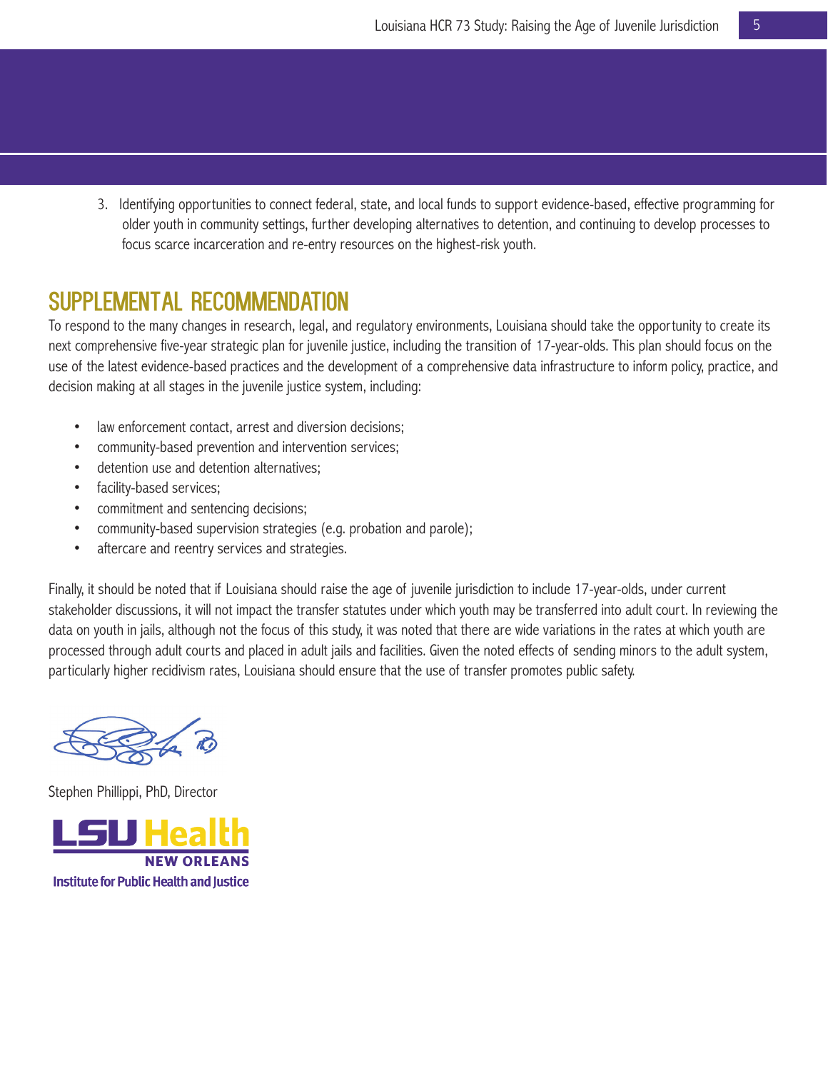3. Identifying opportunities to connect federal, state, and local funds to support evidence-based, effective programming for older youth in community settings, further developing alternatives to detention, and continuing to develop processes to focus scarce incarceration and re-entry resources on the highest-risk youth.

## SUPPLEMENTAL RECOMMENDATION

To respond to the many changes in research, legal, and regulatory environments, Louisiana should take the opportunity to create its next comprehensive five-year strategic plan for juvenile justice, including the transition of 17-year-olds. This plan should focus on the use of the latest evidence-based practices and the development of a comprehensive data infrastructure to inform policy, practice, and decision making at all stages in the juvenile justice system, including:

- law enforcement contact, arrest and diversion decisions;
- community-based prevention and intervention services;
- detention use and detention alternatives;
- facility-based services;
- commitment and sentencing decisions;
- community-based supervision strategies (e.g. probation and parole);
- aftercare and reentry services and strategies.

Finally, it should be noted that if Louisiana should raise the age of juvenile jurisdiction to include 17-year-olds, under current stakeholder discussions, it will not impact the transfer statutes under which youth may be transferred into adult court. In reviewing the data on youth in jails, although not the focus of this study, it was noted that there are wide variations in the rates at which youth are processed through adult courts and placed in adult jails and facilities. Given the noted effects of sending minors to the adult system, particularly higher recidivism rates, Louisiana should ensure that the use of transfer promotes public safety.

Stephen Phillippi, PhD, Director

LSU Health NEW ORLEANS

Institute for Public Health and Justice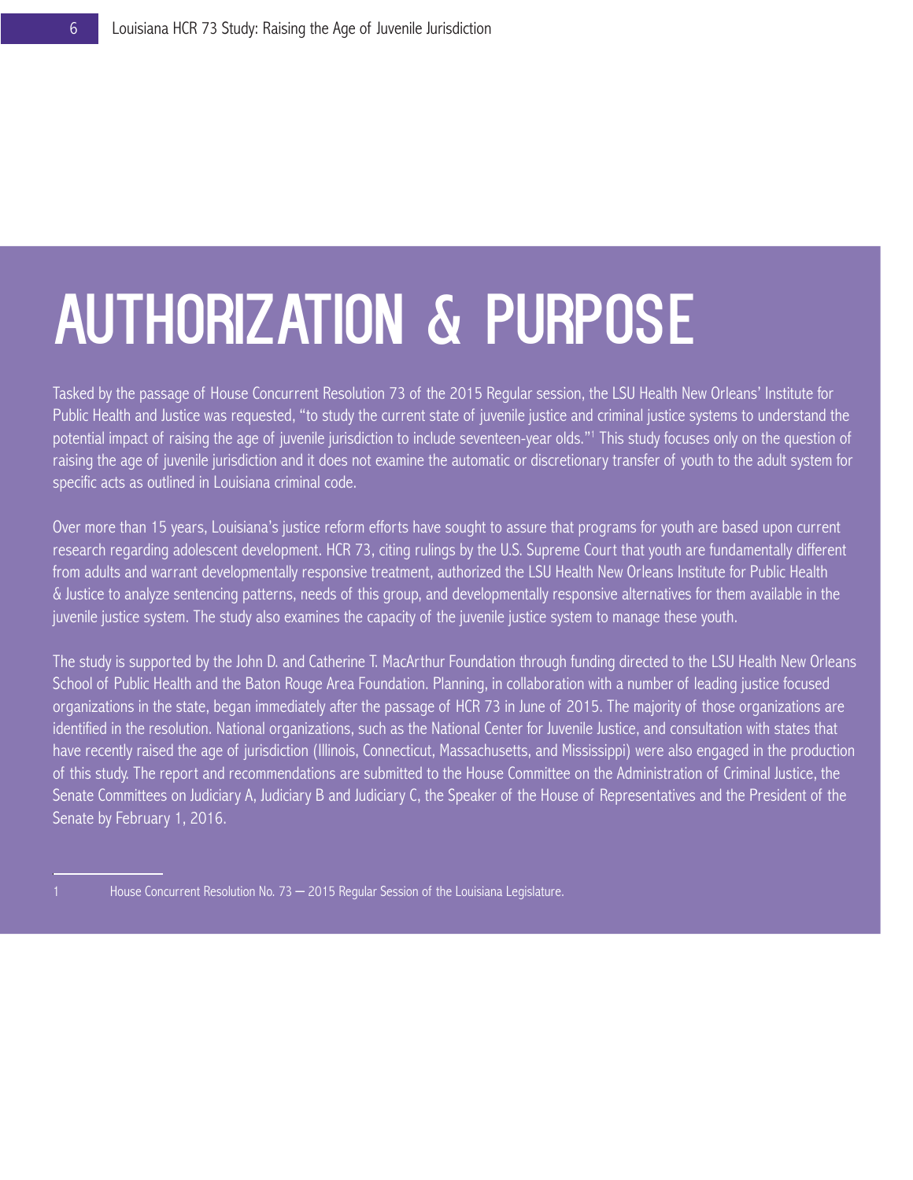# AUTHORIZATION & PURPOSE

Tasked by the passage of House Concurrent Resolution 73 of the 2015 Regular session, the LSU Health New Orleans' Institute for Public Health and Justice was requested, "to study the current state of juvenile justice and criminal justice systems to understand the potential impact of raising the age of juvenile jurisdiction to include seventeen-year olds."[1] This study focuses only on the question of raising the age of juvenile jurisdiction and it does not examine the automatic or discretionary transfer of youth to the adult system for specific acts as outlined in Louisiana criminal code.

Over more than 15 years, Louisiana's justice reform efforts have sought to assure that programs for youth are based upon current research regarding adolescent development. HCR 73, citing rulings by the U.S. Supreme Court that youth are fundamentally different from adults and warrant developmentally responsive treatment, authorized the LSU Health New Orleans Institute for Public Health & Justice to analyze sentencing patterns, needs of this group, and developmentally responsive alternatives for them available in the juvenile justice system. The study also examines the capacity of the juvenile justice system to manage these youth.

The study is supported by the John D. and Catherine T. MacArthur Foundation through funding directed to the LSU Health New Orleans School of Public Health and the Baton Rouge Area Foundation. Planning, in collaboration with a number of leading justice focused organizations in the state, began immediately after the passage of HCR 73 in June of 2015. The majority of those organizations are identified in the resolution. National organizations, such as the National Center for Juvenile Justice, and consultation with states that have recently raised the age of jurisdiction (Illinois, Connecticut, Massachusetts, and Mississippi) were also engaged in the production of this study. The report and recommendations are submitted to the House Committee on the Administration of Criminal Justice, the Senate Committees on Judiciary A, Judiciary B and Judiciary C, the Speaker of the House of Representatives and the President of the Senate by February 1, 2016.

---

1 House Concurrent Resolution No. 73 – 2015 Regular Session of the Louisiana Legislature.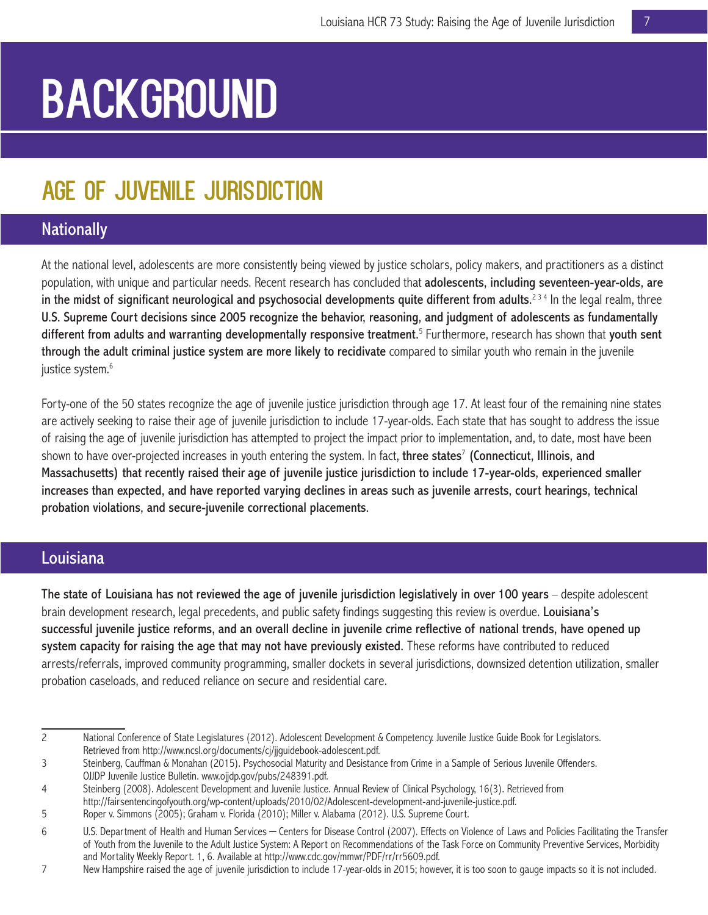# BACKGROUND

## AGE OF JUVENILE JURISDICTION

### Nationally

At the national level, adolescents are more consistently being viewed by justice scholars, policy makers, and practitioners as a distinct population, with unique and particular needs. Recent research has concluded that **adolescents, including seventeen-year-olds, are in the midst of significant neurological and psychosocial developments quite different from adults.**[2 3 4] In the legal realm, three **U.S. Supreme Court decisions since 2005 recognize the behavior, reasoning, and judgment of adolescents as fundamentally different from adults and warranting developmentally responsive treatment.**[5] Furthermore, research has shown that **youth sent through the adult criminal justice system are more likely to recidivate** compared to similar youth who remain in the juvenile justice system.[6]

Forty-one of the 50 states recognize the age of juvenile justice jurisdiction through age 17. At least four of the remaining nine states are actively seeking to raise their age of juvenile jurisdiction to include 17-year-olds. Each state that has sought to address the issue of raising the age of juvenile jurisdiction has attempted to project the impact prior to implementation, and, to date, most have been shown to have over-projected increases in youth entering the system. In fact, **three states**[7] **(Connecticut, Illinois, and Massachusetts) that recently raised their age of juvenile justice jurisdiction to include 17-year-olds, experienced smaller increases than expected, and have reported varying declines in areas such as juvenile arrests, court hearings, technical probation violations, and secure-juvenile correctional placements.**

### Louisiana

**The state of Louisiana has not reviewed the age of juvenile jurisdiction legislatively in over 100 years** – despite adolescent brain development research, legal precedents, and public safety findings suggesting this review is overdue. **Louisiana's successful juvenile justice reforms, and an overall decline in juvenile crime reflective of national trends, have opened up system capacity for raising the age that may not have previously existed.** These reforms have contributed to reduced arrests/referrals, improved community programming, smaller dockets in several jurisdictions, downsized detention utilization, smaller probation caseloads, and reduced reliance on secure and residential care.

---

2 National Conference of State Legislatures (2012). Adolescent Development & Competency. Juvenile Justice Guide Book for Legislators. Retrieved from http://www.ncsl.org/documents/cj/jjguidebook-adolescent.pdf.

3 Steinberg, Cauffman & Monahan (2015). Psychosocial Maturity and Desistance from Crime in a Sample of Serious Juvenile Offenders. OJJDP Juvenile Justice Bulletin. www.ojjdp.gov/pubs/248391.pdf.

4 Steinberg (2008). Adolescent Development and Juvenile Justice. Annual Review of Clinical Psychology, 16(3). Retrieved from http://fairsentencingofyouth.org/wp-content/uploads/2010/02/Adolescent-development-and-juvenile-justice.pdf.

5 Roper v. Simmons (2005); Graham v. Florida (2010); Miller v. Alabama (2012). U.S. Supreme Court.

6 U.S. Department of Health and Human Services – Centers for Disease Control (2007). Effects on Violence of Laws and Policies Facilitating the Transfer of Youth from the Juvenile to the Adult Justice System: A Report on Recommendations of the Task Force on Community Preventive Services, Morbidity and Mortality Weekly Report. 1, 6. Available at http://www.cdc.gov/mmwr/PDF/rr/rr5609.pdf.

7 New Hampshire raised the age of juvenile jurisdiction to include 17-year-olds in 2015; however, it is too soon to gauge impacts so it is not included.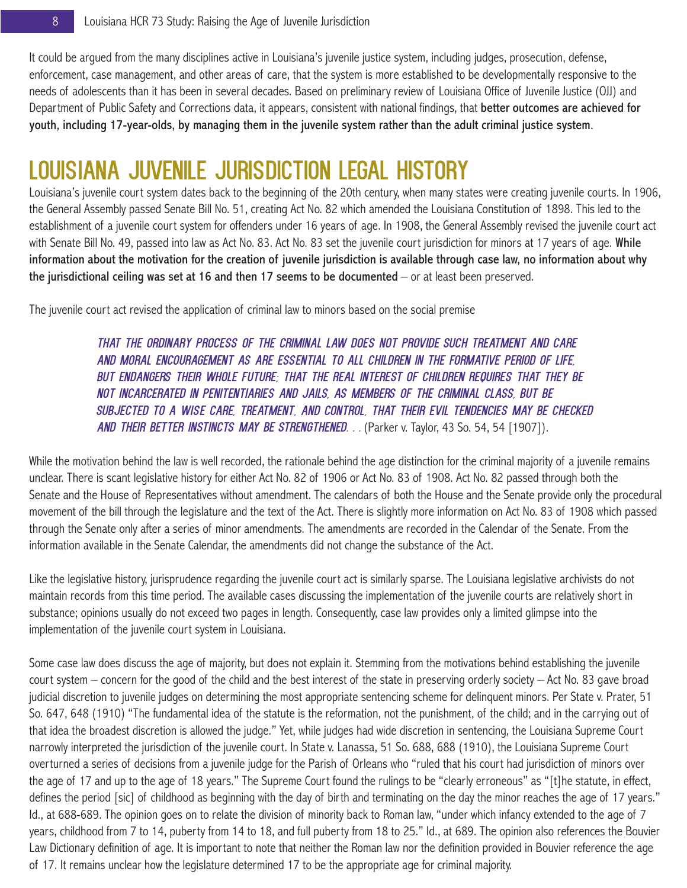It could be argued from the many disciplines active in Louisiana's juvenile justice system, including judges, prosecution, defense, enforcement, case management, and other areas of care, that the system is more established to be developmentally responsive to the needs of adolescents than it has been in several decades. Based on preliminary review of Louisiana Office of Juvenile Justice (OJJ) and Department of Public Safety and Corrections data, it appears, consistent with national findings, that **better outcomes are achieved for youth, including 17-year-olds, by managing them in the juvenile system rather than the adult criminal justice system.**

# LOUISIANA JUVENILE JURISDICTION LEGAL HISTORY

Louisiana's juvenile court system dates back to the beginning of the 20th century, when many states were creating juvenile courts. In 1906, the General Assembly passed Senate Bill No. 51, creating Act No. 82 which amended the Louisiana Constitution of 1898. This led to the establishment of a juvenile court system for offenders under 16 years of age. In 1908, the General Assembly revised the juvenile court act with Senate Bill No. 49, passed into law as Act No. 83. Act No. 83 set the juvenile court jurisdiction for minors at 17 years of age. **While information about the motivation for the creation of juvenile jurisdiction is available through case law, no information about why the jurisdictional ceiling was set at 16 and then 17 seems to be documented** – or at least been preserved.

The juvenile court act revised the application of criminal law to minors based on the social premise

> *THAT THE ORDINARY PROCESS OF THE CRIMINAL LAW DOES NOT PROVIDE SUCH TREATMENT AND CARE AND MORAL ENCOURAGEMENT AS ARE ESSENTIAL TO ALL CHILDREN IN THE FORMATIVE PERIOD OF LIFE, BUT ENDANGERS THEIR WHOLE FUTURE; THAT THE REAL INTEREST OF CHILDREN REQUIRES THAT THEY BE NOT INCARCERATED IN PENITENTIARIES AND JAILS, AS MEMBERS OF THE CRIMINAL CLASS, BUT BE SUBJECTED TO A WISE CARE, TREATMENT, AND CONTROL, THAT THEIR EVIL TENDENCIES MAY BE CHECKED AND THEIR BETTER INSTINCTS MAY BE STRENGTHENED. . .* (Parker v. Taylor, 43 So. 54, 54 [1907]).

While the motivation behind the law is well recorded, the rationale behind the age distinction for the criminal majority of a juvenile remains unclear. There is scant legislative history for either Act No. 82 of 1906 or Act No. 83 of 1908. Act No. 82 passed through both the Senate and the House of Representatives without amendment. The calendars of both the House and the Senate provide only the procedural movement of the bill through the legislature and the text of the Act. There is slightly more information on Act No. 83 of 1908 which passed through the Senate only after a series of minor amendments. The amendments are recorded in the Calendar of the Senate. From the information available in the Senate Calendar, the amendments did not change the substance of the Act.

Like the legislative history, jurisprudence regarding the juvenile court act is similarly sparse. The Louisiana legislative archivists do not maintain records from this time period. The available cases discussing the implementation of the juvenile courts are relatively short in substance; opinions usually do not exceed two pages in length. Consequently, case law provides only a limited glimpse into the implementation of the juvenile court system in Louisiana.

Some case law does discuss the age of majority, but does not explain it. Stemming from the motivations behind establishing the juvenile court system – concern for the good of the child and the best interest of the state in preserving orderly society – Act No. 83 gave broad judicial discretion to juvenile judges on determining the most appropriate sentencing scheme for delinquent minors. Per State v. Prater, 51 So. 647, 648 (1910) "The fundamental idea of the statute is the reformation, not the punishment, of the child; and in the carrying out of that idea the broadest discretion is allowed the judge." Yet, while judges had wide discretion in sentencing, the Louisiana Supreme Court narrowly interpreted the jurisdiction of the juvenile court. In State v. Lanassa, 51 So. 688, 688 (1910), the Louisiana Supreme Court overturned a series of decisions from a juvenile judge for the Parish of Orleans who "ruled that his court had jurisdiction of minors over the age of 17 and up to the age of 18 years." The Supreme Court found the rulings to be "clearly erroneous" as "[t]he statute, in effect, defines the period [sic] of childhood as beginning with the day of birth and terminating on the day the minor reaches the age of 17 years." Id., at 688-689. The opinion goes on to relate the division of minority back to Roman law, "under which infancy extended to the age of 7 years, childhood from 7 to 14, puberty from 14 to 18, and full puberty from 18 to 25." Id., at 689. The opinion also references the Bouvier Law Dictionary definition of age. It is important to note that neither the Roman law nor the definition provided in Bouvier reference the age of 17. It remains unclear how the legislature determined 17 to be the appropriate age for criminal majority.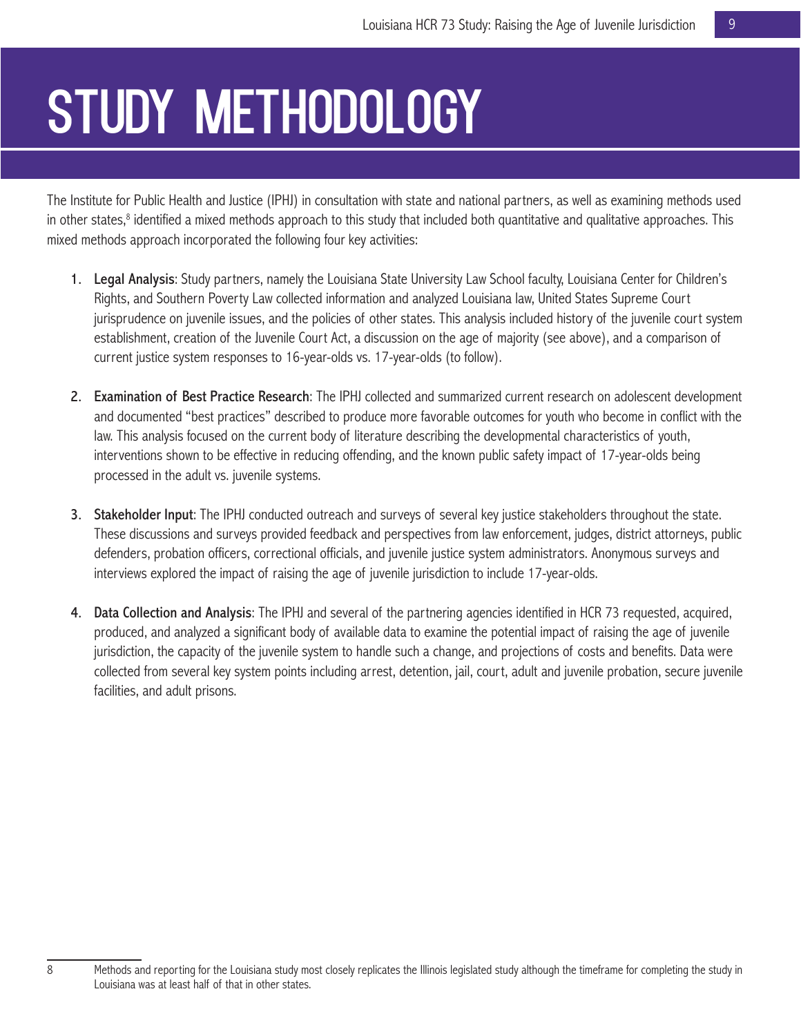# STUDY METHODOLOGY

The Institute for Public Health and Justice (IPHJ) in consultation with state and national partners, as well as examining methods used in other states,[8] identified a mixed methods approach to this study that included both quantitative and qualitative approaches. This mixed methods approach incorporated the following four key activities:

1. **Legal Analysis**: Study partners, namely the Louisiana State University Law School faculty, Louisiana Center for Children's Rights, and Southern Poverty Law collected information and analyzed Louisiana law, United States Supreme Court jurisprudence on juvenile issues, and the policies of other states. This analysis included history of the juvenile court system establishment, creation of the Juvenile Court Act, a discussion on the age of majority (see above), and a comparison of current justice system responses to 16-year-olds vs. 17-year-olds (to follow).

2. **Examination of Best Practice Research**: The IPHJ collected and summarized current research on adolescent development and documented "best practices" described to produce more favorable outcomes for youth who become in conflict with the law. This analysis focused on the current body of literature describing the developmental characteristics of youth, interventions shown to be effective in reducing offending, and the known public safety impact of 17-year-olds being processed in the adult vs. juvenile systems.

3. **Stakeholder Input**: The IPHJ conducted outreach and surveys of several key justice stakeholders throughout the state. These discussions and surveys provided feedback and perspectives from law enforcement, judges, district attorneys, public defenders, probation officers, correctional officials, and juvenile justice system administrators. Anonymous surveys and interviews explored the impact of raising the age of juvenile jurisdiction to include 17-year-olds.

4. **Data Collection and Analysis**: The IPHJ and several of the partnering agencies identified in HCR 73 requested, acquired, produced, and analyzed a significant body of available data to examine the potential impact of raising the age of juvenile jurisdiction, the capacity of the juvenile system to handle such a change, and projections of costs and benefits. Data were collected from several key system points including arrest, detention, jail, court, adult and juvenile probation, secure juvenile facilities, and adult prisons.

---

8 Methods and reporting for the Louisiana study most closely replicates the Illinois legislated study although the timeframe for completing the study in Louisiana was at least half of that in other states.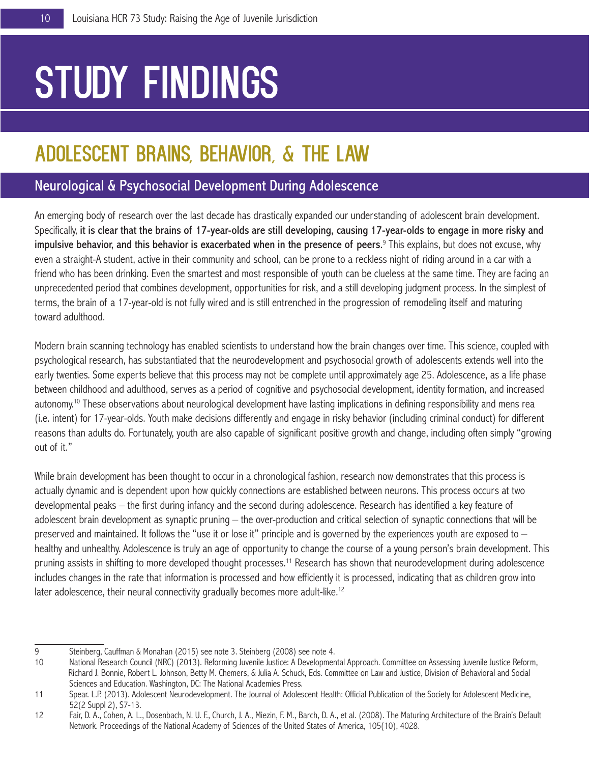# STUDY FINDINGS

## ADOLESCENT BRAINS, BEHAVIOR, & THE LAW

### Neurological & Psychosocial Development During Adolescence

An emerging body of research over the last decade has drastically expanded our understanding of adolescent brain development. Specifically, **it is clear that the brains of 17-year-olds are still developing, causing 17-year-olds to engage in more risky and impulsive behavior, and this behavior is exacerbated when in the presence of peers**.[9] This explains, but does not excuse, why even a straight-A student, active in their community and school, can be prone to a reckless night of riding around in a car with a friend who has been drinking. Even the smartest and most responsible of youth can be clueless at the same time. They are facing an unprecedented period that combines development, opportunities for risk, and a still developing judgment process. In the simplest of terms, the brain of a 17-year-old is not fully wired and is still entrenched in the progression of remodeling itself and maturing toward adulthood.

Modern brain scanning technology has enabled scientists to understand how the brain changes over time. This science, coupled with psychological research, has substantiated that the neurodevelopment and psychosocial growth of adolescents extends well into the early twenties. Some experts believe that this process may not be complete until approximately age 25. Adolescence, as a life phase between childhood and adulthood, serves as a period of cognitive and psychosocial development, identity formation, and increased autonomy.[10] These observations about neurological development have lasting implications in defining responsibility and mens rea (i.e. intent) for 17-year-olds. Youth make decisions differently and engage in risky behavior (including criminal conduct) for different reasons than adults do. Fortunately, youth are also capable of significant positive growth and change, including often simply "growing out of it."

While brain development has been thought to occur in a chronological fashion, research now demonstrates that this process is actually dynamic and is dependent upon how quickly connections are established between neurons. This process occurs at two developmental peaks – the first during infancy and the second during adolescence. Research has identified a key feature of adolescent brain development as synaptic pruning – the over-production and critical selection of synaptic connections that will be preserved and maintained. It follows the "use it or lose it" principle and is governed by the experiences youth are exposed to – healthy and unhealthy. Adolescence is truly an age of opportunity to change the course of a young person's brain development. This pruning assists in shifting to more developed thought processes.[11] Research has shown that neurodevelopment during adolescence includes changes in the rate that information is processed and how efficiently it is processed, indicating that as children grow into later adolescence, their neural connectivity gradually becomes more adult-like.[12]

---

9 Steinberg, Cauffman & Monahan (2015) see note 3. Steinberg (2008) see note 4.

10 National Research Council (NRC) (2013). Reforming Juvenile Justice: A Developmental Approach. Committee on Assessing Juvenile Justice Reform, Richard J. Bonnie, Robert L. Johnson, Betty M. Chemers, & Julia A. Schuck, Eds. Committee on Law and Justice, Division of Behavioral and Social Sciences and Education. Washington, DC: The National Academies Press.

11 Spear. L.P. (2013). Adolescent Neurodevelopment. The Journal of Adolescent Health: Official Publication of the Society for Adolescent Medicine, 52(2 Suppl 2), S7-13.

12 Fair, D. A., Cohen, A. L., Dosenbach, N. U. F., Church, J. A., Miezin, F. M., Barch, D. A., et al. (2008). The Maturing Architecture of the Brain's Default Network. Proceedings of the National Academy of Sciences of the United States of America, 105(10), 4028.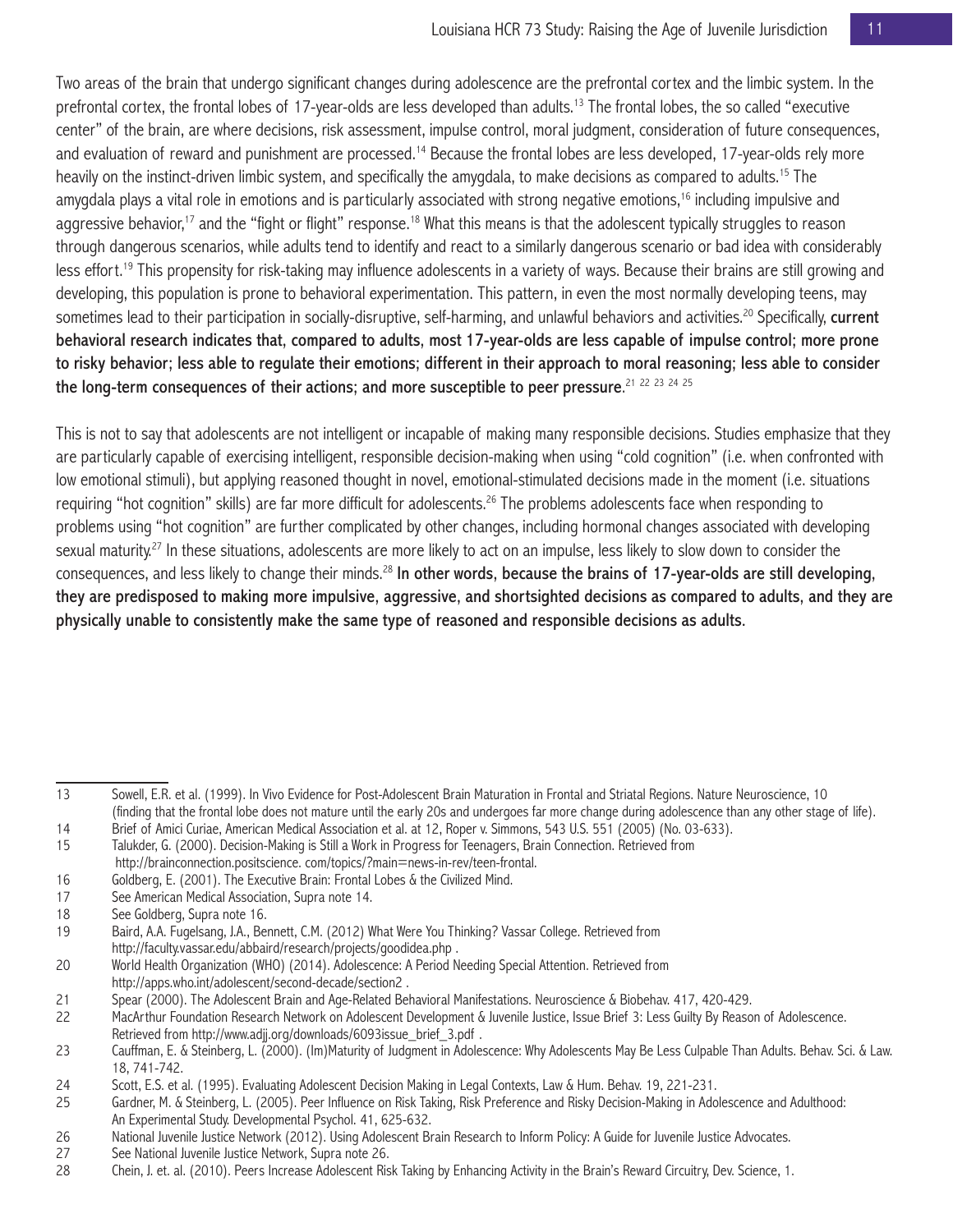Two areas of the brain that undergo significant changes during adolescence are the prefrontal cortex and the limbic system. In the prefrontal cortex, the frontal lobes of 17-year-olds are less developed than adults.[13] The frontal lobes, the so called "executive center" of the brain, are where decisions, risk assessment, impulse control, moral judgment, consideration of future consequences, and evaluation of reward and punishment are processed.[14] Because the frontal lobes are less developed, 17-year-olds rely more heavily on the instinct-driven limbic system, and specifically the amygdala, to make decisions as compared to adults.[15] The amygdala plays a vital role in emotions and is particularly associated with strong negative emotions,[16] including impulsive and aggressive behavior,[17] and the "fight or flight" response.[18] What this means is that the adolescent typically struggles to reason through dangerous scenarios, while adults tend to identify and react to a similarly dangerous scenario or bad idea with considerably less effort.[19] This propensity for risk-taking may influence adolescents in a variety of ways. Because their brains are still growing and developing, this population is prone to behavioral experimentation. This pattern, in even the most normally developing teens, may sometimes lead to their participation in socially-disruptive, self-harming, and unlawful behaviors and activities.[20] Specifically, **current behavioral research indicates that, compared to adults, most 17-year-olds are less capable of impulse control; more prone to risky behavior; less able to regulate their emotions; different in their approach to moral reasoning; less able to consider the long-term consequences of their actions; and more susceptible to peer pressure**.[21] [22] [23] [24] [25]

This is not to say that adolescents are not intelligent or incapable of making many responsible decisions. Studies emphasize that they are particularly capable of exercising intelligent, responsible decision-making when using "cold cognition" (i.e. when confronted with low emotional stimuli), but applying reasoned thought in novel, emotional-stimulated decisions made in the moment (i.e. situations requiring "hot cognition" skills) are far more difficult for adolescents.[26] The problems adolescents face when responding to problems using "hot cognition" are further complicated by other changes, including hormonal changes associated with developing sexual maturity.[27] In these situations, adolescents are more likely to act on an impulse, less likely to slow down to consider the consequences, and less likely to change their minds.[28] **In other words, because the brains of 17-year-olds are still developing, they are predisposed to making more impulsive, aggressive, and shortsighted decisions as compared to adults, and they are physically unable to consistently make the same type of reasoned and responsible decisions as adults.**

---

13 Sowell, E.R. et al. (1999). In Vivo Evidence for Post-Adolescent Brain Maturation in Frontal and Striatal Regions. Nature Neuroscience, 10 (finding that the frontal lobe does not mature until the early 20s and undergoes far more change during adolescence than any other stage of life).

14 Brief of Amici Curiae, American Medical Association et al. at 12, Roper v. Simmons, 543 U.S. 551 (2005) (No. 03-633).

15 Talukder, G. (2000). Decision-Making is Still a Work in Progress for Teenagers, Brain Connection. Retrieved from http://brainconnection.positscience. com/topics/?main=news-in-rev/teen-frontal.

16 Goldberg, E. (2001). The Executive Brain: Frontal Lobes & the Civilized Mind.

17 See American Medical Association, Supra note 14.

18 See Goldberg, Supra note 16.

19 Baird, A.A. Fugelsang, J.A., Bennett, C.M. (2012) What Were You Thinking? Vassar College. Retrieved from http://faculty.vassar.edu/abbaird/research/projects/goodidea.php .

20 World Health Organization (WHO) (2014). Adolescence: A Period Needing Special Attention. Retrieved from http://apps.who.int/adolescent/second-decade/section2 .

21 Spear (2000). The Adolescent Brain and Age-Related Behavioral Manifestations. Neuroscience & Biobehav. 417, 420-429.

22 MacArthur Foundation Research Network on Adolescent Development & Juvenile Justice, Issue Brief 3: Less Guilty By Reason of Adolescence. Retrieved from http://www.adjj.org/downloads/6093issue_brief_3.pdf .

23 Cauffman, E. & Steinberg, L. (2000). (Im)Maturity of Judgment in Adolescence: Why Adolescents May Be Less Culpable Than Adults. Behav. Sci. & Law. 18, 741-742.

24 Scott, E.S. et al. (1995). Evaluating Adolescent Decision Making in Legal Contexts, Law & Hum. Behav. 19, 221-231.

25 Gardner, M. & Steinberg, L. (2005). Peer Influence on Risk Taking, Risk Preference and Risky Decision-Making in Adolescence and Adulthood: An Experimental Study. Developmental Psychol. 41, 625-632.

26 National Juvenile Justice Network (2012). Using Adolescent Brain Research to Inform Policy: A Guide for Juvenile Justice Advocates.

27 See National Juvenile Justice Network, Supra note 26.

28 Chein, J. et. al. (2010). Peers Increase Adolescent Risk Taking by Enhancing Activity in the Brain's Reward Circuitry, Dev. Science, 1.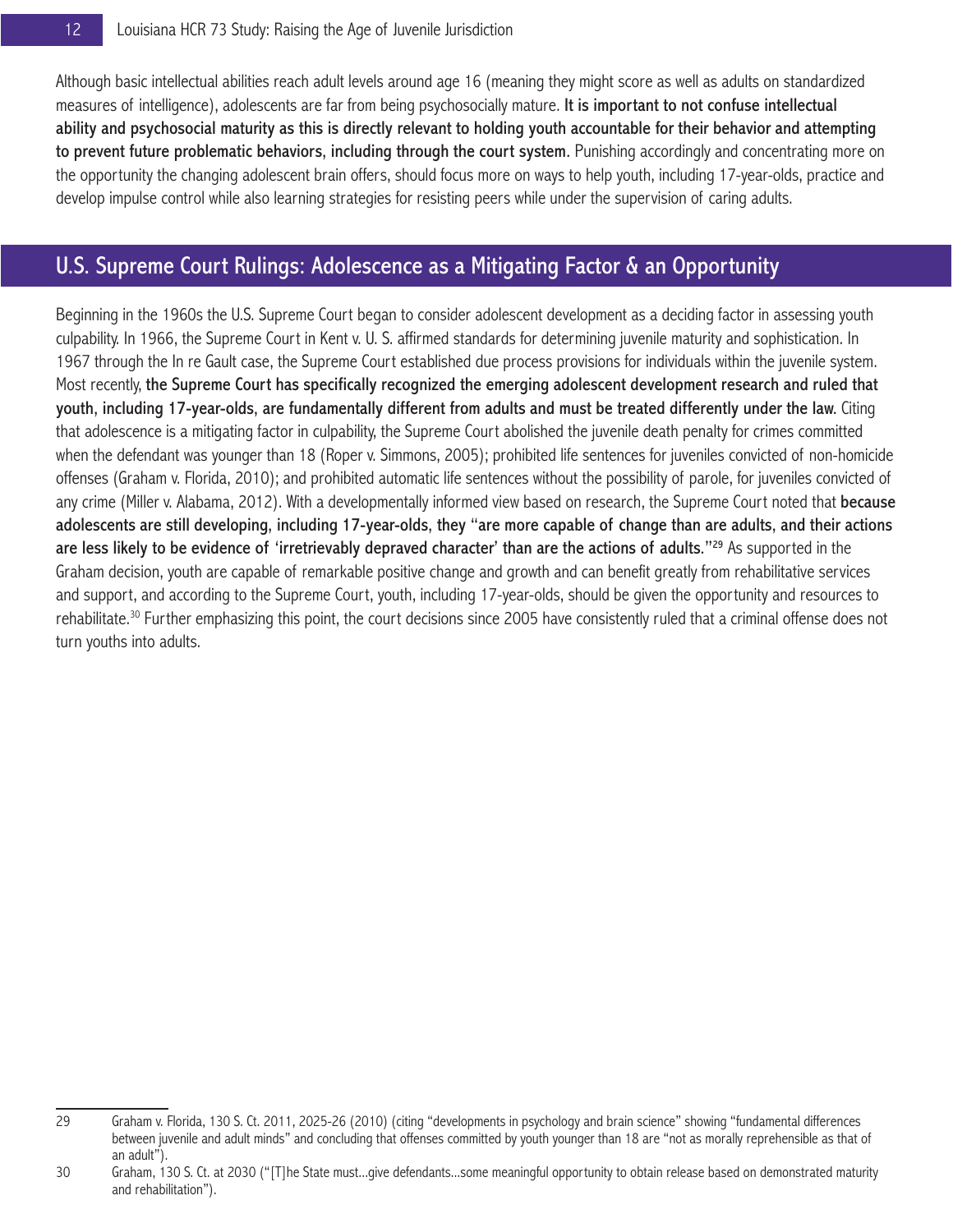Although basic intellectual abilities reach adult levels around age 16 (meaning they might score as well as adults on standardized measures of intelligence), adolescents are far from being psychosocially mature. **It is important to not confuse intellectual ability and psychosocial maturity as this is directly relevant to holding youth accountable for their behavior and attempting to prevent future problematic behaviors, including through the court system.** Punishing accordingly and concentrating more on the opportunity the changing adolescent brain offers, should focus more on ways to help youth, including 17-year-olds, practice and develop impulse control while also learning strategies for resisting peers while under the supervision of caring adults.

## U.S. Supreme Court Rulings: Adolescence as a Mitigating Factor & an Opportunity

Beginning in the 1960s the U.S. Supreme Court began to consider adolescent development as a deciding factor in assessing youth culpability. In 1966, the Supreme Court in Kent v. U. S. affirmed standards for determining juvenile maturity and sophistication. In 1967 through the In re Gault case, the Supreme Court established due process provisions for individuals within the juvenile system. Most recently, **the Supreme Court has specifically recognized the emerging adolescent development research and ruled that youth, including 17-year-olds, are fundamentally different from adults and must be treated differently under the law.** Citing that adolescence is a mitigating factor in culpability, the Supreme Court abolished the juvenile death penalty for crimes committed when the defendant was younger than 18 (Roper v. Simmons, 2005); prohibited life sentences for juveniles convicted of non-homicide offenses (Graham v. Florida, 2010); and prohibited automatic life sentences without the possibility of parole, for juveniles convicted of any crime (Miller v. Alabama, 2012). With a developmentally informed view based on research, the Supreme Court noted that **because adolescents are still developing, including 17-year-olds, they "are more capable of change than are adults, and their actions are less likely to be evidence of 'irretrievably depraved character' than are the actions of adults."[29]** As supported in the Graham decision, youth are capable of remarkable positive change and growth and can benefit greatly from rehabilitative services and support, and according to the Supreme Court, youth, including 17-year-olds, should be given the opportunity and resources to rehabilitate.[30] Further emphasizing this point, the court decisions since 2005 have consistently ruled that a criminal offense does not turn youths into adults.

---

29 Graham v. Florida, 130 S. Ct. 2011, 2025-26 (2010) (citing "developments in psychology and brain science" showing "fundamental differences between juvenile and adult minds" and concluding that offenses committed by youth younger than 18 are "not as morally reprehensible as that of an adult").

30 Graham, 130 S. Ct. at 2030 ("[T]he State must...give defendants...some meaningful opportunity to obtain release based on demonstrated maturity and rehabilitation").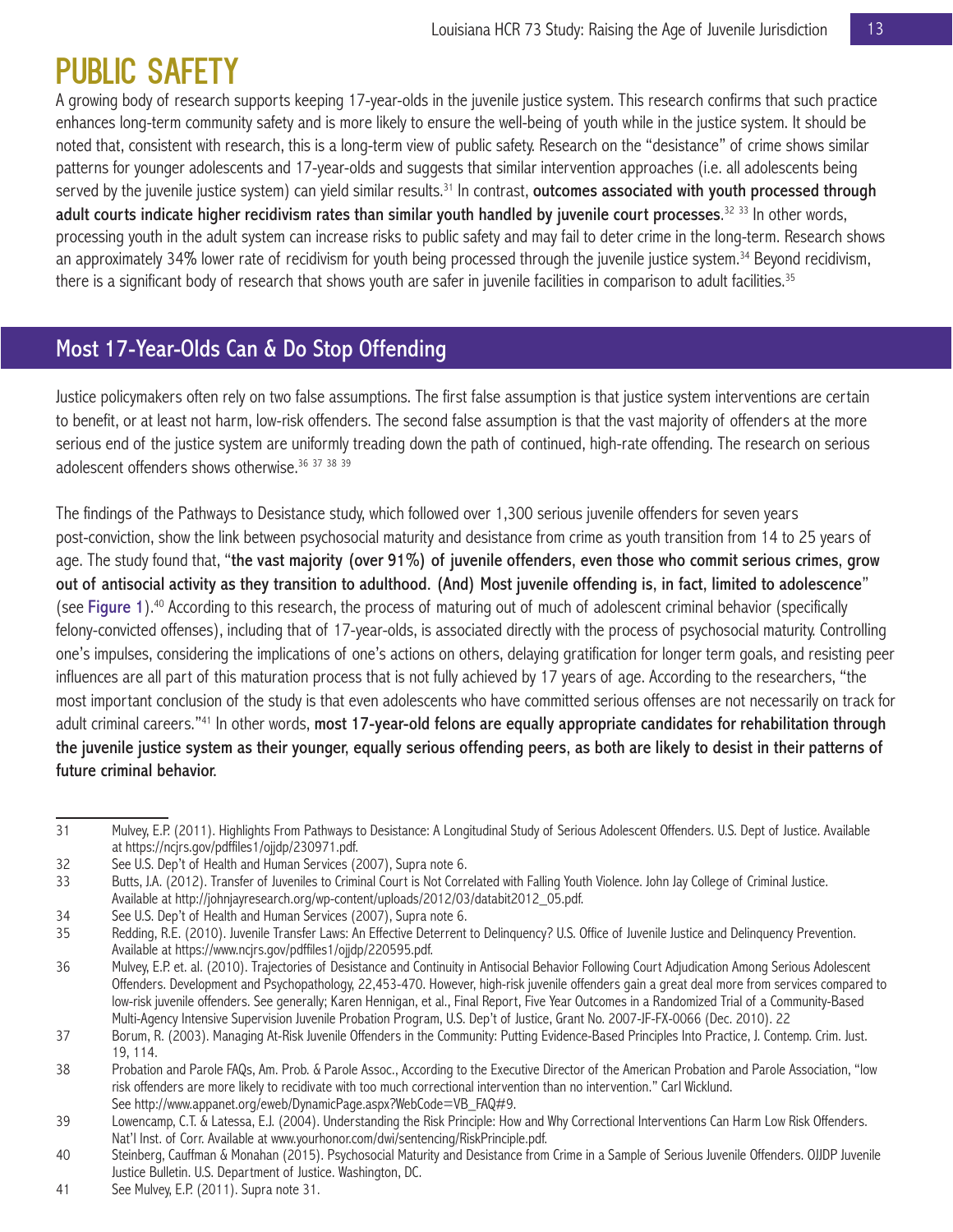# PUBLIC SAFETY

A growing body of research supports keeping 17-year-olds in the juvenile justice system. This research confirms that such practice enhances long-term community safety and is more likely to ensure the well-being of youth while in the justice system. It should be noted that, consistent with research, this is a long-term view of public safety. Research on the "desistance" of crime shows similar patterns for younger adolescents and 17-year-olds and suggests that similar intervention approaches (i.e. all adolescents being served by the juvenile justice system) can yield similar results.[31] In contrast, **outcomes associated with youth processed through adult courts indicate higher recidivism rates than similar youth handled by juvenile court processes**.[32] [33] In other words, processing youth in the adult system can increase risks to public safety and may fail to deter crime in the long-term. Research shows an approximately 34% lower rate of recidivism for youth being processed through the juvenile justice system.[34] Beyond recidivism, there is a significant body of research that shows youth are safer in juvenile facilities in comparison to adult facilities.[35]

## Most 17-Year-Olds Can & Do Stop Offending

Justice policymakers often rely on two false assumptions. The first false assumption is that justice system interventions are certain to benefit, or at least not harm, low-risk offenders. The second false assumption is that the vast majority of offenders at the more serious end of the justice system are uniformly treading down the path of continued, high-rate offending. The research on serious adolescent offenders shows otherwise.[36] [37] [38] [39]

The findings of the Pathways to Desistance study, which followed over 1,300 serious juvenile offenders for seven years post-conviction, show the link between psychosocial maturity and desistance from crime as youth transition from 14 to 25 years of age. The study found that, "**the vast majority (over 91%) of juvenile offenders, even those who commit serious crimes, grow out of antisocial activity as they transition to adulthood. (And) Most juvenile offending is, in fact, limited to adolescence**" (see **Figure 1**).[40] According to this research, the process of maturing out of much of adolescent criminal behavior (specifically felony-convicted offenses), including that of 17-year-olds, is associated directly with the process of psychosocial maturity. Controlling one's impulses, considering the implications of one's actions on others, delaying gratification for longer term goals, and resisting peer influences are all part of this maturation process that is not fully achieved by 17 years of age. According to the researchers, "the most important conclusion of the study is that even adolescents who have committed serious offenses are not necessarily on track for adult criminal careers."[41] In other words, **most 17-year-old felons are equally appropriate candidates for rehabilitation through the juvenile justice system as their younger, equally serious offending peers, as both are likely to desist in their patterns of future criminal behavior.**

---

31 Mulvey, E.P. (2011). Highlights From Pathways to Desistance: A Longitudinal Study of Serious Adolescent Offenders. U.S. Dept of Justice. Available at https://ncjrs.gov/pdffiles1/ojjdp/230971.pdf.

32 See U.S. Dep't of Health and Human Services (2007), Supra note 6.

33 Butts, J.A. (2012). Transfer of Juveniles to Criminal Court is Not Correlated with Falling Youth Violence. John Jay College of Criminal Justice. Available at http://johnjayresearch.org/wp-content/uploads/2012/03/databit2012_05.pdf.

34 See U.S. Dep't of Health and Human Services (2007), Supra note 6.

35 Redding, R.E. (2010). Juvenile Transfer Laws: An Effective Deterrent to Delinquency? U.S. Office of Juvenile Justice and Delinquency Prevention. Available at https://www.ncjrs.gov/pdffiles1/ojjdp/220595.pdf.

36 Mulvey, E.P. et. al. (2010). Trajectories of Desistance and Continuity in Antisocial Behavior Following Court Adjudication Among Serious Adolescent Offenders. Development and Psychopathology, 22,453-470. However, high-risk juvenile offenders gain a great deal more from services compared to low-risk juvenile offenders. See generally; Karen Hennigan, et al., Final Report, Five Year Outcomes in a Randomized Trial of a Community-Based Multi-Agency Intensive Supervision Juvenile Probation Program, U.S. Dep't of Justice, Grant No. 2007-JF-FX-0066 (Dec. 2010). 22

37 Borum, R. (2003). Managing At-Risk Juvenile Offenders in the Community: Putting Evidence-Based Principles Into Practice, J. Contemp. Crim. Just. 19, 114.

38 Probation and Parole FAQs, Am. Prob. & Parole Assoc., According to the Executive Director of the American Probation and Parole Association, "low risk offenders are more likely to recidivate with too much correctional intervention than no intervention." Carl Wicklund. See http://www.appanet.org/eweb/DynamicPage.aspx?WebCode=VB_FAQ#9.

39 Lowencamp, C.T. & Latessa, E.J. (2004). Understanding the Risk Principle: How and Why Correctional Interventions Can Harm Low Risk Offenders. Nat'l Inst. of Corr. Available at www.yourhonor.com/dwi/sentencing/RiskPrinciple.pdf.

40 Steinberg, Cauffman & Monahan (2015). Psychosocial Maturity and Desistance from Crime in a Sample of Serious Juvenile Offenders. OJJDP Juvenile Justice Bulletin. U.S. Department of Justice. Washington, DC.

41 See Mulvey, E.P. (2011). Supra note 31.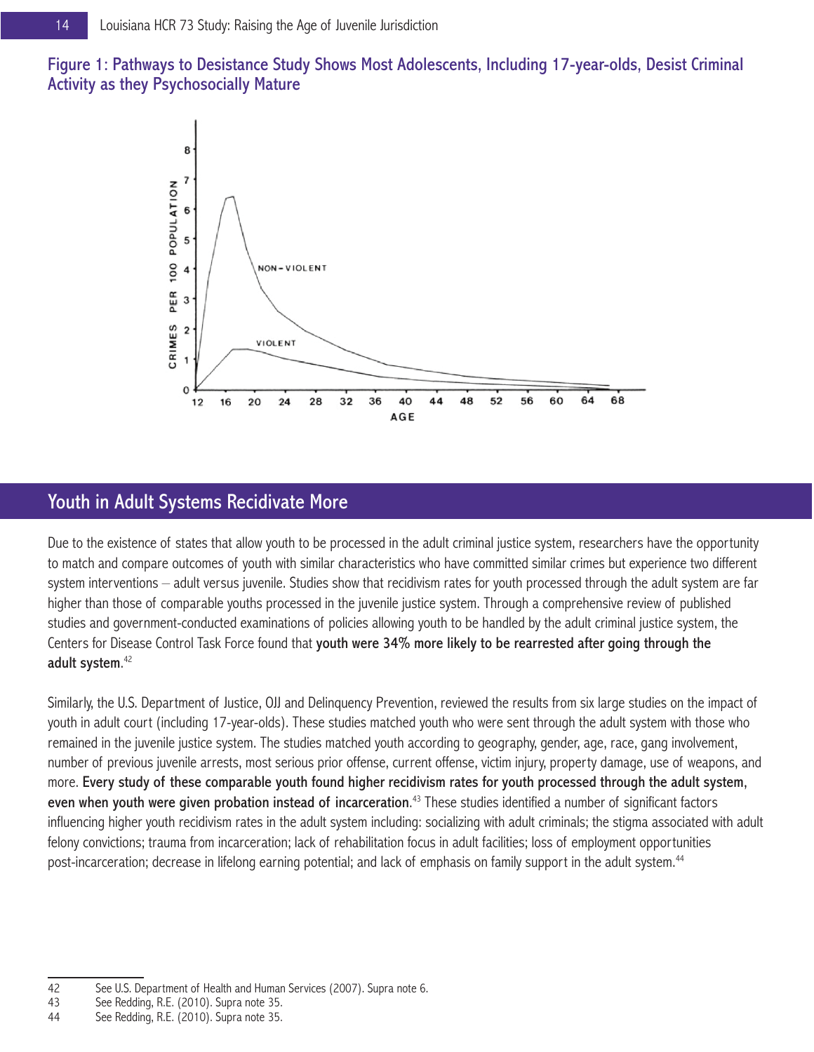Figure 1: Pathways to Desistance Study Shows Most Adolescents, Including 17-year-olds, Desist Criminal Activity as they Psychosocially Mature

## Youth in Adult Systems Recidivate More

Due to the existence of states that allow youth to be processed in the adult criminal justice system, researchers have the opportunity to match and compare outcomes of youth with similar characteristics who have committed similar crimes but experience two different system interventions – adult versus juvenile. Studies show that recidivism rates for youth processed through the adult system are far higher than those of comparable youths processed in the juvenile justice system. Through a comprehensive review of published studies and government-conducted examinations of policies allowing youth to be handled by the adult criminal justice system, the Centers for Disease Control Task Force found that **youth were 34% more likely to be rearrested after going through the adult system**.[42]

Similarly, the U.S. Department of Justice, OJJ and Delinquency Prevention, reviewed the results from six large studies on the impact of youth in adult court (including 17-year-olds). These studies matched youth who were sent through the adult system with those who remained in the juvenile justice system. The studies matched youth according to geography, gender, age, race, gang involvement, number of previous juvenile arrests, most serious prior offense, current offense, victim injury, property damage, use of weapons, and more. **Every study of these comparable youth found higher recidivism rates for youth processed through the adult system, even when youth were given probation instead of incarceration**.[43] These studies identified a number of significant factors influencing higher youth recidivism rates in the adult system including: socializing with adult criminals; the stigma associated with adult felony convictions; trauma from incarceration; lack of rehabilitation focus in adult facilities; loss of employment opportunities post-incarceration; decrease in lifelong earning potential; and lack of emphasis on family support in the adult system.[44]

---

42 See U.S. Department of Health and Human Services (2007). Supra note 6.

43 See Redding, R.E. (2010). Supra note 35.

44 See Redding, R.E. (2010). Supra note 35.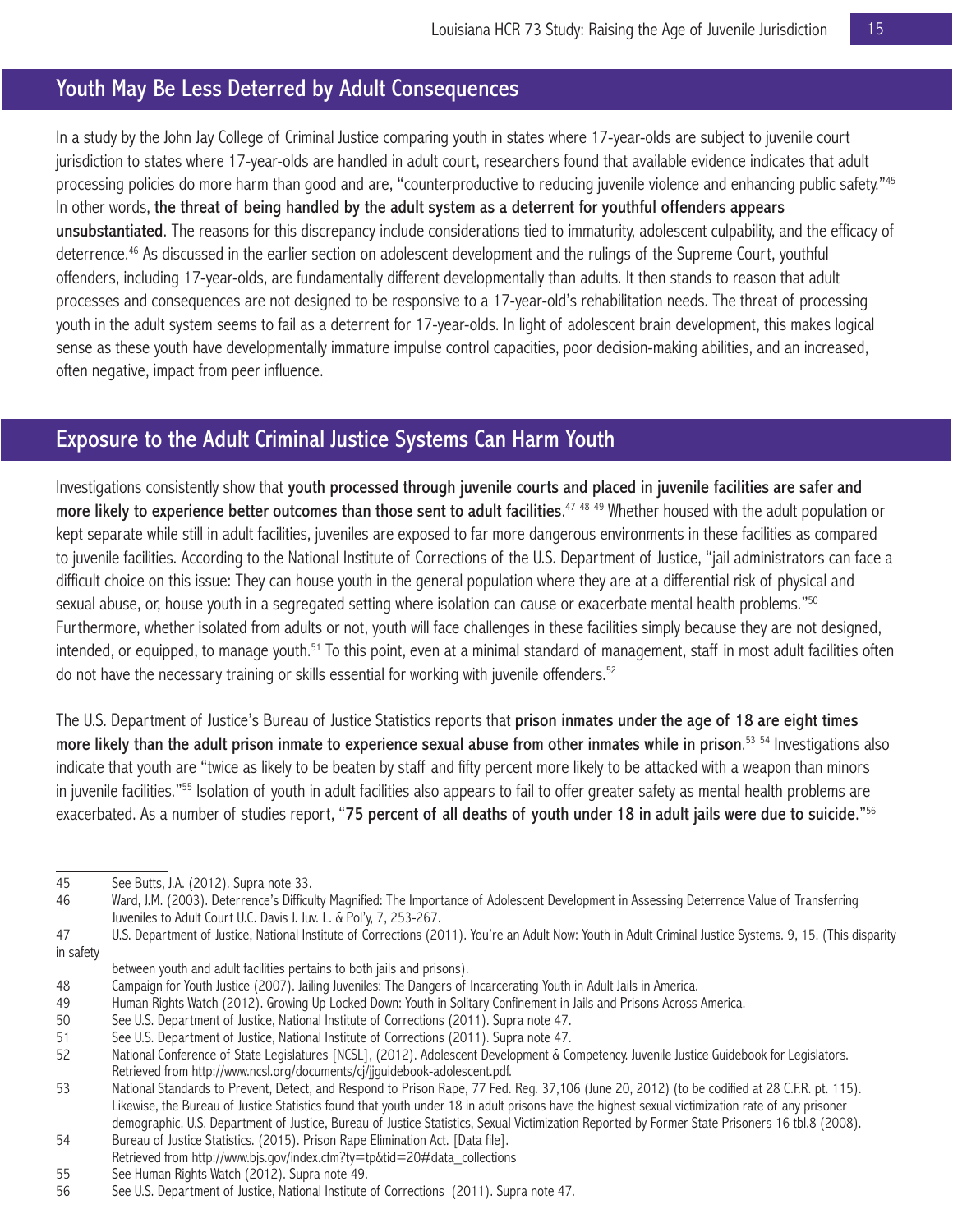## Youth May Be Less Deterred by Adult Consequences

In a study by the John Jay College of Criminal Justice comparing youth in states where 17-year-olds are subject to juvenile court jurisdiction to states where 17-year-olds are handled in adult court, researchers found that available evidence indicates that adult processing policies do more harm than good and are, "counterproductive to reducing juvenile violence and enhancing public safety."[45] In other words, **the threat of being handled by the adult system as a deterrent for youthful offenders appears unsubstantiated**. The reasons for this discrepancy include considerations tied to immaturity, adolescent culpability, and the efficacy of deterrence.[46] As discussed in the earlier section on adolescent development and the rulings of the Supreme Court, youthful offenders, including 17-year-olds, are fundamentally different developmentally than adults. It then stands to reason that adult processes and consequences are not designed to be responsive to a 17-year-old's rehabilitation needs. The threat of processing youth in the adult system seems to fail as a deterrent for 17-year-olds. In light of adolescent brain development, this makes logical sense as these youth have developmentally immature impulse control capacities, poor decision-making abilities, and an increased, often negative, impact from peer influence.

## Exposure to the Adult Criminal Justice Systems Can Harm Youth

Investigations consistently show that **youth processed through juvenile courts and placed in juvenile facilities are safer and more likely to experience better outcomes than those sent to adult facilities**.[47] [48] [49] Whether housed with the adult population or kept separate while still in adult facilities, juveniles are exposed to far more dangerous environments in these facilities as compared to juvenile facilities. According to the National Institute of Corrections of the U.S. Department of Justice, "jail administrators can face a difficult choice on this issue: They can house youth in the general population where they are at a differential risk of physical and sexual abuse, or, house youth in a segregated setting where isolation can cause or exacerbate mental health problems."[50] Furthermore, whether isolated from adults or not, youth will face challenges in these facilities simply because they are not designed, intended, or equipped, to manage youth.[51] To this point, even at a minimal standard of management, staff in most adult facilities often do not have the necessary training or skills essential for working with juvenile offenders.[52]

The U.S. Department of Justice's Bureau of Justice Statistics reports that **prison inmates under the age of 18 are eight times more likely than the adult prison inmate to experience sexual abuse from other inmates while in prison**.[53] [54] Investigations also indicate that youth are "twice as likely to be beaten by staff and fifty percent more likely to be attacked with a weapon than minors in juvenile facilities."[55] Isolation of youth in adult facilities also appears to fail to offer greater safety as mental health problems are exacerbated. As a number of studies report, "**75 percent of all deaths of youth under 18 in adult jails were due to suicide**."[56]

---

45 See Butts, J.A. (2012). Supra note 33.

46 Ward, J.M. (2003). Deterrence's Difficulty Magnified: The Importance of Adolescent Development in Assessing Deterrence Value of Transferring Juveniles to Adult Court U.C. Davis J. Juv. L. & Pol'y, 7, 253-267.

47 U.S. Department of Justice, National Institute of Corrections (2011). You're an Adult Now: Youth in Adult Criminal Justice Systems. 9, 15. (This disparity in safety between youth and adult facilities pertains to both jails and prisons).

48 Campaign for Youth Justice (2007). Jailing Juveniles: The Dangers of Incarcerating Youth in Adult Jails in America.

49 Human Rights Watch (2012). Growing Up Locked Down: Youth in Solitary Confinement in Jails and Prisons Across America.

50 See U.S. Department of Justice, National Institute of Corrections (2011). Supra note 47.

51 See U.S. Department of Justice, National Institute of Corrections (2011). Supra note 47.

52 National Conference of State Legislatures [NCSL], (2012). Adolescent Development & Competency. Juvenile Justice Guidebook for Legislators. Retrieved from http://www.ncsl.org/documents/cj/jjguidebook-adolescent.pdf.

53 National Standards to Prevent, Detect, and Respond to Prison Rape, 77 Fed. Reg. 37,106 (June 20, 2012) (to be codified at 28 C.F.R. pt. 115). Likewise, the Bureau of Justice Statistics found that youth under 18 in adult prisons have the highest sexual victimization rate of any prisoner demographic. U.S. Department of Justice, Bureau of Justice Statistics, Sexual Victimization Reported by Former State Prisoners 16 tbl.8 (2008).

54 Bureau of Justice Statistics. (2015). Prison Rape Elimination Act. [Data file]. Retrieved from http://www.bjs.gov/index.cfm?ty=tp&tid=20#data_collections

55 See Human Rights Watch (2012). Supra note 49.

56 See U.S. Department of Justice, National Institute of Corrections (2011). Supra note 47.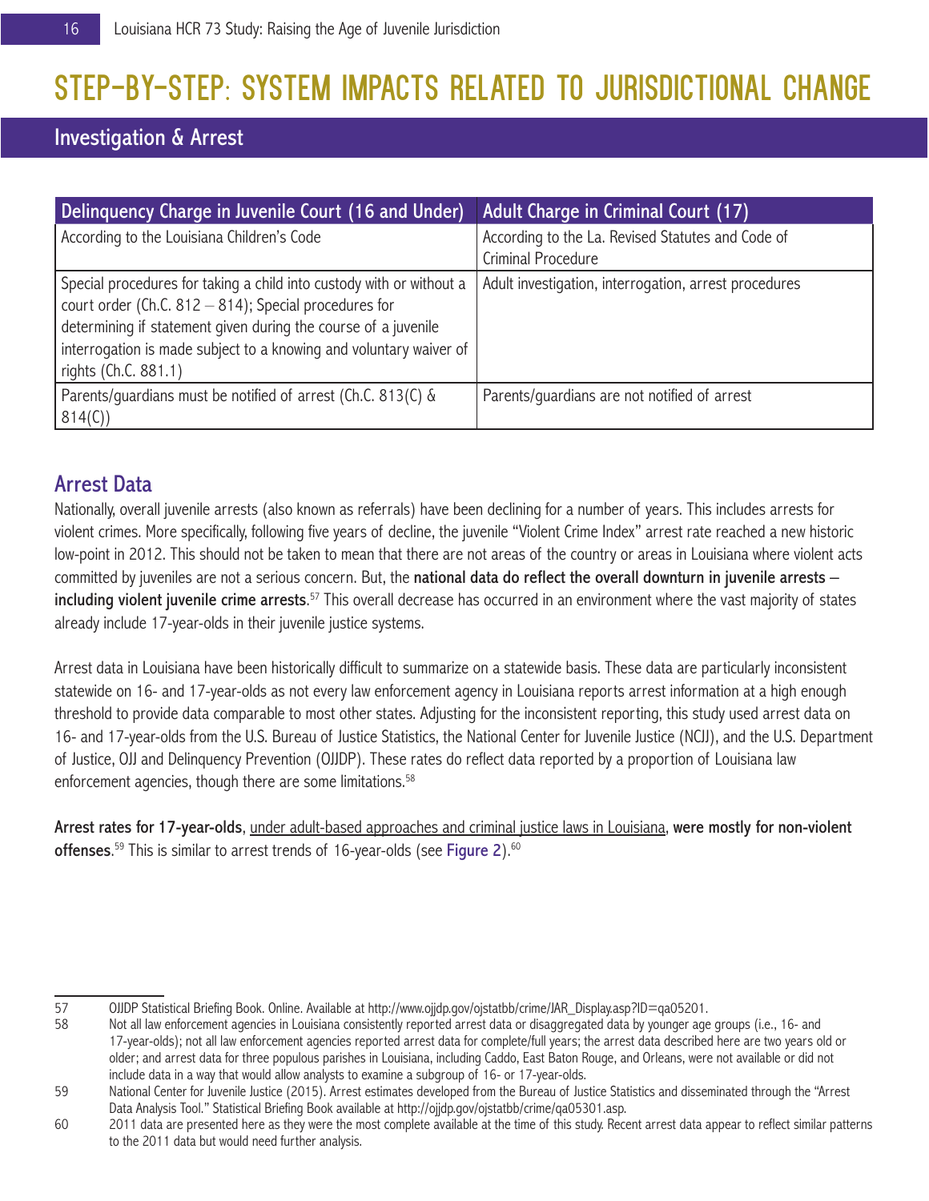# STEP-BY-STEP: SYSTEM IMPACTS RELATED TO JURISDICTIONAL CHANGE

## Investigation & Arrest

| Delinquency Charge in Juvenile Court (16 and Under) | Adult Charge in Criminal Court (17) |
|---|---|
| According to the Louisiana Children's Code | According to the La. Revised Statutes and Code of Criminal Procedure |
| Special procedures for taking a child into custody with or without a court order (Ch.C. 812 – 814); Special procedures for determining if statement given during the course of a juvenile interrogation is made subject to a knowing and voluntary waiver of rights (Ch.C. 881.1) | Adult investigation, interrogation, arrest procedures |
| Parents/guardians must be notified of arrest (Ch.C. 813(C) & 814(C)) | Parents/guardians are not notified of arrest |

### Arrest Data

Nationally, overall juvenile arrests (also known as referrals) have been declining for a number of years. This includes arrests for violent crimes. More specifically, following five years of decline, the juvenile "Violent Crime Index" arrest rate reached a new historic low-point in 2012. This should not be taken to mean that there are not areas of the country or areas in Louisiana where violent acts committed by juveniles are not a serious concern. But, the **national data do reflect the overall downturn in juvenile arrests – including violent juvenile crime arrests**.[57] This overall decrease has occurred in an environment where the vast majority of states already include 17-year-olds in their juvenile justice systems.

Arrest data in Louisiana have been historically difficult to summarize on a statewide basis. These data are particularly inconsistent statewide on 16- and 17-year-olds as not every law enforcement agency in Louisiana reports arrest information at a high enough threshold to provide data comparable to most other states. Adjusting for the inconsistent reporting, this study used arrest data on 16- and 17-year-olds from the U.S. Bureau of Justice Statistics, the National Center for Juvenile Justice (NCJJ), and the U.S. Department of Justice, OJJ and Delinquency Prevention (OJJDP). These rates do reflect data reported by a proportion of Louisiana law enforcement agencies, though there are some limitations.[58]

**Arrest rates for 17-year-olds**, under adult-based approaches and criminal justice laws in Louisiana, **were mostly for non-violent offenses**.[59] This is similar to arrest trends of 16-year-olds (see Figure 2).[60]

---

57 OJJDP Statistical Briefing Book. Online. Available at http://www.ojjdp.gov/ojstatbb/crime/JAR_Display.asp?ID=qa05201.

58 Not all law enforcement agencies in Louisiana consistently reported arrest data or disaggregated data by younger age groups (i.e., 16- and 17-year-olds); not all law enforcement agencies reported arrest data for complete/full years; the arrest data described here are two years old or older; and arrest data for three populous parishes in Louisiana, including Caddo, East Baton Rouge, and Orleans, were not available or did not include data in a way that would allow analysts to examine a subgroup of 16- or 17-year-olds.

59 National Center for Juvenile Justice (2015). Arrest estimates developed from the Bureau of Justice Statistics and disseminated through the "Arrest Data Analysis Tool." Statistical Briefing Book available at http://ojjdp.gov/ojstatbb/crime/qa05301.asp.

60 2011 data are presented here as they were the most complete available at the time of this study. Recent arrest data appear to reflect similar patterns to the 2011 data but would need further analysis.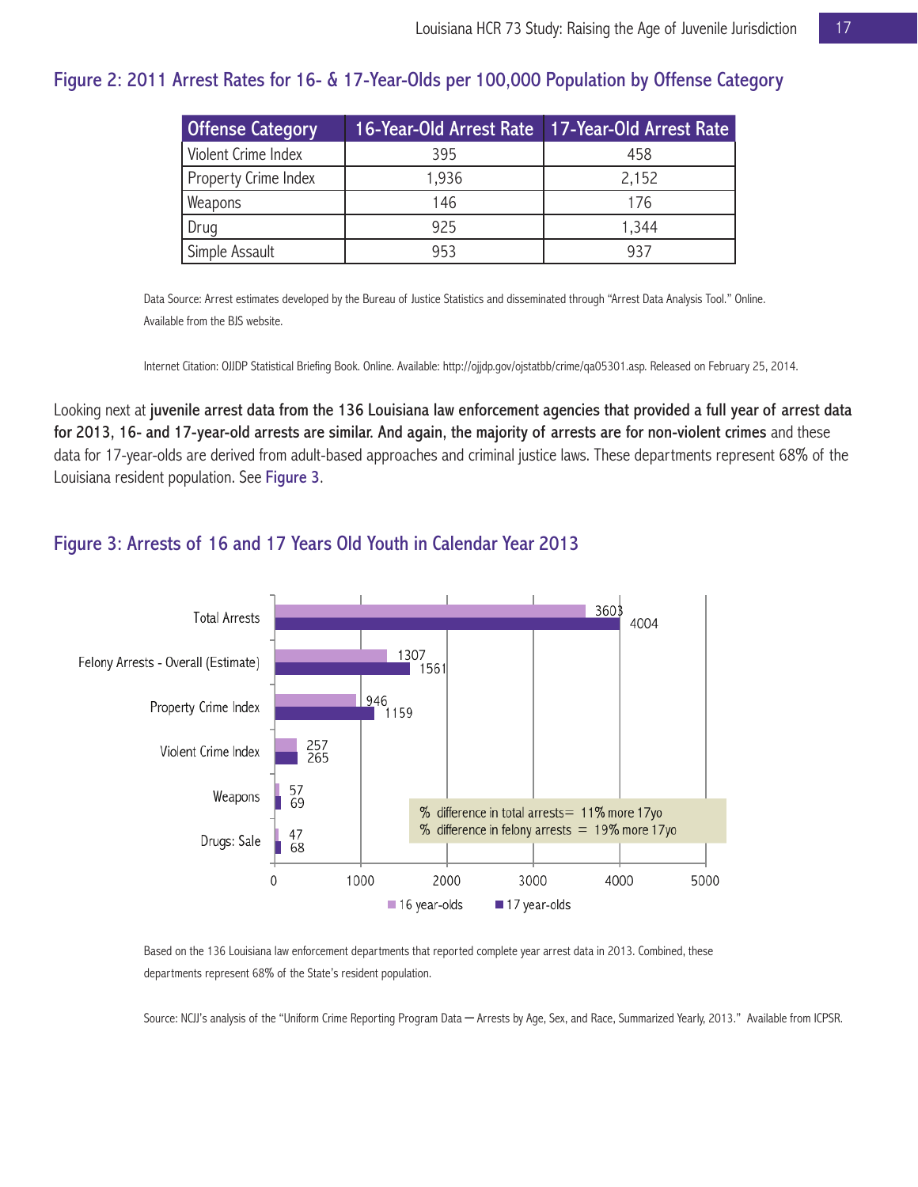### Figure 2: 2011 Arrest Rates for 16- & 17-Year-Olds per 100,000 Population by Offense Category

| Offense Category | 16-Year-Old Arrest Rate | 17-Year-Old Arrest Rate |
|---|---|---|
| Violent Crime Index | 395 | 458 |
| Property Crime Index | 1,936 | 2,152 |
| Weapons | 146 | 176 |
| Drug | 925 | 1,344 |
| Simple Assault | 953 | 937 |

Data Source: Arrest estimates developed by the Bureau of Justice Statistics and disseminated through "Arrest Data Analysis Tool." Online. Available from the BJS website.

Internet Citation: OJJDP Statistical Briefing Book. Online. Available: http://ojjdp.gov/ojstatbb/crime/qa05301.asp. Released on February 25, 2014.

Looking next at **juvenile arrest data from the 136 Louisiana law enforcement agencies that provided a full year of arrest data for 2013, 16- and 17-year-old arrests are similar. And again, the majority of arrests are for non-violent crimes** and these data for 17-year-olds are derived from adult-based approaches and criminal justice laws. These departments represent 68% of the Louisiana resident population. See Figure 3.

### Figure 3: Arrests of 16 and 17 Years Old Youth in Calendar Year 2013

| | 16 year-olds | 17 year-olds |
|---|---|---|
| Total Arrests | 3603 | 4004 |
| Felony Arrests - Overall (Estimate) | 1307 | 1561 |
| Property Crime Index | 946 | 1159 |
| Violent Crime Index | 257 | 265 |
| Weapons | 57 | 69 |
| Drugs: Sale | 47 | 68 |

% difference in total arrests= 11% more 17yo
% difference in felony arrests = 19% more 17yo

Based on the 136 Louisiana law enforcement departments that reported complete year arrest data in 2013. Combined, these departments represent 68% of the State's resident population.

Source: NCJJ's analysis of the "Uniform Crime Reporting Program Data — Arrests by Age, Sex, and Race, Summarized Yearly, 2013." Available from ICPSR.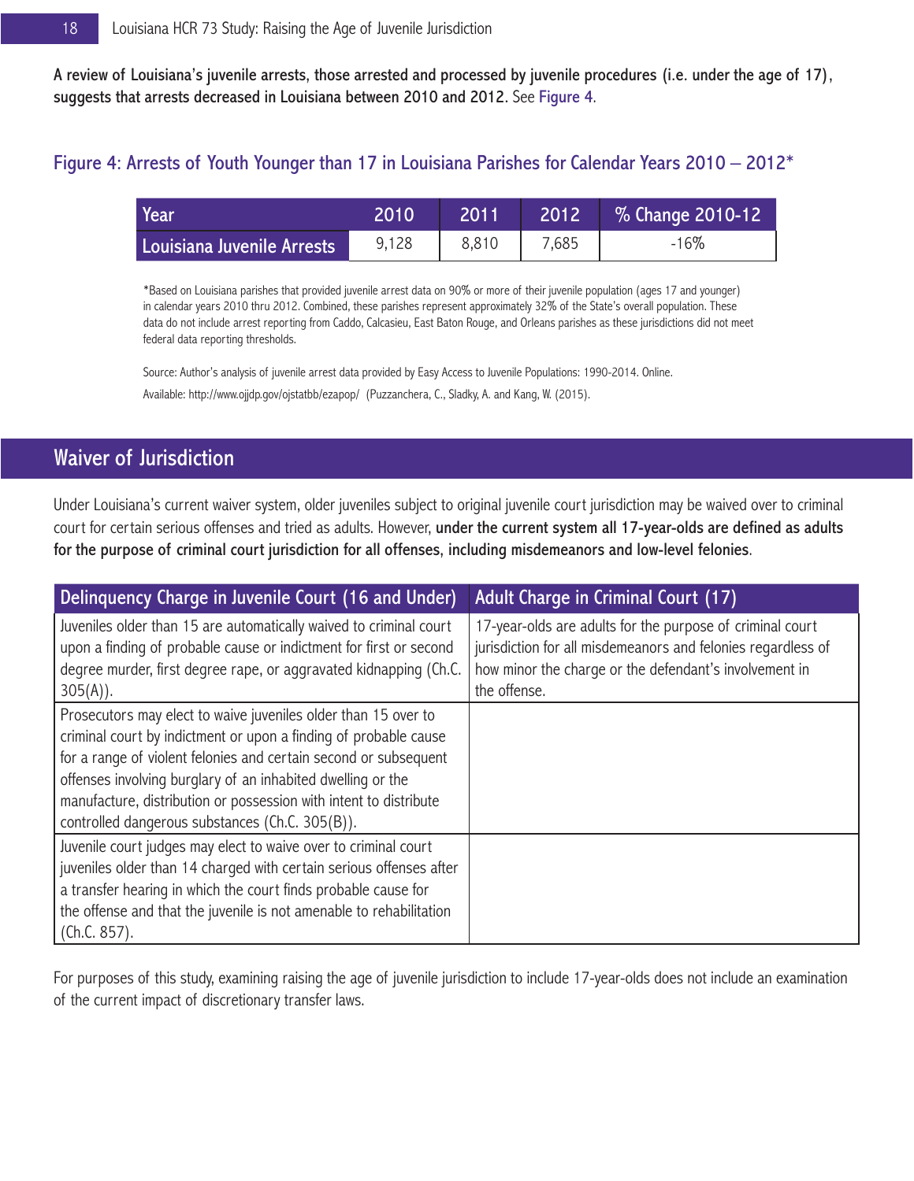A review of Louisiana's juvenile arrests, those arrested and processed by juvenile procedures (i.e. under the age of 17), suggests that arrests decreased in Louisiana between 2010 and 2012. See Figure 4.

### Figure 4: Arrests of Youth Younger than 17 in Louisiana Parishes for Calendar Years 2010 – 2012*

| Year | 2010 | 2011 | 2012 | % Change 2010-12 |
|---|---|---|---|---|
| Louisiana Juvenile Arrests | 9,128 | 8,810 | 7,685 | -16% |

*Based on Louisiana parishes that provided juvenile arrest data on 90% or more of their juvenile population (ages 17 and younger) in calendar years 2010 thru 2012. Combined, these parishes represent approximately 32% of the State's overall population. These data do not include arrest reporting from Caddo, Calcasieu, East Baton Rouge, and Orleans parishes as these jurisdictions did not meet federal data reporting thresholds.

Source: Author's analysis of juvenile arrest data provided by Easy Access to Juvenile Populations: 1990-2014. Online. Available: http://www.ojjdp.gov/ojstatbb/ezapop/ (Puzzanchera, C., Sladky, A. and Kang, W. (2015).

## Waiver of Jurisdiction

Under Louisiana's current waiver system, older juveniles subject to original juvenile court jurisdiction may be waived over to criminal court for certain serious offenses and tried as adults. However, **under the current system all 17-year-olds are defined as adults for the purpose of criminal court jurisdiction for all offenses, including misdemeanors and low-level felonies**.

| Delinquency Charge in Juvenile Court (16 and Under) | Adult Charge in Criminal Court (17) |
|---|---|
| Juveniles older than 15 are automatically waived to criminal court upon a finding of probable cause or indictment for first or second degree murder, first degree rape, or aggravated kidnapping (Ch.C. 305(A)). | 17-year-olds are adults for the purpose of criminal court jurisdiction for all misdemeanors and felonies regardless of how minor the charge or the defendant's involvement in the offense. |
| Prosecutors may elect to waive juveniles older than 15 over to criminal court by indictment or upon a finding of probable cause for a range of violent felonies and certain second or subsequent offenses involving burglary of an inhabited dwelling or the manufacture, distribution or possession with intent to distribute controlled dangerous substances (Ch.C. 305(B)). | |
| Juvenile court judges may elect to waive over to criminal court juveniles older than 14 charged with certain serious offenses after a transfer hearing in which the court finds probable cause for the offense and that the juvenile is not amenable to rehabilitation (Ch.C. 857). | |

For purposes of this study, examining raising the age of juvenile jurisdiction to include 17-year-olds does not include an examination of the current impact of discretionary transfer laws.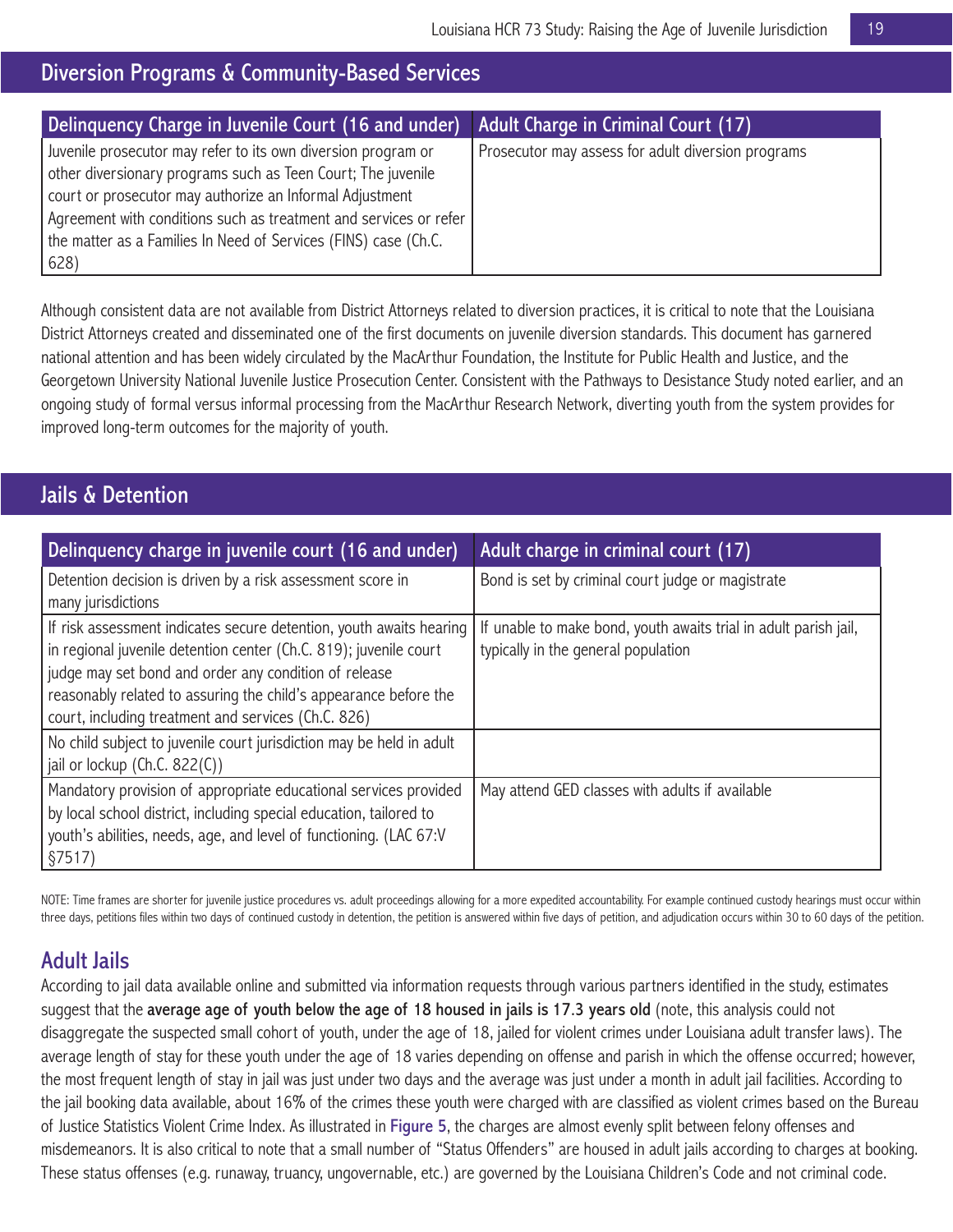## Diversion Programs & Community-Based Services

| Delinquency Charge in Juvenile Court (16 and under) | Adult Charge in Criminal Court (17) |
|---|---|
| Juvenile prosecutor may refer to its own diversion program or other diversionary programs such as Teen Court; The juvenile court or prosecutor may authorize an Informal Adjustment Agreement with conditions such as treatment and services or refer the matter as a Families In Need of Services (FINS) case (Ch.C. 628) | Prosecutor may assess for adult diversion programs |

Although consistent data are not available from District Attorneys related to diversion practices, it is critical to note that the Louisiana District Attorneys created and disseminated one of the first documents on juvenile diversion standards. This document has garnered national attention and has been widely circulated by the MacArthur Foundation, the Institute for Public Health and Justice, and the Georgetown University National Juvenile Justice Prosecution Center. Consistent with the Pathways to Desistance Study noted earlier, and an ongoing study of formal versus informal processing from the MacArthur Research Network, diverting youth from the system provides for improved long-term outcomes for the majority of youth.

## Jails & Detention

| Delinquency charge in juvenile court (16 and under) | Adult charge in criminal court (17) |
|---|---|
| Detention decision is driven by a risk assessment score in many jurisdictions | Bond is set by criminal court judge or magistrate |
| If risk assessment indicates secure detention, youth awaits hearing in regional juvenile detention center (Ch.C. 819); juvenile court judge may set bond and order any condition of release reasonably related to assuring the child's appearance before the court, including treatment and services (Ch.C. 826) | If unable to make bond, youth awaits trial in adult parish jail, typically in the general population |
| No child subject to juvenile court jurisdiction may be held in adult jail or lockup (Ch.C. 822(C)) | |
| Mandatory provision of appropriate educational services provided by local school district, including special education, tailored to youth's abilities, needs, age, and level of functioning. (LAC 67:V §7517) | May attend GED classes with adults if available |

NOTE: Time frames are shorter for juvenile justice procedures vs. adult proceedings allowing for a more expedited accountability. For example continued custody hearings must occur within three days, petitions files within two days of continued custody in detention, the petition is answered within five days of petition, and adjudication occurs within 30 to 60 days of the petition.

### Adult Jails

According to jail data available online and submitted via information requests through various partners identified in the study, estimates suggest that the **average age of youth below the age of 18 housed in jails is 17.3 years old** (note, this analysis could not disaggregate the suspected small cohort of youth, under the age of 18, jailed for violent crimes under Louisiana adult transfer laws). The average length of stay for these youth under the age of 18 varies depending on offense and parish in which the offense occurred; however, the most frequent length of stay in jail was just under two days and the average was just under a month in adult jail facilities. According to the jail booking data available, about 16% of the crimes these youth were charged with are classified as violent crimes based on the Bureau of Justice Statistics Violent Crime Index. As illustrated in Figure 5, the charges are almost evenly split between felony offenses and misdemeanors. It is also critical to note that a small number of "Status Offenders" are housed in adult jails according to charges at booking. These status offenses (e.g. runaway, truancy, ungovernable, etc.) are governed by the Louisiana Children's Code and not criminal code.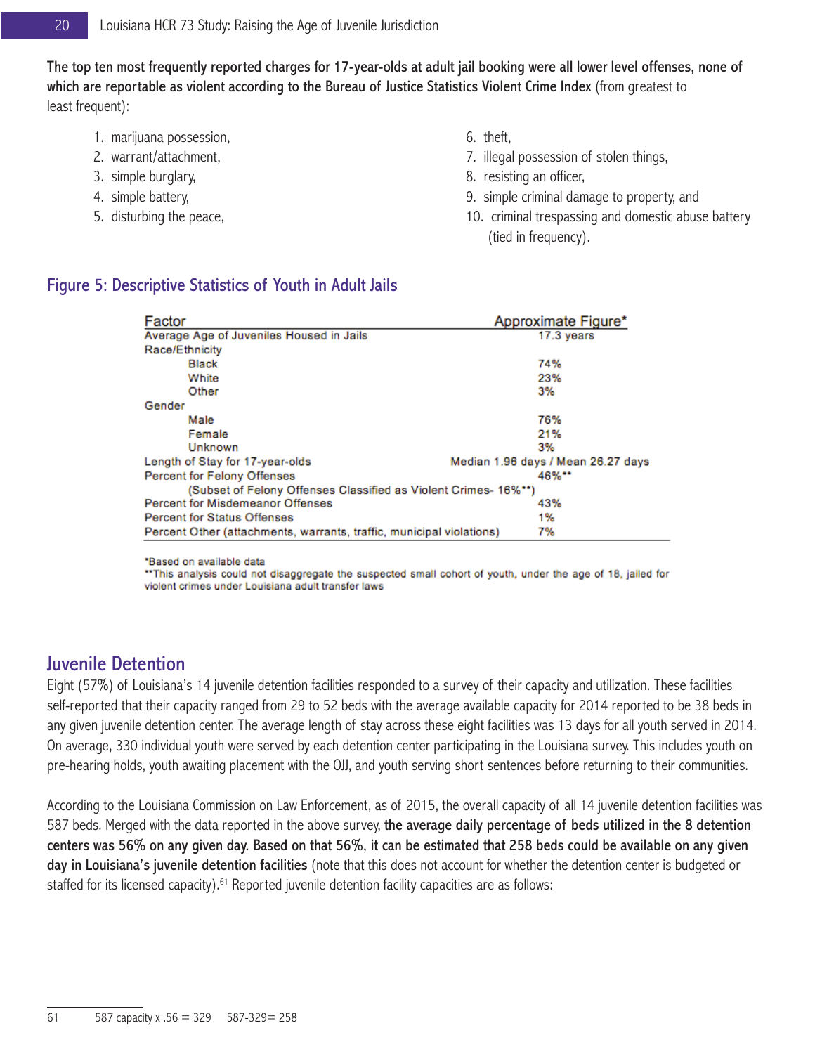**The top ten most frequently reported charges for 17-year-olds at adult jail booking were all lower level offenses, none of which are reportable as violent according to the Bureau of Justice Statistics Violent Crime Index** (from greatest to least frequent):

1. marijuana possession,
2. warrant/attachment,
3. simple burglary,
4. simple battery,
5. disturbing the peace,
6. theft,
7. illegal possession of stolen things,
8. resisting an officer,
9. simple criminal damage to property, and
10. criminal trespassing and domestic abuse battery (tied in frequency).

## Figure 5: Descriptive Statistics of Youth in Adult Jails

| Factor | Approximate Figure* |
|---|---|
| Average Age of Juveniles Housed in Jails | 17.3 years |
| Race/Ethnicity | |
| Black | 74% |
| White | 23% |
| Other | 3% |
| Gender | |
| Male | 76% |
| Female | 21% |
| Unknown | 3% |
| Length of Stay for 17-year-olds | Median 1.96 days / Mean 26.27 days |
| Percent for Felony Offenses | 46%** |
| (Subset of Felony Offenses Classified as Violent Crimes- 16%**) | |
| Percent for Misdemeanor Offenses | 43% |
| Percent for Status Offenses | 1% |
| Percent Other (attachments, warrants, traffic, municipal violations) | 7% |

*Based on available data

**This analysis could not disaggregate the suspected small cohort of youth, under the age of 18, jailed for violent crimes under Louisiana adult transfer laws

## Juvenile Detention

Eight (57%) of Louisiana's 14 juvenile detention facilities responded to a survey of their capacity and utilization. These facilities self-reported that their capacity ranged from 29 to 52 beds with the average available capacity for 2014 reported to be 38 beds in any given juvenile detention center. The average length of stay across these eight facilities was 13 days for all youth served in 2014. On average, 330 individual youth were served by each detention center participating in the Louisiana survey. This includes youth on pre-hearing holds, youth awaiting placement with the OJJ, and youth serving short sentences before returning to their communities.

According to the Louisiana Commission on Law Enforcement, as of 2015, the overall capacity of all 14 juvenile detention facilities was 587 beds. Merged with the data reported in the above survey, **the average daily percentage of beds utilized in the 8 detention centers was 56% on any given day. Based on that 56%, it can be estimated that 258 beds could be available on any given day in Louisiana's juvenile detention facilities** (note that this does not account for whether the detention center is budgeted or staffed for its licensed capacity).[61] Reported juvenile detention facility capacities are as follows:

[61] 587 capacity x .56 = 329 587-329= 258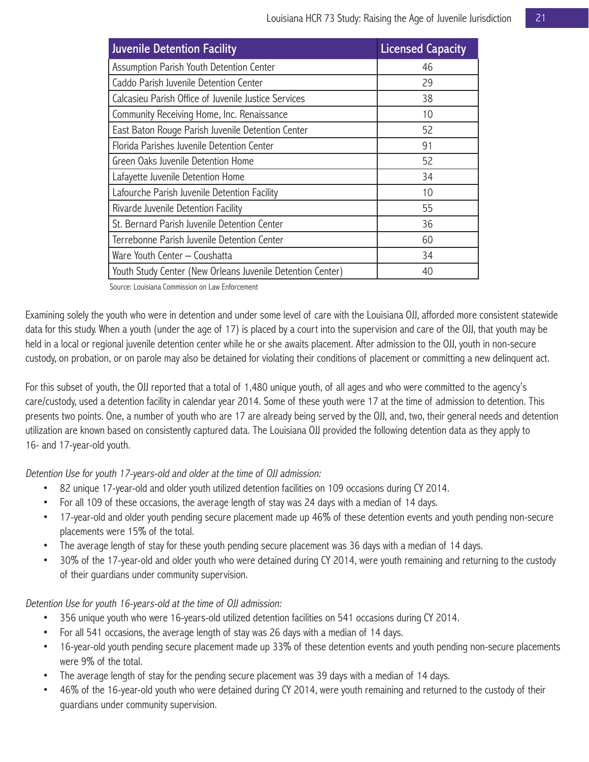| Juvenile Detention Facility | Licensed Capacity |
|---|---|
| Assumption Parish Youth Detention Center | 46 |
| Caddo Parish Juvenile Detention Center | 29 |
| Calcasieu Parish Office of Juvenile Justice Services | 38 |
| Community Receiving Home, Inc. Renaissance | 10 |
| East Baton Rouge Parish Juvenile Detention Center | 52 |
| Florida Parishes Juvenile Detention Center | 91 |
| Green Oaks Juvenile Detention Home | 52 |
| Lafayette Juvenile Detention Home | 34 |
| Lafourche Parish Juvenile Detention Facility | 10 |
| Rivarde Juvenile Detention Facility | 55 |
| St. Bernard Parish Juvenile Detention Center | 36 |
| Terrebonne Parish Juvenile Detention Center | 60 |
| Ware Youth Center – Coushatta | 34 |
| Youth Study Center (New Orleans Juvenile Detention Center) | 40 |

Source: Louisiana Commission on Law Enforcement

Examining solely the youth who were in detention and under some level of care with the Louisiana OJJ, afforded more consistent statewide data for this study. When a youth (under the age of 17) is placed by a court into the supervision and care of the OJJ, that youth may be held in a local or regional juvenile detention center while he or she awaits placement. After admission to the OJJ, youth in non-secure custody, on probation, or on parole may also be detained for violating their conditions of placement or committing a new delinquent act.

For this subset of youth, the OJJ reported that a total of 1,480 unique youth, of all ages and who were committed to the agency's care/custody, used a detention facility in calendar year 2014. Some of these youth were 17 at the time of admission to detention. This presents two points. One, a number of youth who are 17 are already being served by the OJJ, and, two, their general needs and detention utilization are known based on consistently captured data. The Louisiana OJJ provided the following detention data as they apply to 16- and 17-year-old youth.

*Detention Use for youth 17-years-old and older at the time of OJJ admission:*

- 82 unique 17-year-old and older youth utilized detention facilities on 109 occasions during CY 2014.
- For all 109 of these occasions, the average length of stay was 24 days with a median of 14 days.
- 17-year-old and older youth pending secure placement made up 46% of these detention events and youth pending non-secure placements were 15% of the total.
- The average length of stay for these youth pending secure placement was 36 days with a median of 14 days.
- 30% of the 17-year-old and older youth who were detained during CY 2014, were youth remaining and returning to the custody of their guardians under community supervision.

*Detention Use for youth 16-years-old at the time of OJJ admission:*

- 356 unique youth who were 16-years-old utilized detention facilities on 541 occasions during CY 2014.
- For all 541 occasions, the average length of stay was 26 days with a median of 14 days.
- 16-year-old youth pending secure placement made up 33% of these detention events and youth pending non-secure placements were 9% of the total.
- The average length of stay for the pending secure placement was 39 days with a median of 14 days.
- 46% of the 16-year-old youth who were detained during CY 2014, were youth remaining and returned to the custody of their guardians under community supervision.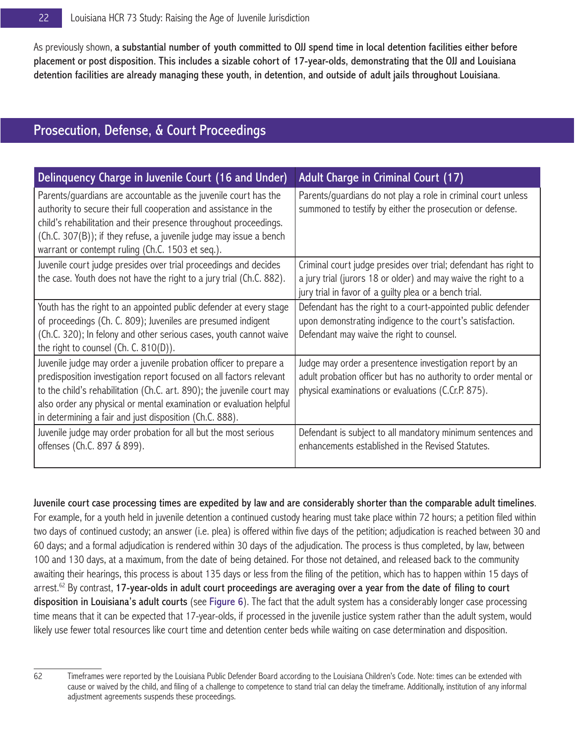As previously shown, **a substantial number of youth committed to OJJ spend time in local detention facilities either before placement or post disposition. This includes a sizable cohort of 17-year-olds, demonstrating that the OJJ and Louisiana detention facilities are already managing these youth, in detention, and outside of adult jails throughout Louisiana**.

## Prosecution, Defense, & Court Proceedings

| Delinquency Charge in Juvenile Court (16 and Under) | Adult Charge in Criminal Court (17) |
|---|---|
| Parents/guardians are accountable as the juvenile court has the authority to secure their full cooperation and assistance in the child's rehabilitation and their presence throughout proceedings. (Ch.C. 307(B)); if they refuse, a juvenile judge may issue a bench warrant or contempt ruling (Ch.C. 1503 et seq.). | Parents/guardians do not play a role in criminal court unless summoned to testify by either the prosecution or defense. |
| Juvenile court judge presides over trial proceedings and decides the case. Youth does not have the right to a jury trial (Ch.C. 882). | Criminal court judge presides over trial; defendant has right to a jury trial (jurors 18 or older) and may waive the right to a jury trial in favor of a guilty plea or a bench trial. |
| Youth has the right to an appointed public defender at every stage of proceedings (Ch. C. 809); Juveniles are presumed indigent (Ch.C. 320); In felony and other serious cases, youth cannot waive the right to counsel (Ch. C. 810(D)). | Defendant has the right to a court-appointed public defender upon demonstrating indigence to the court's satisfaction. Defendant may waive the right to counsel. |
| Juvenile judge may order a juvenile probation officer to prepare a predisposition investigation report focused on all factors relevant to the child's rehabilitation (Ch.C. art. 890); the juvenile court may also order any physical or mental examination or evaluation helpful in determining a fair and just disposition (Ch.C. 888). | Judge may order a presentence investigation report by an adult probation officer but has no authority to order mental or physical examinations or evaluations (C.Cr.P. 875). |
| Juvenile judge may order probation for all but the most serious offenses (Ch.C. 897 & 899). | Defendant is subject to all mandatory minimum sentences and enhancements established in the Revised Statutes. |

**Juvenile court case processing times are expedited by law and are considerably shorter than the comparable adult timelines**. For example, for a youth held in juvenile detention a continued custody hearing must take place within 72 hours; a petition filed within two days of continued custody; an answer (i.e. plea) is offered within five days of the petition; adjudication is reached between 30 and 60 days; and a formal adjudication is rendered within 30 days of the adjudication. The process is thus completed, by law, between 100 and 130 days, at a maximum, from the date of being detained. For those not detained, and released back to the community awaiting their hearings, this process is about 135 days or less from the filing of the petition, which has to happen within 15 days of arrest.[62] By contrast, **17-year-olds in adult court proceedings are averaging over a year from the date of filing to court disposition in Louisiana's adult courts** (see Figure 6). The fact that the adult system has a considerably longer case processing time means that it can be expected that 17-year-olds, if processed in the juvenile justice system rather than the adult system, would likely use fewer total resources like court time and detention center beds while waiting on case determination and disposition.

62 Timeframes were reported by the Louisiana Public Defender Board according to the Louisiana Children's Code. Note: times can be extended with cause or waived by the child, and filing of a challenge to competence to stand trial can delay the timeframe. Additionally, institution of any informal adjustment agreements suspends these proceedings.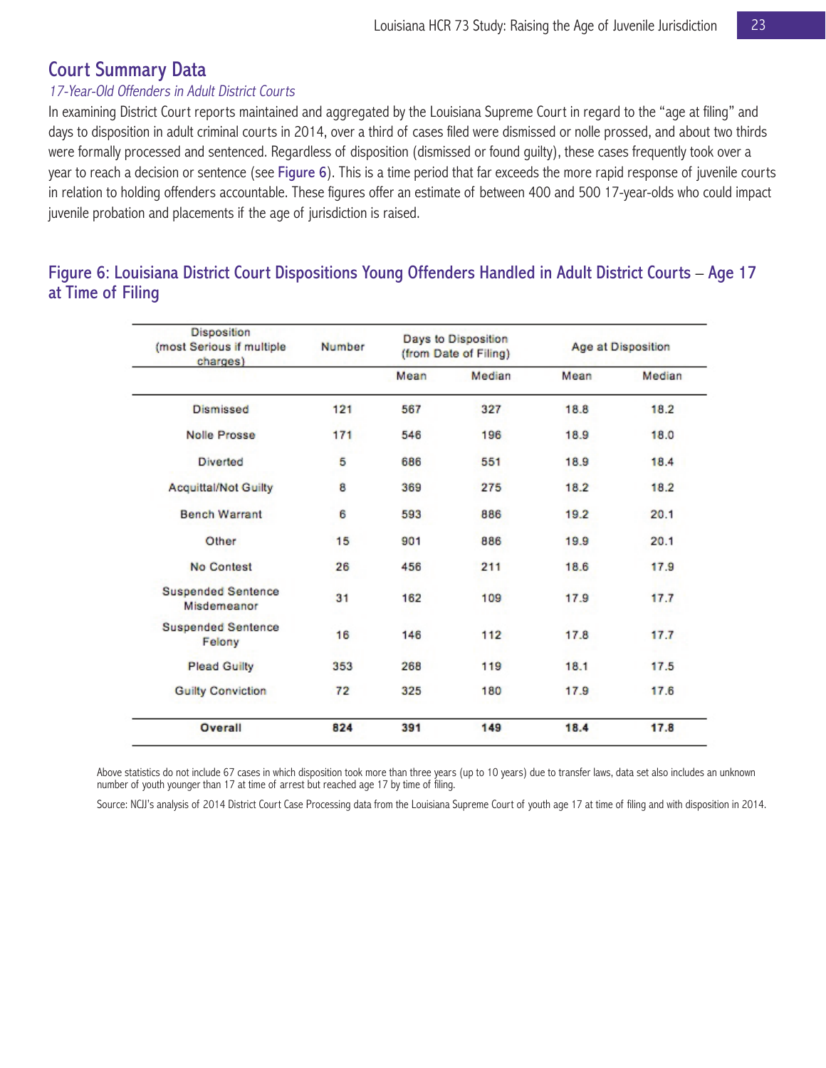## Court Summary Data

*17-Year-Old Offenders in Adult District Courts*

In examining District Court reports maintained and aggregated by the Louisiana Supreme Court in regard to the "age at filing" and days to disposition in adult criminal courts in 2014, over a third of cases filed were dismissed or nolle prossed, and about two thirds were formally processed and sentenced. Regardless of disposition (dismissed or found guilty), these cases frequently took over a year to reach a decision or sentence (see **Figure 6**). This is a time period that far exceeds the more rapid response of juvenile courts in relation to holding offenders accountable. These figures offer an estimate of between 400 and 500 17-year-olds who could impact juvenile probation and placements if the age of jurisdiction is raised.

### Figure 6: Louisiana District Court Dispositions Young Offenders Handled in Adult District Courts – Age 17 at Time of Filing

| Disposition (most Serious if multiple charges) | Number | Days to Disposition (from Date of Filing) | | Age at Disposition | |
|---|---|---|---|---|---|
| | | Mean | Median | Mean | Median |
| Dismissed | 121 | 567 | 327 | 18.8 | 18.2 |
| Nolle Prosse | 171 | 546 | 196 | 18.9 | 18.0 |
| Diverted | 5 | 686 | 551 | 18.9 | 18.4 |
| Acquittal/Not Guilty | 8 | 369 | 275 | 18.2 | 18.2 |
| Bench Warrant | 6 | 593 | 886 | 19.2 | 20.1 |
| Other | 15 | 901 | 886 | 19.9 | 20.1 |
| No Contest | 26 | 456 | 211 | 18.6 | 17.9 |
| Suspended Sentence Misdemeanor | 31 | 162 | 109 | 17.9 | 17.7 |
| Suspended Sentence Felony | 16 | 146 | 112 | 17.8 | 17.7 |
| Plead Guilty | 353 | 268 | 119 | 18.1 | 17.5 |
| Guilty Conviction | 72 | 325 | 180 | 17.9 | 17.6 |
| **Overall** | **824** | **391** | **149** | **18.4** | **17.8** |

Above statistics do not include 67 cases in which disposition took more than three years (up to 10 years) due to transfer laws, data set also includes an unknown number of youth younger than 17 at time of arrest but reached age 17 by time of filing.

Source: NCJJ's analysis of 2014 District Court Case Processing data from the Louisiana Supreme Court of youth age 17 at time of filing and with disposition in 2014.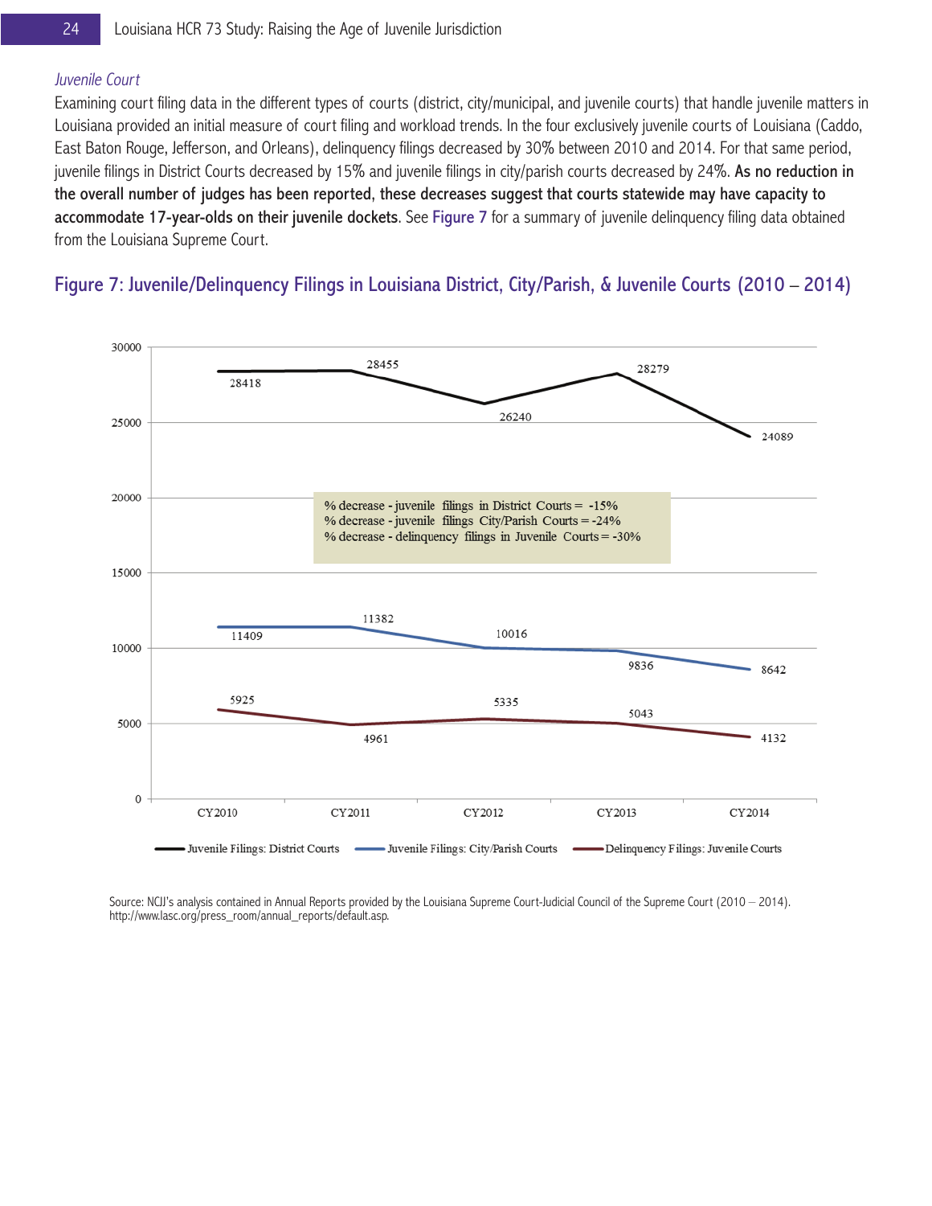*Juvenile Court*

Examining court filing data in the different types of courts (district, city/municipal, and juvenile courts) that handle juvenile matters in Louisiana provided an initial measure of court filing and workload trends. In the four exclusively juvenile courts of Louisiana (Caddo, East Baton Rouge, Jefferson, and Orleans), delinquency filings decreased by 30% between 2010 and 2014. For that same period, juvenile filings in District Courts decreased by 15% and juvenile filings in city/parish courts decreased by 24%. **As no reduction in the overall number of judges has been reported, these decreases suggest that courts statewide may have capacity to accommodate 17-year-olds on their juvenile dockets**. See **Figure 7** for a summary of juvenile delinquency filing data obtained from the Louisiana Supreme Court.

## Figure 7: Juvenile/Delinquency Filings in Louisiana District, City/Parish, & Juvenile Courts (2010 – 2014)

| | CY2010 | CY2011 | CY2012 | CY2013 | CY2014 |
|---|---|---|---|---|---|
| Juvenile Filings: District Courts | 28418 | 28455 | 26240 | 28279 | 24089 |
| Juvenile Filings: City/Parish Courts | 11409 | 11382 | 10016 | 9836 | 8642 |
| Delinquency Filings: Juvenile Courts | 5925 | 4961 | 5335 | 5043 | 4132 |

% decrease - juvenile filings in District Courts = -15%
% decrease - juvenile filings City/Parish Courts = -24%
% decrease - delinquency filings in Juvenile Courts = -30%

Source: NCJJ's analysis contained in Annual Reports provided by the Louisiana Supreme Court-Judicial Council of the Supreme Court (2010 – 2014). http://www.lasc.org/press_room/annual_reports/default.asp.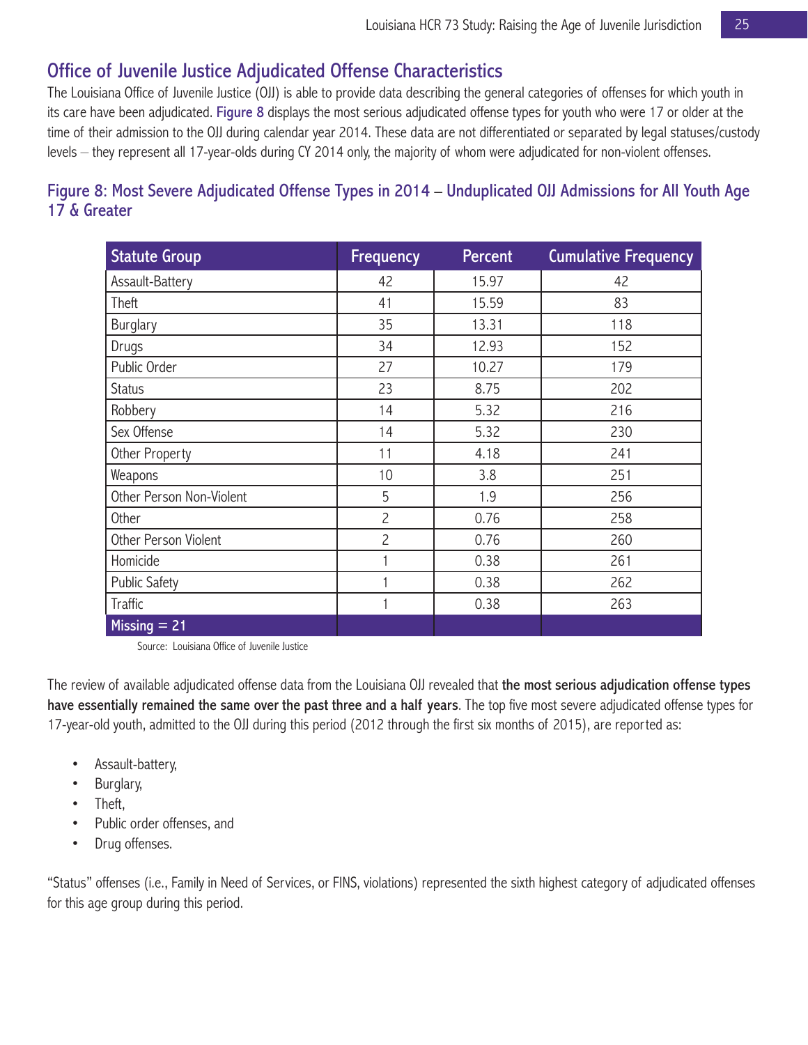## Office of Juvenile Justice Adjudicated Offense Characteristics

The Louisiana Office of Juvenile Justice (OJJ) is able to provide data describing the general categories of offenses for which youth in its care have been adjudicated. **Figure 8** displays the most serious adjudicated offense types for youth who were 17 or older at the time of their admission to the OJJ during calendar year 2014. These data are not differentiated or separated by legal statuses/custody levels – they represent all 17-year-olds during CY 2014 only, the majority of whom were adjudicated for non-violent offenses.

### Figure 8: Most Severe Adjudicated Offense Types in 2014 – Unduplicated OJJ Admissions for All Youth Age 17 & Greater

| Statute Group | Frequency | Percent | Cumulative Frequency |
|---|---|---|---|
| Assault-Battery | 42 | 15.97 | 42 |
| Theft | 41 | 15.59 | 83 |
| Burglary | 35 | 13.31 | 118 |
| Drugs | 34 | 12.93 | 152 |
| Public Order | 27 | 10.27 | 179 |
| Status | 23 | 8.75 | 202 |
| Robbery | 14 | 5.32 | 216 |
| Sex Offense | 14 | 5.32 | 230 |
| Other Property | 11 | 4.18 | 241 |
| Weapons | 10 | 3.8 | 251 |
| Other Person Non-Violent | 5 | 1.9 | 256 |
| Other | 2 | 0.76 | 258 |
| Other Person Violent | 2 | 0.76 | 260 |
| Homicide | 1 | 0.38 | 261 |
| Public Safety | 1 | 0.38 | 262 |
| Traffic | 1 | 0.38 | 263 |
| Missing = 21 | | | |

Source: Louisiana Office of Juvenile Justice

The review of available adjudicated offense data from the Louisiana OJJ revealed that **the most serious adjudication offense types have essentially remained the same over the past three and a half years**. The top five most severe adjudicated offense types for 17-year-old youth, admitted to the OJJ during this period (2012 through the first six months of 2015), are reported as:

- Assault-battery,
- Burglary,
- Theft,
- Public order offenses, and
- Drug offenses.

"Status" offenses (i.e., Family in Need of Services, or FINS, violations) represented the sixth highest category of adjudicated offenses for this age group during this period.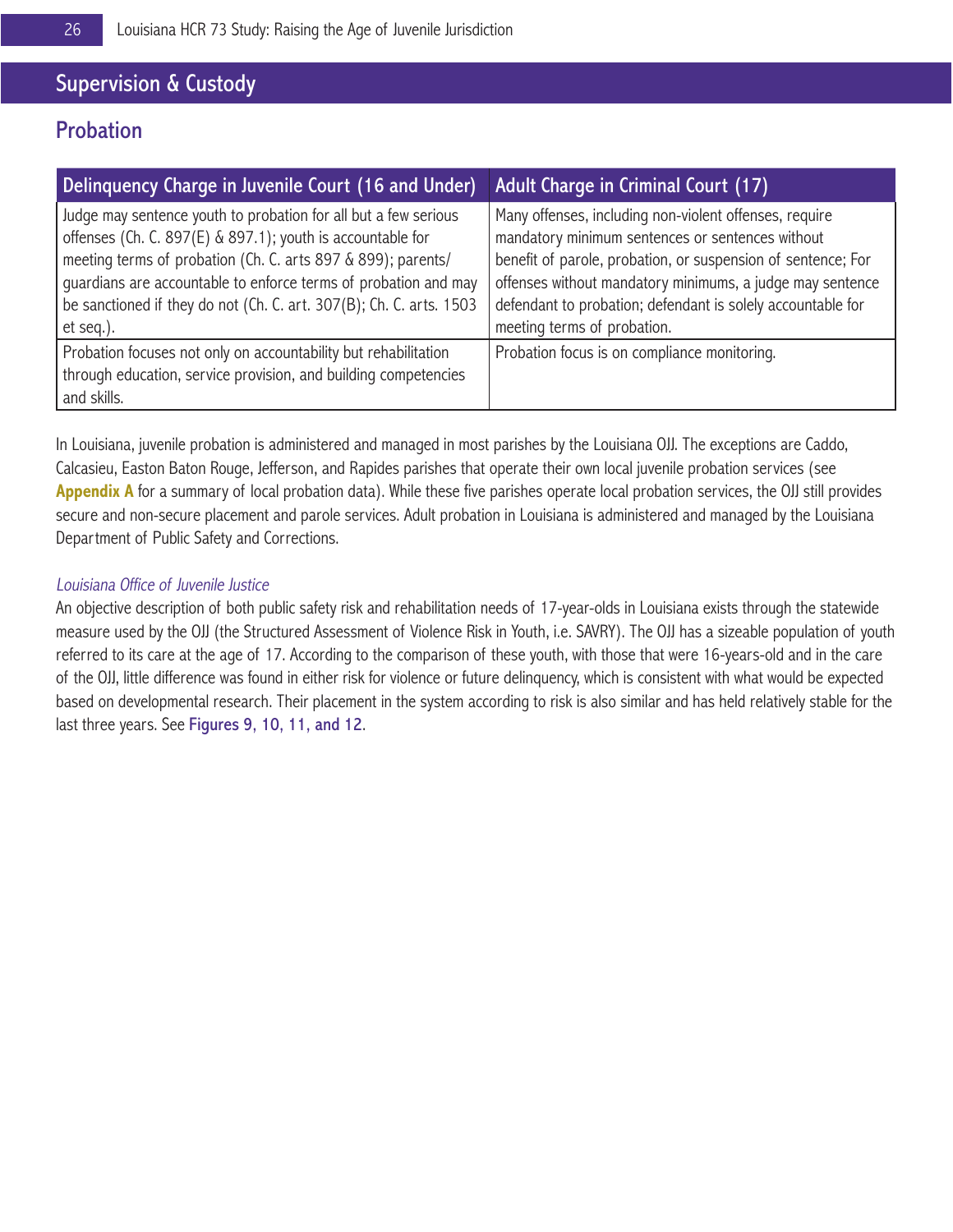## Supervision & Custody

### Probation

| Delinquency Charge in Juvenile Court (16 and Under) | Adult Charge in Criminal Court (17) |
|---|---|
| Judge may sentence youth to probation for all but a few serious offenses (Ch. C. 897(E) & 897.1); youth is accountable for meeting terms of probation (Ch. C. arts 897 & 899); parents/guardians are accountable to enforce terms of probation and may be sanctioned if they do not (Ch. C. art. 307(B); Ch. C. arts. 1503 et seq.). | Many offenses, including non-violent offenses, require mandatory minimum sentences or sentences without benefit of parole, probation, or suspension of sentence; For offenses without mandatory minimums, a judge may sentence defendant to probation; defendant is solely accountable for meeting terms of probation. |
| Probation focuses not only on accountability but rehabilitation through education, service provision, and building competencies and skills. | Probation focus is on compliance monitoring. |

In Louisiana, juvenile probation is administered and managed in most parishes by the Louisiana OJJ. The exceptions are Caddo, Calcasieu, Easton Baton Rouge, Jefferson, and Rapides parishes that operate their own local juvenile probation services (see **Appendix A** for a summary of local probation data). While these five parishes operate local probation services, the OJJ still provides secure and non-secure placement and parole services. Adult probation in Louisiana is administered and managed by the Louisiana Department of Public Safety and Corrections.

*Louisiana Office of Juvenile Justice*

An objective description of both public safety risk and rehabilitation needs of 17-year-olds in Louisiana exists through the statewide measure used by the OJJ (the Structured Assessment of Violence Risk in Youth, i.e. SAVRY). The OJJ has a sizeable population of youth referred to its care at the age of 17. According to the comparison of these youth, with those that were 16-years-old and in the care of the OJJ, little difference was found in either risk for violence or future delinquency, which is consistent with what would be expected based on developmental research. Their placement in the system according to risk is also similar and has held relatively stable for the last three years. See **Figures 9, 10, 11, and 12**.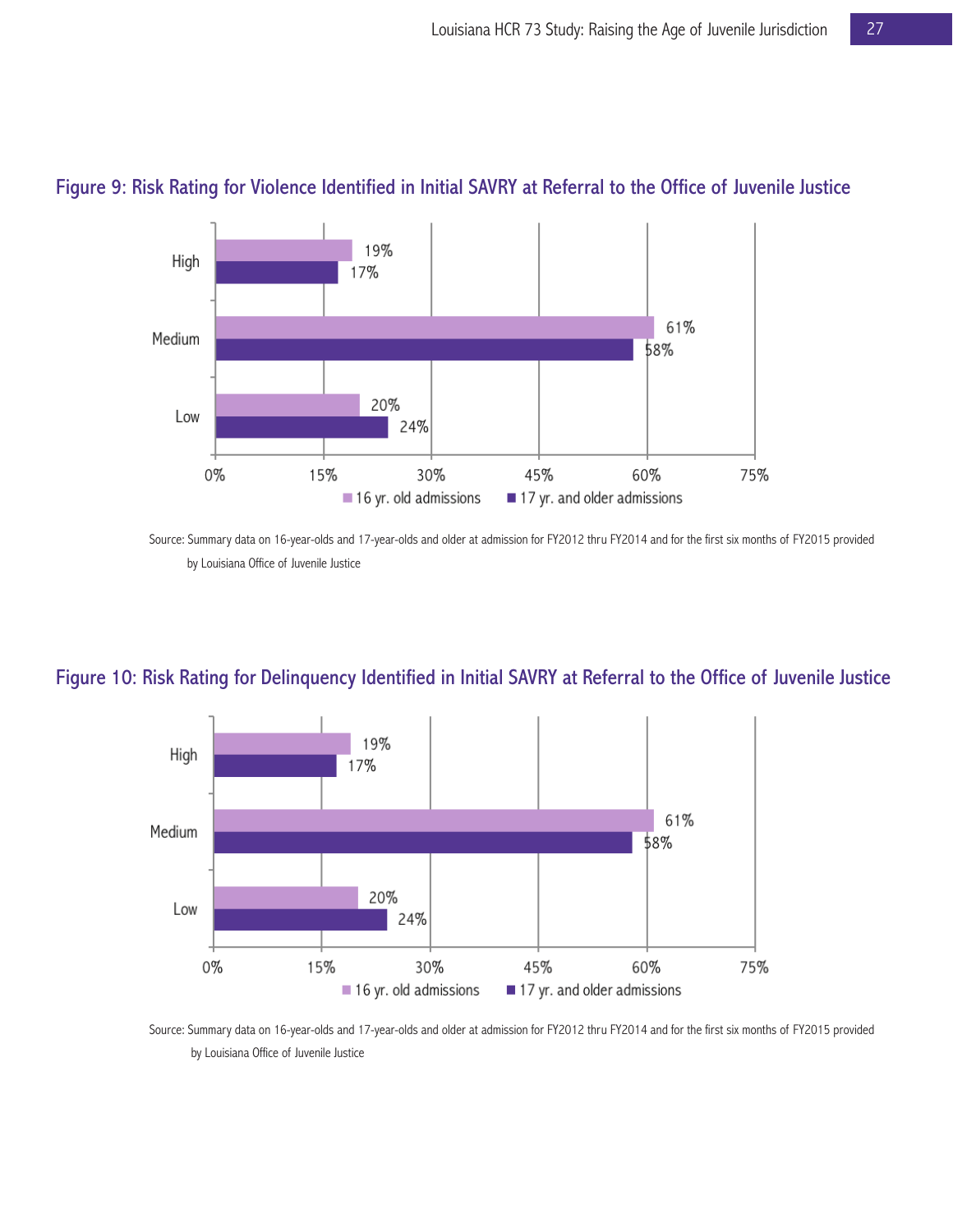### Figure 9: Risk Rating for Violence Identified in Initial SAVRY at Referral to the Office of Juvenile Justice

| Risk Rating | 16 yr. old admissions | 17 yr. and older admissions |
|---|---|---|
| High | 19% | 17% |
| Medium | 61% | 58% |
| Low | 20% | 24% |

Source: Summary data on 16-year-olds and 17-year-olds and older at admission for FY2012 thru FY2014 and for the first six months of FY2015 provided by Louisiana Office of Juvenile Justice

### Figure 10: Risk Rating for Delinquency Identified in Initial SAVRY at Referral to the Office of Juvenile Justice

| Risk Rating | 16 yr. old admissions | 17 yr. and older admissions |
|---|---|---|
| High | 19% | 17% |
| Medium | 61% | 58% |
| Low | 20% | 24% |

Source: Summary data on 16-year-olds and 17-year-olds and older at admission for FY2012 thru FY2014 and for the first six months of FY2015 provided by Louisiana Office of Juvenile Justice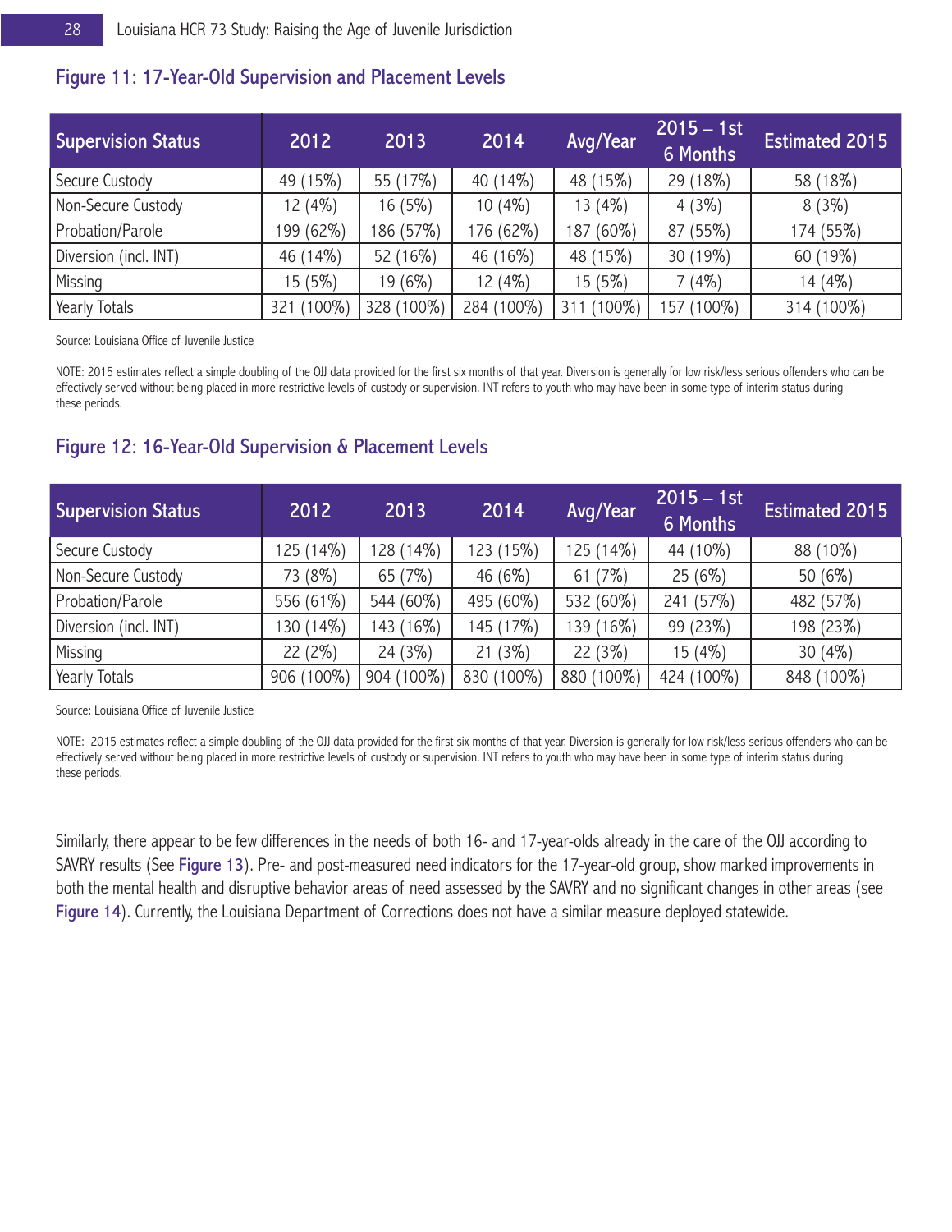### Figure 11: 17-Year-Old Supervision and Placement Levels

| Supervision Status | 2012 | 2013 | 2014 | Avg/Year | 2015 – 1st 6 Months | Estimated 2015 |
|---|---|---|---|---|---|---|
| Secure Custody | 49 (15%) | 55 (17%) | 40 (14%) | 48 (15%) | 29 (18%) | 58 (18%) |
| Non-Secure Custody | 12 (4%) | 16 (5%) | 10 (4%) | 13 (4%) | 4 (3%) | 8 (3%) |
| Probation/Parole | 199 (62%) | 186 (57%) | 176 (62%) | 187 (60%) | 87 (55%) | 174 (55%) |
| Diversion (incl. INT) | 46 (14%) | 52 (16%) | 46 (16%) | 48 (15%) | 30 (19%) | 60 (19%) |
| Missing | 15 (5%) | 19 (6%) | 12 (4%) | 15 (5%) | 7 (4%) | 14 (4%) |
| Yearly Totals | 321 (100%) | 328 (100%) | 284 (100%) | 311 (100%) | 157 (100%) | 314 (100%) |

Source: Louisiana Office of Juvenile Justice

NOTE: 2015 estimates reflect a simple doubling of the OJJ data provided for the first six months of that year. Diversion is generally for low risk/less serious offenders who can be effectively served without being placed in more restrictive levels of custody or supervision. INT refers to youth who may have been in some type of interim status during these periods.

### Figure 12: 16-Year-Old Supervision & Placement Levels

| Supervision Status | 2012 | 2013 | 2014 | Avg/Year | 2015 – 1st 6 Months | Estimated 2015 |
|---|---|---|---|---|---|---|
| Secure Custody | 125 (14%) | 128 (14%) | 123 (15%) | 125 (14%) | 44 (10%) | 88 (10%) |
| Non-Secure Custody | 73 (8%) | 65 (7%) | 46 (6%) | 61 (7%) | 25 (6%) | 50 (6%) |
| Probation/Parole | 556 (61%) | 544 (60%) | 495 (60%) | 532 (60%) | 241 (57%) | 482 (57%) |
| Diversion (incl. INT) | 130 (14%) | 143 (16%) | 145 (17%) | 139 (16%) | 99 (23%) | 198 (23%) |
| Missing | 22 (2%) | 24 (3%) | 21 (3%) | 22 (3%) | 15 (4%) | 30 (4%) |
| Yearly Totals | 906 (100%) | 904 (100%) | 830 (100%) | 880 (100%) | 424 (100%) | 848 (100%) |

Source: Louisiana Office of Juvenile Justice

NOTE: 2015 estimates reflect a simple doubling of the OJJ data provided for the first six months of that year. Diversion is generally for low risk/less serious offenders who can be effectively served without being placed in more restrictive levels of custody or supervision. INT refers to youth who may have been in some type of interim status during these periods.

Similarly, there appear to be few differences in the needs of both 16- and 17-year-olds already in the care of the OJJ according to SAVRY results (See Figure 13). Pre- and post-measured need indicators for the 17-year-old group, show marked improvements in both the mental health and disruptive behavior areas of need assessed by the SAVRY and no significant changes in other areas (see Figure 14). Currently, the Louisiana Department of Corrections does not have a similar measure deployed statewide.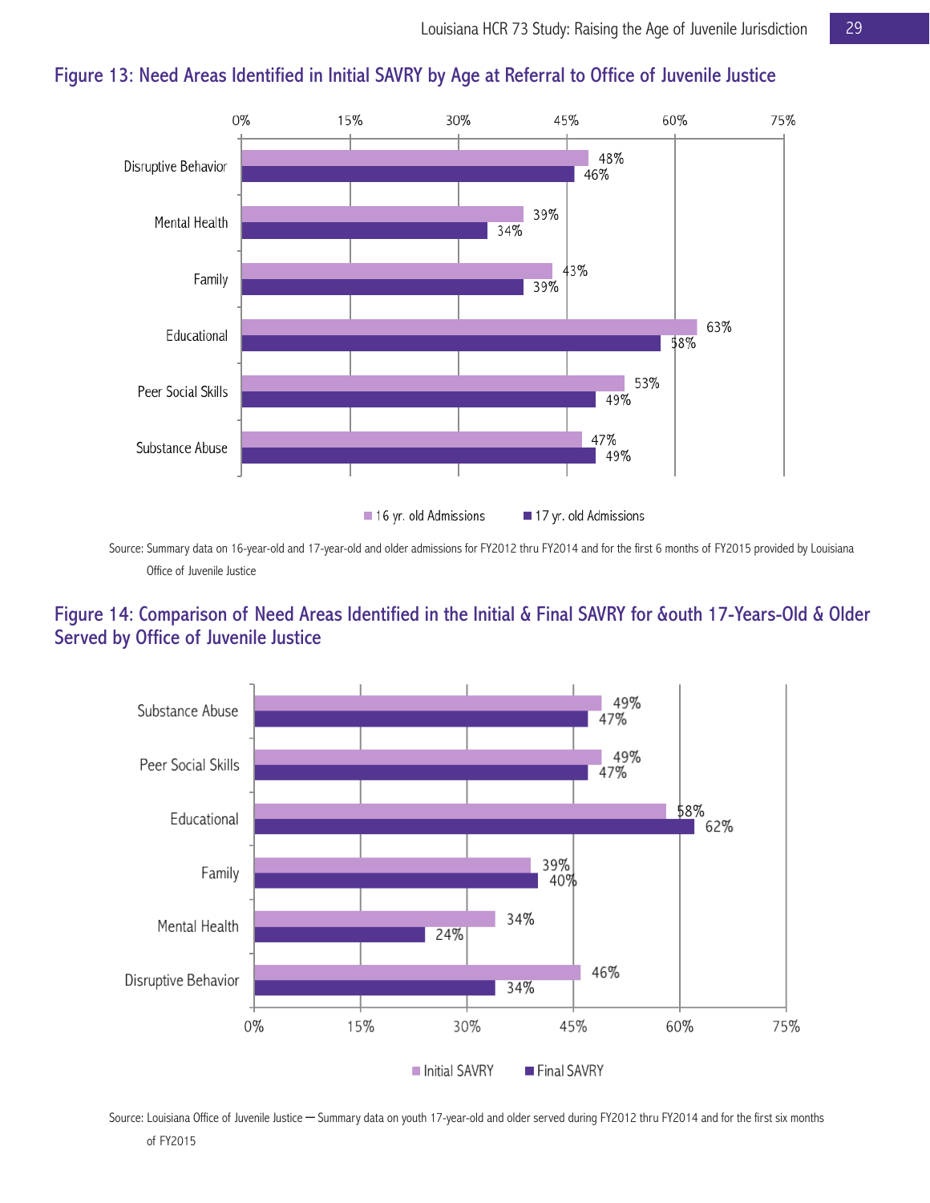## Figure 13: Need Areas Identified in Initial SAVRY by Age at Referral to Office of Juvenile Justice

| Need Area | 16 yr. old Admissions | 17 yr. old Admissions |
|---|---|---|
| Disruptive Behavior | 48% | 46% |
| Mental Health | 39% | 34% |
| Family | 43% | 39% |
| Educational | 63% | 58% |
| Peer Social Skills | 53% | 49% |
| Substance Abuse | 47% | 49% |

Source: Summary data on 16-year-old and 17-year-old and older admissions for FY2012 thru FY2014 and for the first 6 months of FY2015 provided by Louisiana Office of Juvenile Justice

## Figure 14: Comparison of Need Areas Identified in the Initial & Final SAVRY for &outh 17-Years-Old & Older Served by Office of Juvenile Justice

| Need Area | Initial SAVRY | Final SAVRY |
|---|---|---|
| Substance Abuse | 49% | 47% |
| Peer Social Skills | 49% | 47% |
| Educational | 58% | 62% |
| Family | 39% | 40% |
| Mental Health | 34% | 24% |
| Disruptive Behavior | 46% | 34% |

Source: Louisiana Office of Juvenile Justice – Summary data on youth 17-year-old and older served during FY2012 thru FY2014 and for the first six months of FY2015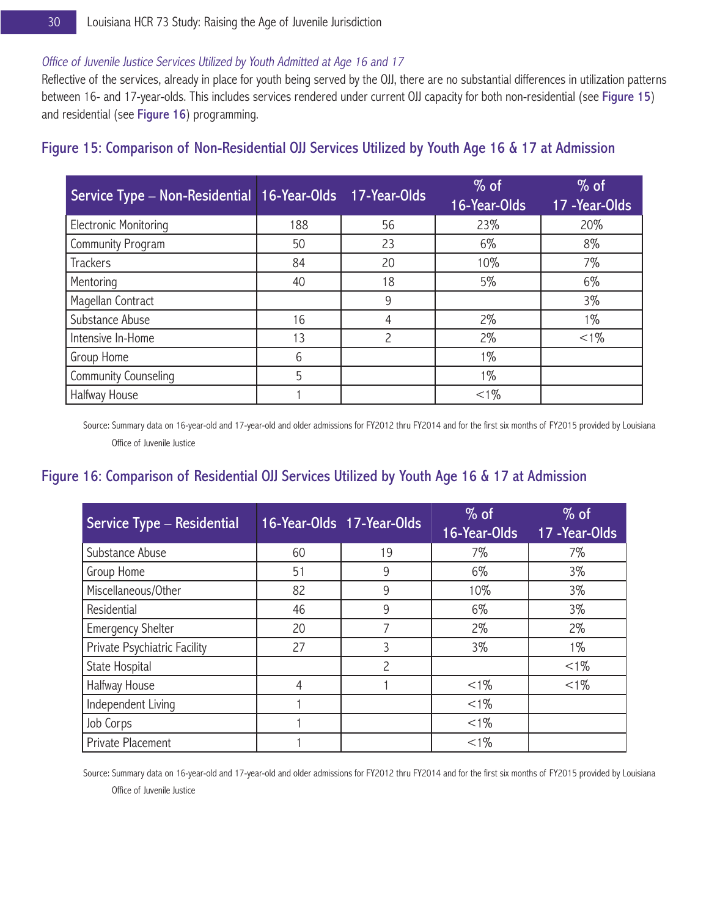*Office of Juvenile Justice Services Utilized by Youth Admitted at Age 16 and 17*

Reflective of the services, already in place for youth being served by the OJJ, there are no substantial differences in utilization patterns between 16- and 17-year-olds. This includes services rendered under current OJJ capacity for both non-residential (see **Figure 15**) and residential (see **Figure 16**) programming.

## Figure 15: Comparison of Non-Residential OJJ Services Utilized by Youth Age 16 & 17 at Admission

| Service Type – Non-Residential | 16-Year-Olds | 17-Year-Olds | % of 16-Year-Olds | % of 17 -Year-Olds |
|---|---|---|---|---|
| Electronic Monitoring | 188 | 56 | 23% | 20% |
| Community Program | 50 | 23 | 6% | 8% |
| Trackers | 84 | 20 | 10% | 7% |
| Mentoring | 40 | 18 | 5% | 6% |
| Magellan Contract | | 9 | | 3% |
| Substance Abuse | 16 | 4 | 2% | 1% |
| Intensive In-Home | 13 | 2 | 2% | <1% |
| Group Home | 6 | | 1% | |
| Community Counseling | 5 | | 1% | |
| Halfway House | 1 | | <1% | |

Source: Summary data on 16-year-old and 17-year-old and older admissions for FY2012 thru FY2014 and for the first six months of FY2015 provided by Louisiana Office of Juvenile Justice

## Figure 16: Comparison of Residential OJJ Services Utilized by Youth Age 16 & 17 at Admission

| Service Type – Residential | 16-Year-Olds | 17-Year-Olds | % of 16-Year-Olds | % of 17 -Year-Olds |
|---|---|---|---|---|
| Substance Abuse | 60 | 19 | 7% | 7% |
| Group Home | 51 | 9 | 6% | 3% |
| Miscellaneous/Other | 82 | 9 | 10% | 3% |
| Residential | 46 | 9 | 6% | 3% |
| Emergency Shelter | 20 | 7 | 2% | 2% |
| Private Psychiatric Facility | 27 | 3 | 3% | 1% |
| State Hospital | | 2 | | <1% |
| Halfway House | 4 | 1 | <1% | <1% |
| Independent Living | 1 | | <1% | |
| Job Corps | 1 | | <1% | |
| Private Placement | 1 | | <1% | |

Source: Summary data on 16-year-old and 17-year-old and older admissions for FY2012 thru FY2014 and for the first six months of FY2015 provided by Louisiana Office of Juvenile Justice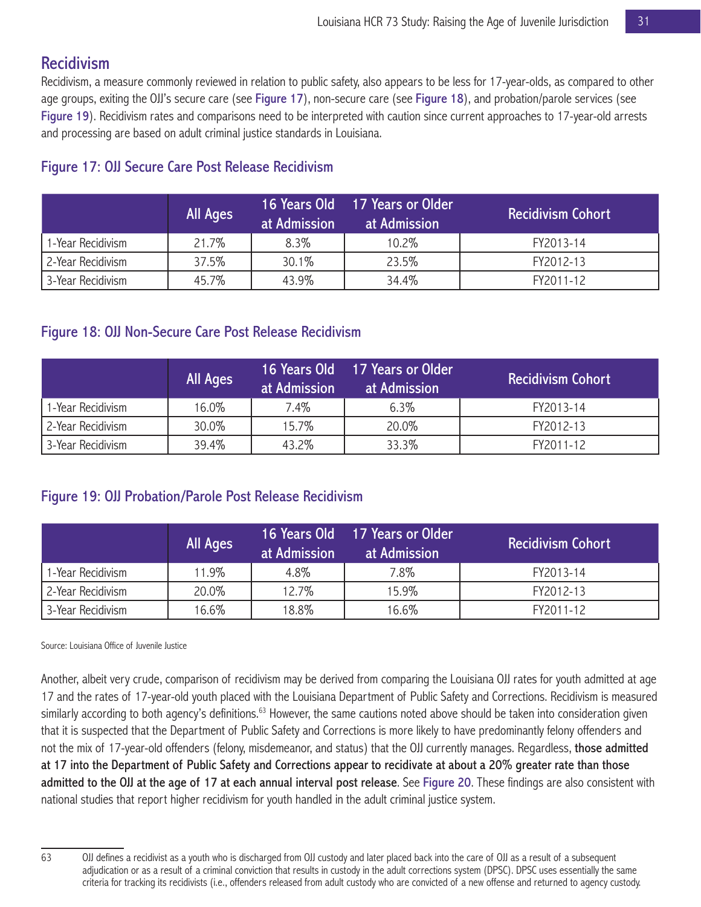## Recidivism

Recidivism, a measure commonly reviewed in relation to public safety, also appears to be less for 17-year-olds, as compared to other age groups, exiting the OJJ's secure care (see Figure 17), non-secure care (see Figure 18), and probation/parole services (see Figure 19). Recidivism rates and comparisons need to be interpreted with caution since current approaches to 17-year-old arrests and processing are based on adult criminal justice standards in Louisiana.

### Figure 17: OJJ Secure Care Post Release Recidivism

| | All Ages | 16 Years Old at Admission | 17 Years or Older at Admission | Recidivism Cohort |
|---|---|---|---|---|
| 1-Year Recidivism | 21.7% | 8.3% | 10.2% | FY2013-14 |
| 2-Year Recidivism | 37.5% | 30.1% | 23.5% | FY2012-13 |
| 3-Year Recidivism | 45.7% | 43.9% | 34.4% | FY2011-12 |

### Figure 18: OJJ Non-Secure Care Post Release Recidivism

| | All Ages | 16 Years Old at Admission | 17 Years or Older at Admission | Recidivism Cohort |
|---|---|---|---|---|
| 1-Year Recidivism | 16.0% | 7.4% | 6.3% | FY2013-14 |
| 2-Year Recidivism | 30.0% | 15.7% | 20.0% | FY2012-13 |
| 3-Year Recidivism | 39.4% | 43.2% | 33.3% | FY2011-12 |

### Figure 19: OJJ Probation/Parole Post Release Recidivism

| | All Ages | 16 Years Old at Admission | 17 Years or Older at Admission | Recidivism Cohort |
|---|---|---|---|---|
| 1-Year Recidivism | 11.9% | 4.8% | 7.8% | FY2013-14 |
| 2-Year Recidivism | 20.0% | 12.7% | 15.9% | FY2012-13 |
| 3-Year Recidivism | 16.6% | 18.8% | 16.6% | FY2011-12 |

Source: Louisiana Office of Juvenile Justice

Another, albeit very crude, comparison of recidivism may be derived from comparing the Louisiana OJJ rates for youth admitted at age 17 and the rates of 17-year-old youth placed with the Louisiana Department of Public Safety and Corrections. Recidivism is measured similarly according to both agency's definitions.[63] However, the same cautions noted above should be taken into consideration given that it is suspected that the Department of Public Safety and Corrections is more likely to have predominantly felony offenders and not the mix of 17-year-old offenders (felony, misdemeanor, and status) that the OJJ currently manages. Regardless, **those admitted at 17 into the Department of Public Safety and Corrections appear to recidivate at about a 20% greater rate than those admitted to the OJJ at the age of 17 at each annual interval post release**. See Figure 20. These findings are also consistent with national studies that report higher recidivism for youth handled in the adult criminal justice system.

---

63 OJJ defines a recidivist as a youth who is discharged from OJJ custody and later placed back into the care of OJJ as a result of a subsequent adjudication or as a result of a criminal conviction that results in custody in the adult corrections system (DPSC). DPSC uses essentially the same criteria for tracking its recidivists (i.e., offenders released from adult custody who are convicted of a new offense and returned to agency custody.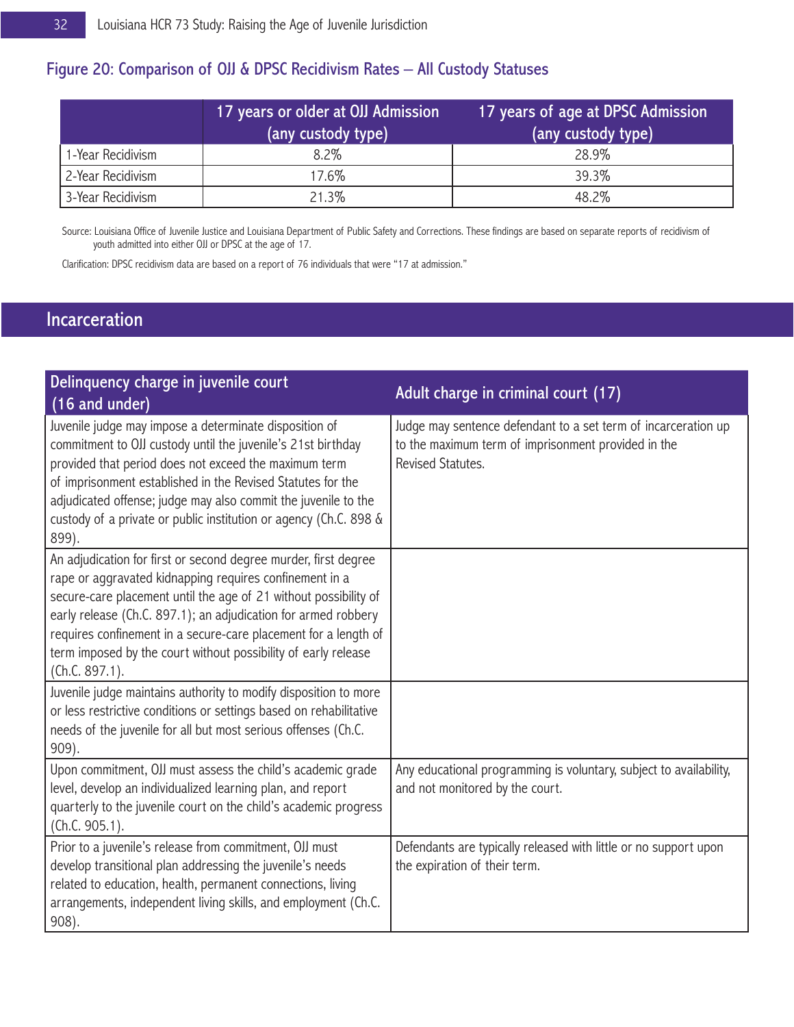### Figure 20: Comparison of OJJ & DPSC Recidivism Rates – All Custody Statuses

| | 17 years or older at OJJ Admission (any custody type) | 17 years of age at DPSC Admission (any custody type) |
|---|---|---|
| 1-Year Recidivism | 8.2% | 28.9% |
| 2-Year Recidivism | 17.6% | 39.3% |
| 3-Year Recidivism | 21.3% | 48.2% |

Source: Louisiana Office of Juvenile Justice and Louisiana Department of Public Safety and Corrections. These findings are based on separate reports of recidivism of youth admitted into either OJJ or DPSC at the age of 17.

Clarification: DPSC recidivism data are based on a report of 76 individuals that were "17 at admission."

## Incarceration

| Delinquency charge in juvenile court (16 and under) | Adult charge in criminal court (17) |
|---|---|
| Juvenile judge may impose a determinate disposition of commitment to OJJ custody until the juvenile's 21st birthday provided that period does not exceed the maximum term of imprisonment established in the Revised Statutes for the adjudicated offense; judge may also commit the juvenile to the custody of a private or public institution or agency (Ch.C. 898 & 899). | Judge may sentence defendant to a set term of incarceration up to the maximum term of imprisonment provided in the Revised Statutes. |
| An adjudication for first or second degree murder, first degree rape or aggravated kidnapping requires confinement in a secure-care placement until the age of 21 without possibility of early release (Ch.C. 897.1); an adjudication for armed robbery requires confinement in a secure-care placement for a length of term imposed by the court without possibility of early release (Ch.C. 897.1). | |
| Juvenile judge maintains authority to modify disposition to more or less restrictive conditions or settings based on rehabilitative needs of the juvenile for all but most serious offenses (Ch.C. 909). | |
| Upon commitment, OJJ must assess the child's academic grade level, develop an individualized learning plan, and report quarterly to the juvenile court on the child's academic progress (Ch.C. 905.1). | Any educational programming is voluntary, subject to availability, and not monitored by the court. |
| Prior to a juvenile's release from commitment, OJJ must develop transitional plan addressing the juvenile's needs related to education, health, permanent connections, living arrangements, independent living skills, and employment (Ch.C. 908). | Defendants are typically released with little or no support upon the expiration of their term. |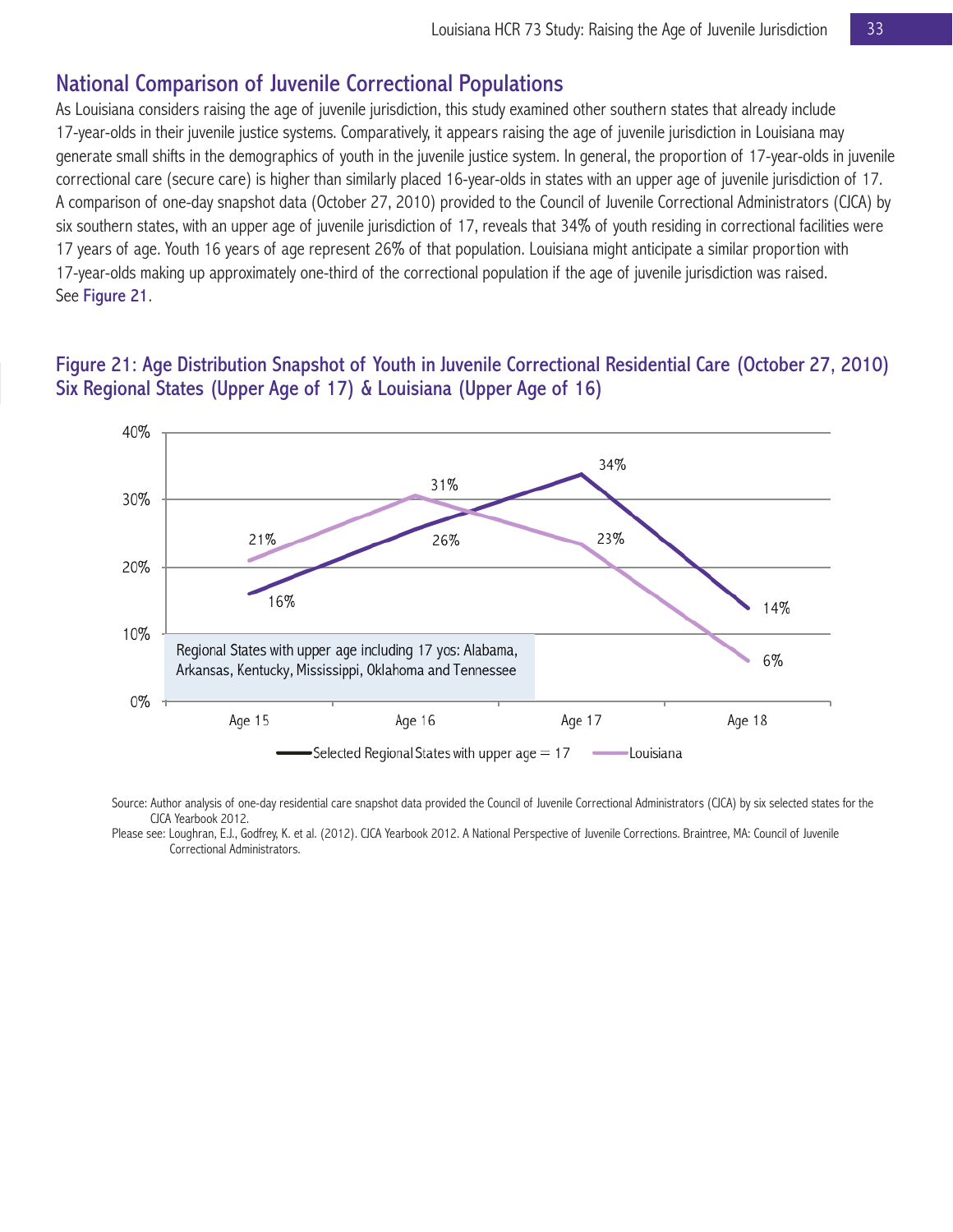## National Comparison of Juvenile Correctional Populations

As Louisiana considers raising the age of juvenile jurisdiction, this study examined other southern states that already include 17-year-olds in their juvenile justice systems. Comparatively, it appears raising the age of juvenile jurisdiction in Louisiana may generate small shifts in the demographics of youth in the juvenile justice system. In general, the proportion of 17-year-olds in juvenile correctional care (secure care) is higher than similarly placed 16-year-olds in states with an upper age of juvenile jurisdiction of 17. A comparison of one-day snapshot data (October 27, 2010) provided to the Council of Juvenile Correctional Administrators (CJCA) by six southern states, with an upper age of juvenile jurisdiction of 17, reveals that 34% of youth residing in correctional facilities were 17 years of age. Youth 16 years of age represent 26% of that population. Louisiana might anticipate a similar proportion with 17-year-olds making up approximately one-third of the correctional population if the age of juvenile jurisdiction was raised. See Figure 21.

### Figure 21: Age Distribution Snapshot of Youth in Juvenile Correctional Residential Care (October 27, 2010) Six Regional States (Upper Age of 17) & Louisiana (Upper Age of 16)

| | Age 15 | Age 16 | Age 17 | Age 18 |
|---|---|---|---|---|
| Selected Regional States with upper age = 17 | 16% | 26% | 34% | 14% |
| Louisiana | 21% | 31% | 23% | 6% |

Regional States with upper age including 17 yos: Alabama, Arkansas, Kentucky, Mississippi, Oklahoma and Tennessee

Source: Author analysis of one-day residential care snapshot data provided the Council of Juvenile Correctional Administrators (CJCA) by six selected states for the CJCA Yearbook 2012.

Please see: Loughran, E.J., Godfrey, K. et al. (2012). CJCA Yearbook 2012. A National Perspective of Juvenile Corrections. Braintree, MA: Council of Juvenile Correctional Administrators.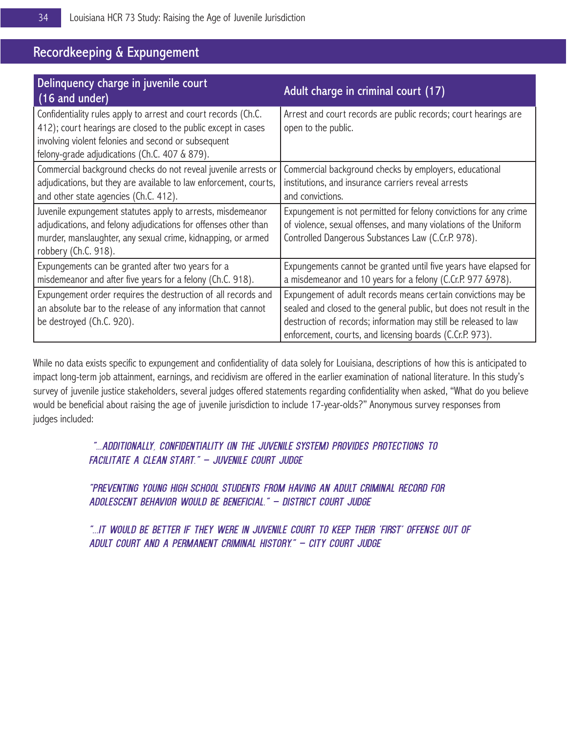## Recordkeeping & Expungement

| Delinquency charge in juvenile court (16 and under) | Adult charge in criminal court (17) |
|---|---|
| Confidentiality rules apply to arrest and court records (Ch.C. 412); court hearings are closed to the public except in cases involving violent felonies and second or subsequent felony-grade adjudications (Ch.C. 407 & 879). | Arrest and court records are public records; court hearings are open to the public. |
| Commercial background checks do not reveal juvenile arrests or adjudications, but they are available to law enforcement, courts, and other state agencies (Ch.C. 412). | Commercial background checks by employers, educational institutions, and insurance carriers reveal arrests and convictions. |
| Juvenile expungement statutes apply to arrests, misdemeanor adjudications, and felony adjudications for offenses other than murder, manslaughter, any sexual crime, kidnapping, or armed robbery (Ch.C. 918). | Expungement is not permitted for felony convictions for any crime of violence, sexual offenses, and many violations of the Uniform Controlled Dangerous Substances Law (C.Cr.P. 978). |
| Expungements can be granted after two years for a misdemeanor and after five years for a felony (Ch.C. 918). | Expungements cannot be granted until five years have elapsed for a misdemeanor and 10 years for a felony (C.Cr.P. 977 &978). |
| Expungement order requires the destruction of all records and an absolute bar to the release of any information that cannot be destroyed (Ch.C. 920). | Expungement of adult records means certain convictions may be sealed and closed to the general public, but does not result in the destruction of records; information may still be released to law enforcement, courts, and licensing boards (C.Cr.P. 973). |

While no data exists specific to expungement and confidentiality of data solely for Louisiana, descriptions of how this is anticipated to impact long-term job attainment, earnings, and recidivism are offered in the earlier examination of national literature. In this study's survey of juvenile justice stakeholders, several judges offered statements regarding confidentiality when asked, "What do you believe would be beneficial about raising the age of juvenile jurisdiction to include 17-year-olds?" Anonymous survey responses from judges included:

> *"...ADDITIONALLY, CONFIDENTIALITY (IN THE JUVENILE SYSTEM) PROVIDES PROTECTIONS TO FACILITATE A CLEAN START." – JUVENILE COURT JUDGE*

> *"PREVENTING YOUNG HIGH SCHOOL STUDENTS FROM HAVING AN ADULT CRIMINAL RECORD FOR ADOLESCENT BEHAVIOR WOULD BE BENEFICIAL." – DISTRICT COURT JUDGE*

> *"...IT WOULD BE BETTER IF THEY WERE IN JUVENILE COURT TO KEEP THEIR 'FIRST' OFFENSE OUT OF ADULT COURT AND A PERMANENT CRIMINAL HISTORY." – CITY COURT JUDGE*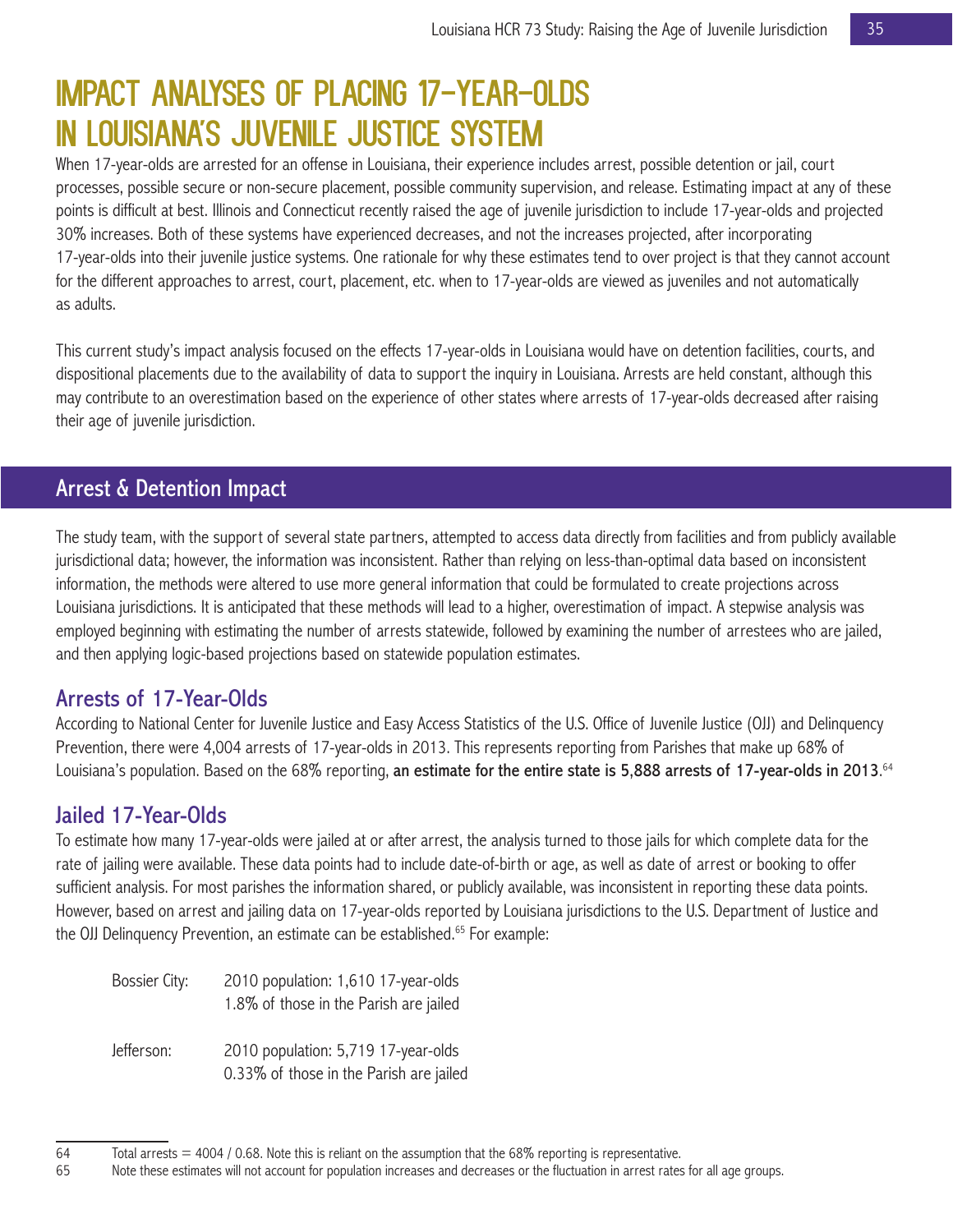# IMPACT ANALYSES OF PLACING 17-YEAR-OLDS IN LOUISIANA'S JUVENILE JUSTICE SYSTEM

When 17-year-olds are arrested for an offense in Louisiana, their experience includes arrest, possible detention or jail, court processes, possible secure or non-secure placement, possible community supervision, and release. Estimating impact at any of these points is difficult at best. Illinois and Connecticut recently raised the age of juvenile jurisdiction to include 17-year-olds and projected 30% increases. Both of these systems have experienced decreases, and not the increases projected, after incorporating 17-year-olds into their juvenile justice systems. One rationale for why these estimates tend to over project is that they cannot account for the different approaches to arrest, court, placement, etc. when to 17-year-olds are viewed as juveniles and not automatically as adults.

This current study's impact analysis focused on the effects 17-year-olds in Louisiana would have on detention facilities, courts, and dispositional placements due to the availability of data to support the inquiry in Louisiana. Arrests are held constant, although this may contribute to an overestimation based on the experience of other states where arrests of 17-year-olds decreased after raising their age of juvenile jurisdiction.

## Arrest & Detention Impact

The study team, with the support of several state partners, attempted to access data directly from facilities and from publicly available jurisdictional data; however, the information was inconsistent. Rather than relying on less-than-optimal data based on inconsistent information, the methods were altered to use more general information that could be formulated to create projections across Louisiana jurisdictions. It is anticipated that these methods will lead to a higher, overestimation of impact. A stepwise analysis was employed beginning with estimating the number of arrests statewide, followed by examining the number of arrestees who are jailed, and then applying logic-based projections based on statewide population estimates.

### Arrests of 17-Year-Olds

According to National Center for Juvenile Justice and Easy Access Statistics of the U.S. Office of Juvenile Justice (OJJ) and Delinquency Prevention, there were 4,004 arrests of 17-year-olds in 2013. This represents reporting from Parishes that make up 68% of Louisiana's population. Based on the 68% reporting, **an estimate for the entire state is 5,888 arrests of 17-year-olds in 2013**.[64]

### Jailed 17-Year-Olds

To estimate how many 17-year-olds were jailed at or after arrest, the analysis turned to those jails for which complete data for the rate of jailing were available. These data points had to include date-of-birth or age, as well as date of arrest or booking to offer sufficient analysis. For most parishes the information shared, or publicly available, was inconsistent in reporting these data points. However, based on arrest and jailing data on 17-year-olds reported by Louisiana jurisdictions to the U.S. Department of Justice and the OJJ Delinquency Prevention, an estimate can be established.[65] For example:

Bossier City: 2010 population: 1,610 17-year-olds
1.8% of those in the Parish are jailed

Jefferson: 2010 population: 5,719 17-year-olds
0.33% of those in the Parish are jailed

---

64 Total arrests = 4004 / 0.68. Note this is reliant on the assumption that the 68% reporting is representative.

65 Note these estimates will not account for population increases and decreases or the fluctuation in arrest rates for all age groups.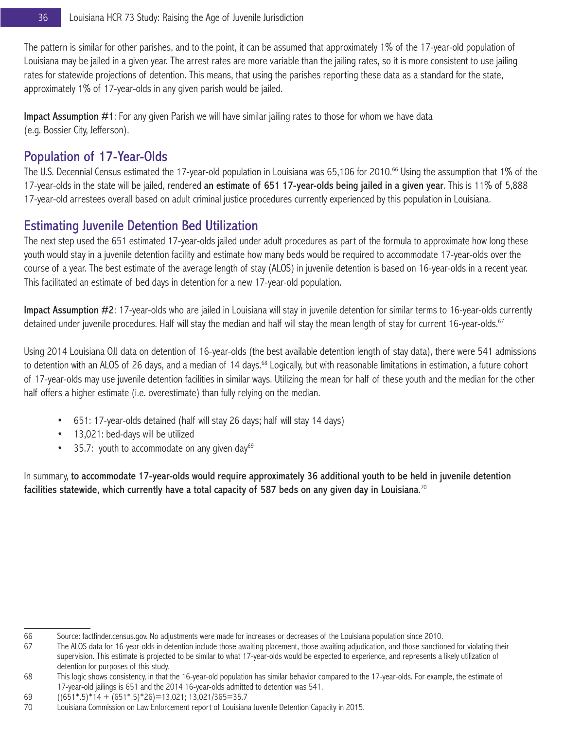The pattern is similar for other parishes, and to the point, it can be assumed that approximately 1% of the 17-year-old population of Louisiana may be jailed in a given year. The arrest rates are more variable than the jailing rates, so it is more consistent to use jailing rates for statewide projections of detention. This means, that using the parishes reporting these data as a standard for the state, approximately 1% of 17-year-olds in any given parish would be jailed.

**Impact Assumption #1**: For any given Parish we will have similar jailing rates to those for whom we have data (e.g. Bossier City, Jefferson).

## Population of 17-Year-Olds

The U.S. Decennial Census estimated the 17-year-old population in Louisiana was 65,106 for 2010.[66] Using the assumption that 1% of the 17-year-olds in the state will be jailed, rendered **an estimate of 651 17-year-olds being jailed in a given year**. This is 11% of 5,888 17-year-old arrestees overall based on adult criminal justice procedures currently experienced by this population in Louisiana.

## Estimating Juvenile Detention Bed Utilization

The next step used the 651 estimated 17-year-olds jailed under adult procedures as part of the formula to approximate how long these youth would stay in a juvenile detention facility and estimate how many beds would be required to accommodate 17-year-olds over the course of a year. The best estimate of the average length of stay (ALOS) in juvenile detention is based on 16-year-olds in a recent year. This facilitated an estimate of bed days in detention for a new 17-year-old population.

**Impact Assumption #2**: 17-year-olds who are jailed in Louisiana will stay in juvenile detention for similar terms to 16-year-olds currently detained under juvenile procedures. Half will stay the median and half will stay the mean length of stay for current 16-year-olds.[67]

Using 2014 Louisiana OJJ data on detention of 16-year-olds (the best available detention length of stay data), there were 541 admissions to detention with an ALOS of 26 days, and a median of 14 days.[68] Logically, but with reasonable limitations in estimation, a future cohort of 17-year-olds may use juvenile detention facilities in similar ways. Utilizing the mean for half of these youth and the median for the other half offers a higher estimate (i.e. overestimate) than fully relying on the median.

- 651: 17-year-olds detained (half will stay 26 days; half will stay 14 days)
- 13,021: bed-days will be utilized
- 35.7: youth to accommodate on any given day[69]

In summary, **to accommodate 17-year-olds would require approximately 36 additional youth to be held in juvenile detention facilities statewide, which currently have a total capacity of 587 beds on any given day in Louisiana**.[70]

---

66 Source: factfinder.census.gov. No adjustments were made for increases or decreases of the Louisiana population since 2010.

67 The ALOS data for 16-year-olds in detention include those awaiting placement, those awaiting adjudication, and those sanctioned for violating their supervision. This estimate is projected to be similar to what 17-year-olds would be expected to experience, and represents a likely utilization of detention for purposes of this study.

68 This logic shows consistency, in that the 16-year-old population has similar behavior compared to the 17-year-olds. For example, the estimate of 17-year-old jailings is 651 and the 2014 16-year-olds admitted to detention was 541.

69 ((651*.5)*14 + (651*.5)*26)=13,021; 13,021/365=35.7

70 Louisiana Commission on Law Enforcement report of Louisiana Juvenile Detention Capacity in 2015.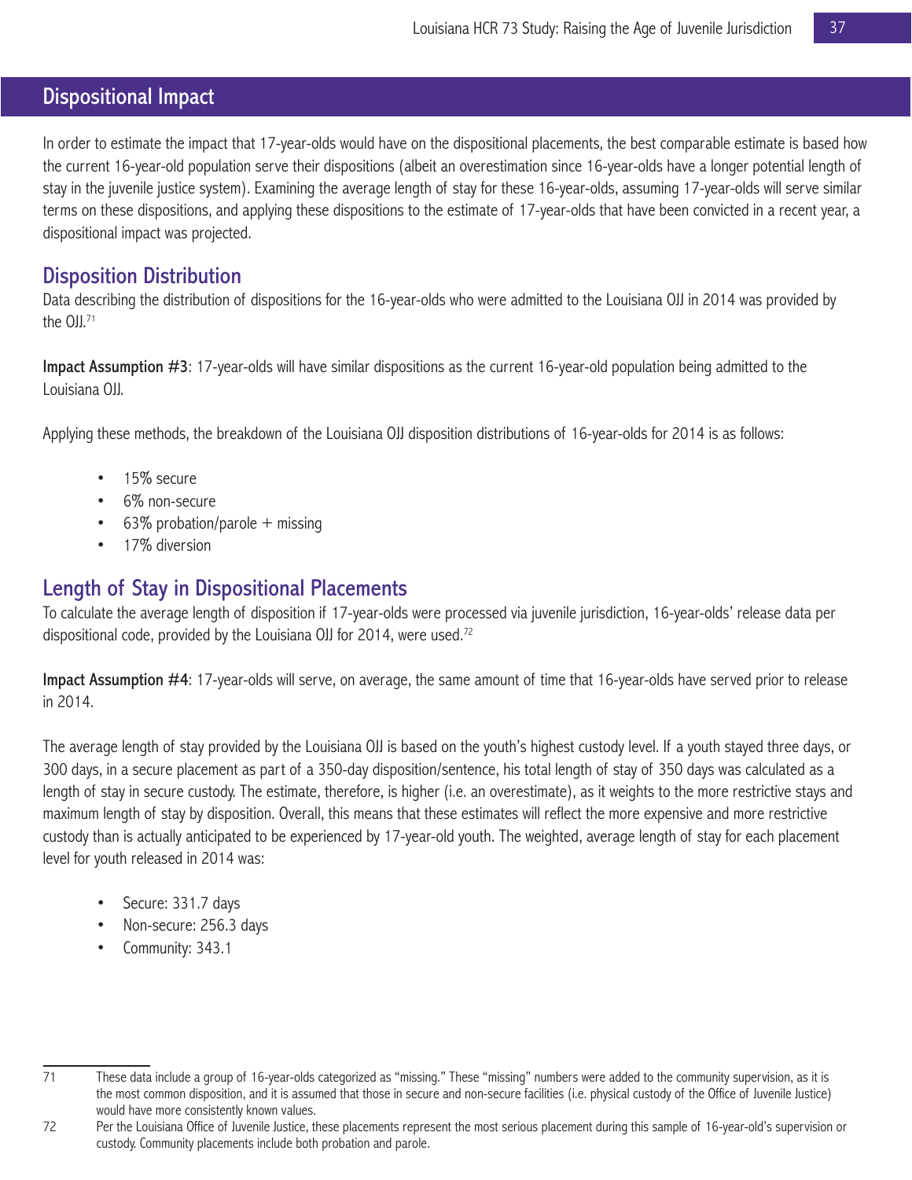## Dispositional Impact

In order to estimate the impact that 17-year-olds would have on the dispositional placements, the best comparable estimate is based how the current 16-year-old population serve their dispositions (albeit an overestimation since 16-year-olds have a longer potential length of stay in the juvenile justice system). Examining the average length of stay for these 16-year-olds, assuming 17-year-olds will serve similar terms on these dispositions, and applying these dispositions to the estimate of 17-year-olds that have been convicted in a recent year, a dispositional impact was projected.

### Disposition Distribution

Data describing the distribution of dispositions for the 16-year-olds who were admitted to the Louisiana OJJ in 2014 was provided by the OJJ.[71]

**Impact Assumption #3**: 17-year-olds will have similar dispositions as the current 16-year-old population being admitted to the Louisiana OJJ.

Applying these methods, the breakdown of the Louisiana OJJ disposition distributions of 16-year-olds for 2014 is as follows:

- 15% secure
- 6% non-secure
- 63% probation/parole + missing
- 17% diversion

### Length of Stay in Dispositional Placements

To calculate the average length of disposition if 17-year-olds were processed via juvenile jurisdiction, 16-year-olds' release data per dispositional code, provided by the Louisiana OJJ for 2014, were used.[72]

**Impact Assumption #4**: 17-year-olds will serve, on average, the same amount of time that 16-year-olds have served prior to release in 2014.

The average length of stay provided by the Louisiana OJJ is based on the youth's highest custody level. If a youth stayed three days, or 300 days, in a secure placement as part of a 350-day disposition/sentence, his total length of stay of 350 days was calculated as a length of stay in secure custody. The estimate, therefore, is higher (i.e. an overestimate), as it weights to the more restrictive stays and maximum length of stay by disposition. Overall, this means that these estimates will reflect the more expensive and more restrictive custody than is actually anticipated to be experienced by 17-year-old youth. The weighted, average length of stay for each placement level for youth released in 2014 was:

- Secure: 331.7 days
- Non-secure: 256.3 days
- Community: 343.1

---

71 These data include a group of 16-year-olds categorized as "missing." These "missing" numbers were added to the community supervision, as it is the most common disposition, and it is assumed that those in secure and non-secure facilities (i.e. physical custody of the Office of Juvenile Justice) would have more consistently known values.

72 Per the Louisiana Office of Juvenile Justice, these placements represent the most serious placement during this sample of 16-year-old's supervision or custody. Community placements include both probation and parole.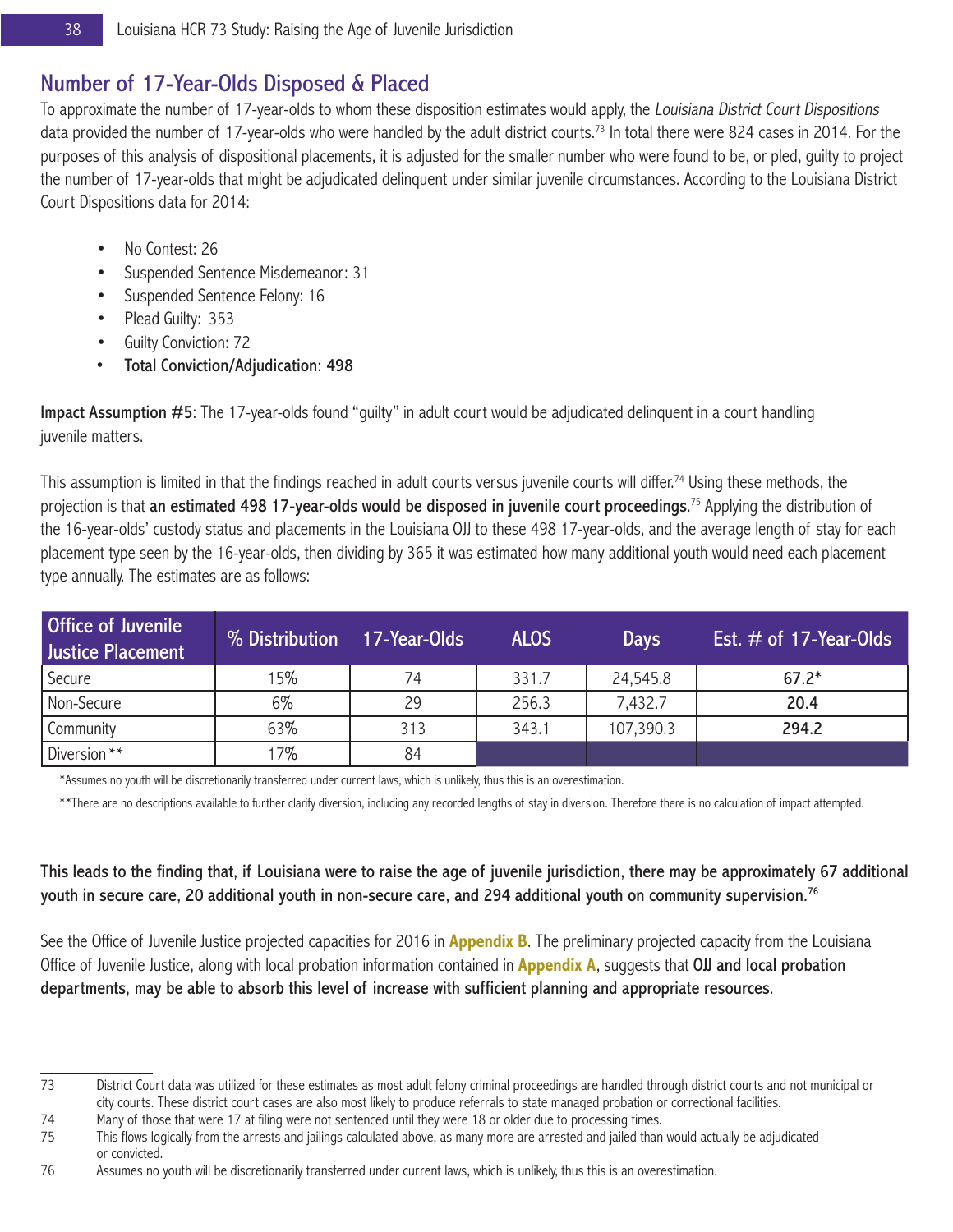## Number of 17-Year-Olds Disposed & Placed

To approximate the number of 17-year-olds to whom these disposition estimates would apply, the *Louisiana District Court Dispositions* data provided the number of 17-year-olds who were handled by the adult district courts.[73] In total there were 824 cases in 2014. For the purposes of this analysis of dispositional placements, it is adjusted for the smaller number who were found to be, or pled, guilty to project the number of 17-year-olds that might be adjudicated delinquent under similar juvenile circumstances. According to the Louisiana District Court Dispositions data for 2014:

- No Contest: 26
- Suspended Sentence Misdemeanor: 31
- Suspended Sentence Felony: 16
- Plead Guilty: 353
- Guilty Conviction: 72
- **Total Conviction/Adjudication: 498**

**Impact Assumption #5**: The 17-year-olds found "guilty" in adult court would be adjudicated delinquent in a court handling juvenile matters.

This assumption is limited in that the findings reached in adult courts versus juvenile courts will differ.[74] Using these methods, the projection is that **an estimated 498 17-year-olds would be disposed in juvenile court proceedings**.[75] Applying the distribution of the 16-year-olds' custody status and placements in the Louisiana OJJ to these 498 17-year-olds, and the average length of stay for each placement type seen by the 16-year-olds, then dividing by 365 it was estimated how many additional youth would need each placement type annually. The estimates are as follows:

| Office of Juvenile Justice Placement | % Distribution | 17-Year-Olds | ALOS | Days | Est. # of 17-Year-Olds |
|---|---|---|---|---|---|
| Secure | 15% | 74 | 331.7 | 24,545.8 | **67.2*** |
| Non-Secure | 6% | 29 | 256.3 | 7,432.7 | **20.4** |
| Community | 63% | 313 | 343.1 | 107,390.3 | **294.2** |
| Diversion** | 17% | 84 | | | |

*Assumes no youth will be discretionarily transferred under current laws, which is unlikely, thus this is an overestimation.

**There are no descriptions available to further clarify diversion, including any recorded lengths of stay in diversion. Therefore there is no calculation of impact attempted.

**This leads to the finding that, if Louisiana were to raise the age of juvenile jurisdiction, there may be approximately 67 additional youth in secure care, 20 additional youth in non-secure care, and 294 additional youth on community supervision.**[76]

See the Office of Juvenile Justice projected capacities for 2016 in **Appendix B**. The preliminary projected capacity from the Louisiana Office of Juvenile Justice, along with local probation information contained in **Appendix A**, suggests that **OJJ and local probation departments, may be able to absorb this level of increase with sufficient planning and appropriate resources**.

---

73 District Court data was utilized for these estimates as most adult felony criminal proceedings are handled through district courts and not municipal or city courts. These district court cases are also most likely to produce referrals to state managed probation or correctional facilities.

74 Many of those that were 17 at filing were not sentenced until they were 18 or older due to processing times.

75 This flows logically from the arrests and jailings calculated above, as many more are arrested and jailed than would actually be adjudicated or convicted.

76 Assumes no youth will be discretionarily transferred under current laws, which is unlikely, thus this is an overestimation.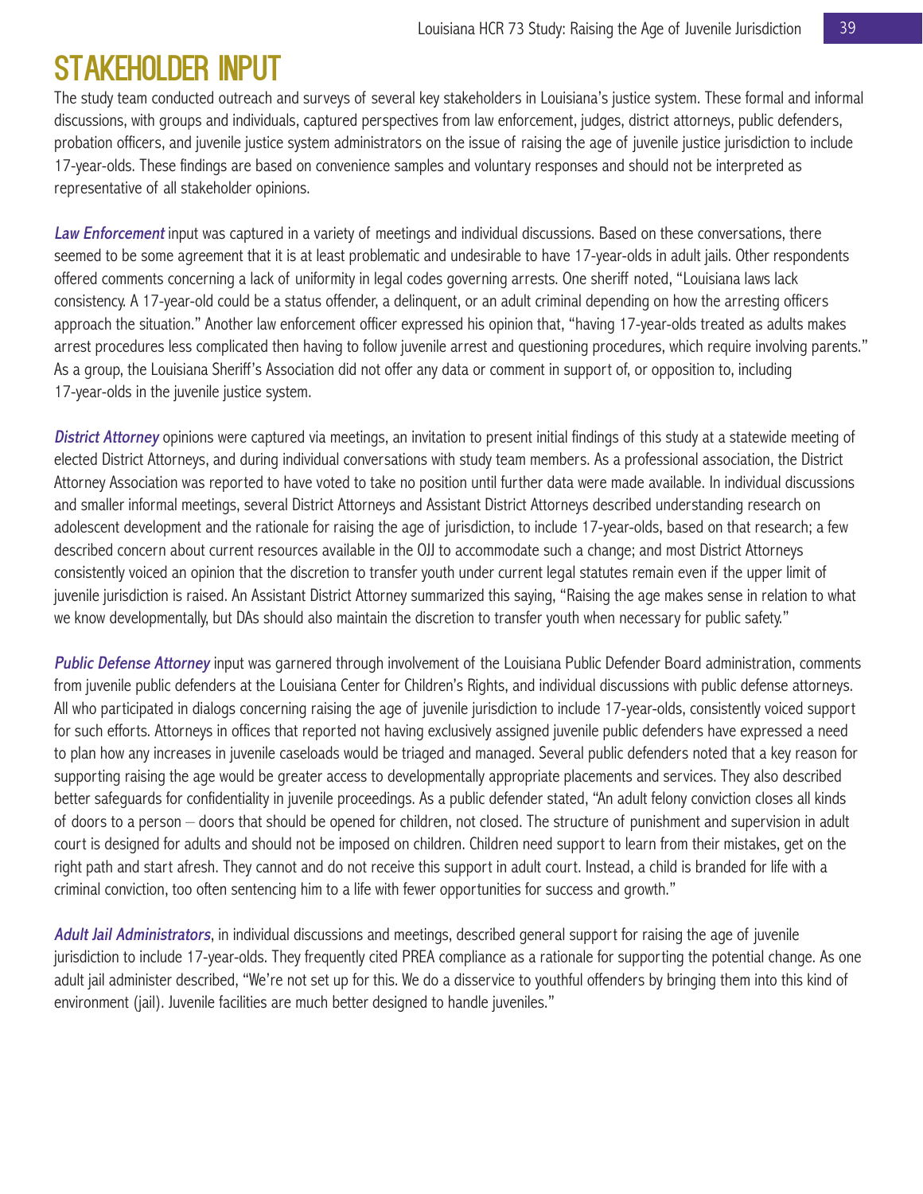# STAKEHOLDER INPUT

The study team conducted outreach and surveys of several key stakeholders in Louisiana's justice system. These formal and informal discussions, with groups and individuals, captured perspectives from law enforcement, judges, district attorneys, public defenders, probation officers, and juvenile justice system administrators on the issue of raising the age of juvenile justice jurisdiction to include 17-year-olds. These findings are based on convenience samples and voluntary responses and should not be interpreted as representative of all stakeholder opinions.

***Law Enforcement*** input was captured in a variety of meetings and individual discussions. Based on these conversations, there seemed to be some agreement that it is at least problematic and undesirable to have 17-year-olds in adult jails. Other respondents offered comments concerning a lack of uniformity in legal codes governing arrests. One sheriff noted, "Louisiana laws lack consistency. A 17-year-old could be a status offender, a delinquent, or an adult criminal depending on how the arresting officers approach the situation." Another law enforcement officer expressed his opinion that, "having 17-year-olds treated as adults makes arrest procedures less complicated then having to follow juvenile arrest and questioning procedures, which require involving parents." As a group, the Louisiana Sheriff's Association did not offer any data or comment in support of, or opposition to, including 17-year-olds in the juvenile justice system.

***District Attorney*** opinions were captured via meetings, an invitation to present initial findings of this study at a statewide meeting of elected District Attorneys, and during individual conversations with study team members. As a professional association, the District Attorney Association was reported to have voted to take no position until further data were made available. In individual discussions and smaller informal meetings, several District Attorneys and Assistant District Attorneys described understanding research on adolescent development and the rationale for raising the age of jurisdiction, to include 17-year-olds, based on that research; a few described concern about current resources available in the OJJ to accommodate such a change; and most District Attorneys consistently voiced an opinion that the discretion to transfer youth under current legal statutes remain even if the upper limit of juvenile jurisdiction is raised. An Assistant District Attorney summarized this saying, "Raising the age makes sense in relation to what we know developmentally, but DAs should also maintain the discretion to transfer youth when necessary for public safety."

***Public Defense Attorney*** input was garnered through involvement of the Louisiana Public Defender Board administration, comments from juvenile public defenders at the Louisiana Center for Children's Rights, and individual discussions with public defense attorneys. All who participated in dialogs concerning raising the age of juvenile jurisdiction to include 17-year-olds, consistently voiced support for such efforts. Attorneys in offices that reported not having exclusively assigned juvenile public defenders have expressed a need to plan how any increases in juvenile caseloads would be triaged and managed. Several public defenders noted that a key reason for supporting raising the age would be greater access to developmentally appropriate placements and services. They also described better safeguards for confidentiality in juvenile proceedings. As a public defender stated, "An adult felony conviction closes all kinds of doors to a person – doors that should be opened for children, not closed. The structure of punishment and supervision in adult court is designed for adults and should not be imposed on children. Children need support to learn from their mistakes, get on the right path and start afresh. They cannot and do not receive this support in adult court. Instead, a child is branded for life with a criminal conviction, too often sentencing him to a life with fewer opportunities for success and growth."

***Adult Jail Administrators***, in individual discussions and meetings, described general support for raising the age of juvenile jurisdiction to include 17-year-olds. They frequently cited PREA compliance as a rationale for supporting the potential change. As one adult jail administer described, "We're not set up for this. We do a disservice to youthful offenders by bringing them into this kind of environment (jail). Juvenile facilities are much better designed to handle juveniles."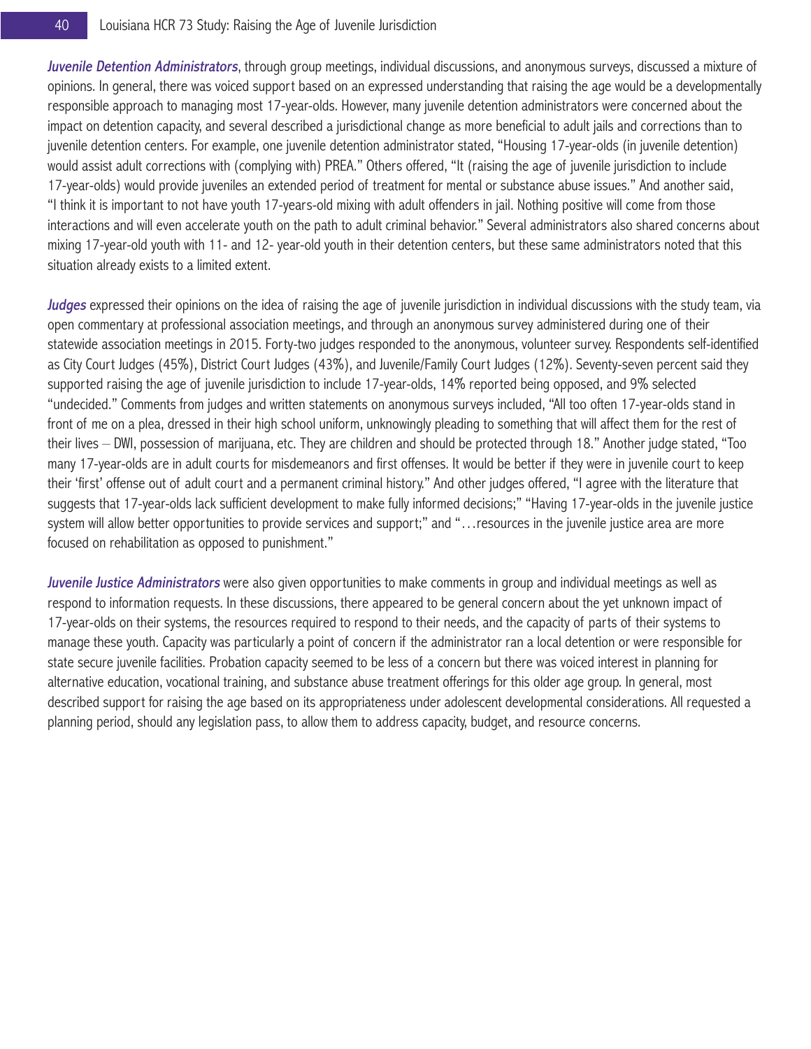***Juvenile Detention Administrators***, through group meetings, individual discussions, and anonymous surveys, discussed a mixture of opinions. In general, there was voiced support based on an expressed understanding that raising the age would be a developmentally responsible approach to managing most 17-year-olds. However, many juvenile detention administrators were concerned about the impact on detention capacity, and several described a jurisdictional change as more beneficial to adult jails and corrections than to juvenile detention centers. For example, one juvenile detention administrator stated, "Housing 17-year-olds (in juvenile detention) would assist adult corrections with (complying with) PREA." Others offered, "It (raising the age of juvenile jurisdiction to include 17-year-olds) would provide juveniles an extended period of treatment for mental or substance abuse issues." And another said, "I think it is important to not have youth 17-years-old mixing with adult offenders in jail. Nothing positive will come from those interactions and will even accelerate youth on the path to adult criminal behavior." Several administrators also shared concerns about mixing 17-year-old youth with 11- and 12- year-old youth in their detention centers, but these same administrators noted that this situation already exists to a limited extent.

***Judges*** expressed their opinions on the idea of raising the age of juvenile jurisdiction in individual discussions with the study team, via open commentary at professional association meetings, and through an anonymous survey administered during one of their statewide association meetings in 2015. Forty-two judges responded to the anonymous, volunteer survey. Respondents self-identified as City Court Judges (45%), District Court Judges (43%), and Juvenile/Family Court Judges (12%). Seventy-seven percent said they supported raising the age of juvenile jurisdiction to include 17-year-olds, 14% reported being opposed, and 9% selected "undecided." Comments from judges and written statements on anonymous surveys included, "All too often 17-year-olds stand in front of me on a plea, dressed in their high school uniform, unknowingly pleading to something that will affect them for the rest of their lives – DWI, possession of marijuana, etc. They are children and should be protected through 18." Another judge stated, "Too many 17-year-olds are in adult courts for misdemeanors and first offenses. It would be better if they were in juvenile court to keep their 'first' offense out of adult court and a permanent criminal history." And other judges offered, "I agree with the literature that suggests that 17-year-olds lack sufficient development to make fully informed decisions;" "Having 17-year-olds in the juvenile justice system will allow better opportunities to provide services and support;" and "…resources in the juvenile justice area are more focused on rehabilitation as opposed to punishment."

***Juvenile Justice Administrators*** were also given opportunities to make comments in group and individual meetings as well as respond to information requests. In these discussions, there appeared to be general concern about the yet unknown impact of 17-year-olds on their systems, the resources required to respond to their needs, and the capacity of parts of their systems to manage these youth. Capacity was particularly a point of concern if the administrator ran a local detention or were responsible for state secure juvenile facilities. Probation capacity seemed to be less of a concern but there was voiced interest in planning for alternative education, vocational training, and substance abuse treatment offerings for this older age group. In general, most described support for raising the age based on its appropriateness under adolescent developmental considerations. All requested a planning period, should any legislation pass, to allow them to address capacity, budget, and resource concerns.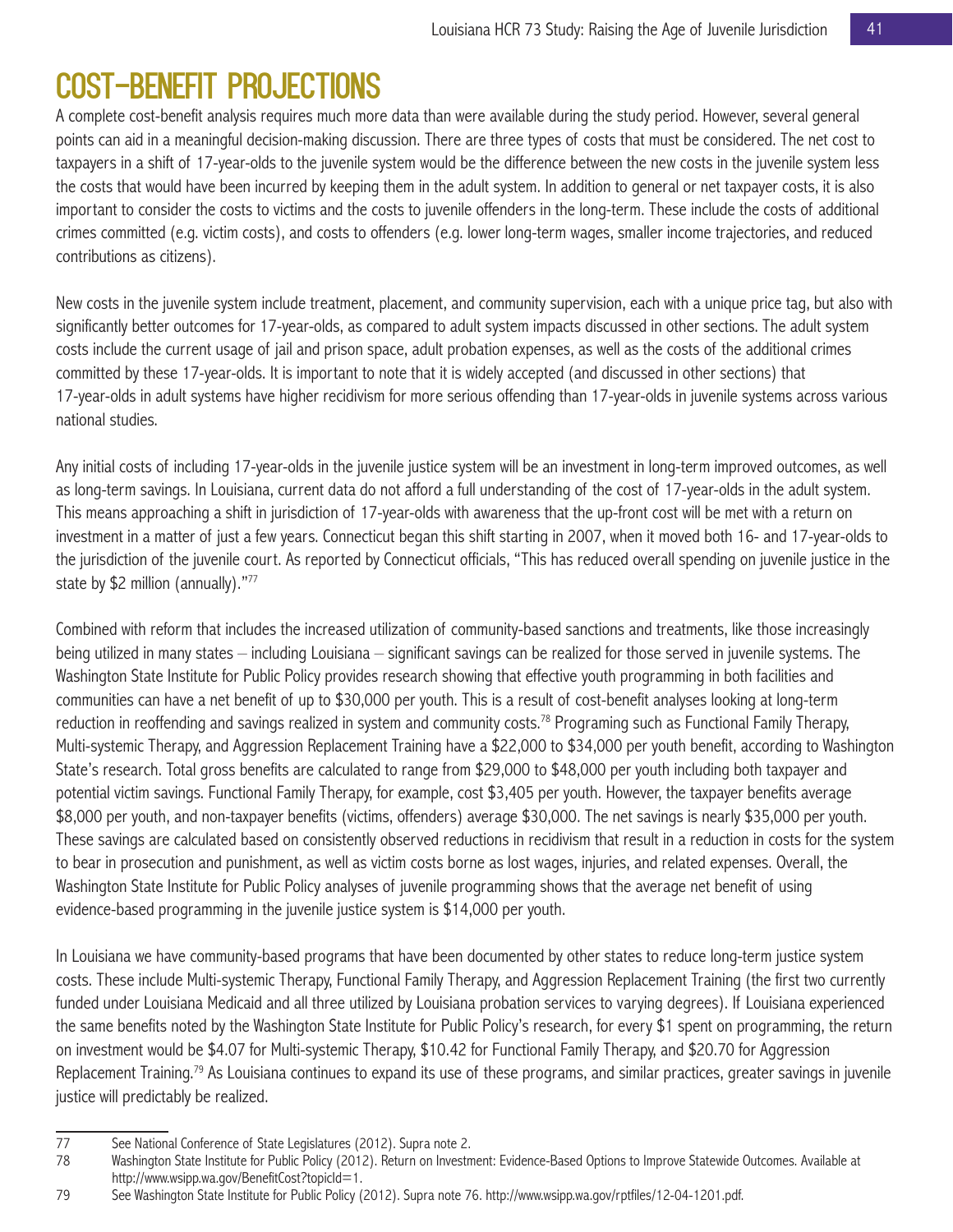# COST-BENEFIT PROJECTIONS

A complete cost-benefit analysis requires much more data than were available during the study period. However, several general points can aid in a meaningful decision-making discussion. There are three types of costs that must be considered. The net cost to taxpayers in a shift of 17-year-olds to the juvenile system would be the difference between the new costs in the juvenile system less the costs that would have been incurred by keeping them in the adult system. In addition to general or net taxpayer costs, it is also important to consider the costs to victims and the costs to juvenile offenders in the long-term. These include the costs of additional crimes committed (e.g. victim costs), and costs to offenders (e.g. lower long-term wages, smaller income trajectories, and reduced contributions as citizens).

New costs in the juvenile system include treatment, placement, and community supervision, each with a unique price tag, but also with significantly better outcomes for 17-year-olds, as compared to adult system impacts discussed in other sections. The adult system costs include the current usage of jail and prison space, adult probation expenses, as well as the costs of the additional crimes committed by these 17-year-olds. It is important to note that it is widely accepted (and discussed in other sections) that 17-year-olds in adult systems have higher recidivism for more serious offending than 17-year-olds in juvenile systems across various national studies.

Any initial costs of including 17-year-olds in the juvenile justice system will be an investment in long-term improved outcomes, as well as long-term savings. In Louisiana, current data do not afford a full understanding of the cost of 17-year-olds in the adult system. This means approaching a shift in jurisdiction of 17-year-olds with awareness that the up-front cost will be met with a return on investment in a matter of just a few years. Connecticut began this shift starting in 2007, when it moved both 16- and 17-year-olds to the jurisdiction of the juvenile court. As reported by Connecticut officials, "This has reduced overall spending on juvenile justice in the state by $2 million (annually)."[77]

Combined with reform that includes the increased utilization of community-based sanctions and treatments, like those increasingly being utilized in many states – including Louisiana – significant savings can be realized for those served in juvenile systems. The Washington State Institute for Public Policy provides research showing that effective youth programming in both facilities and communities can have a net benefit of up to $30,000 per youth. This is a result of cost-benefit analyses looking at long-term reduction in reoffending and savings realized in system and community costs.[78] Programing such as Functional Family Therapy, Multi-systemic Therapy, and Aggression Replacement Training have a $22,000 to $34,000 per youth benefit, according to Washington State's research. Total gross benefits are calculated to range from $29,000 to $48,000 per youth including both taxpayer and potential victim savings. Functional Family Therapy, for example, cost $3,405 per youth. However, the taxpayer benefits average $8,000 per youth, and non-taxpayer benefits (victims, offenders) average $30,000. The net savings is nearly $35,000 per youth. These savings are calculated based on consistently observed reductions in recidivism that result in a reduction in costs for the system to bear in prosecution and punishment, as well as victim costs borne as lost wages, injuries, and related expenses. Overall, the Washington State Institute for Public Policy analyses of juvenile programming shows that the average net benefit of using evidence-based programming in the juvenile justice system is $14,000 per youth.

In Louisiana we have community-based programs that have been documented by other states to reduce long-term justice system costs. These include Multi-systemic Therapy, Functional Family Therapy, and Aggression Replacement Training (the first two currently funded under Louisiana Medicaid and all three utilized by Louisiana probation services to varying degrees). If Louisiana experienced the same benefits noted by the Washington State Institute for Public Policy's research, for every $1 spent on programming, the return on investment would be $4.07 for Multi-systemic Therapy, $10.42 for Functional Family Therapy, and $20.70 for Aggression Replacement Training.[79] As Louisiana continues to expand its use of these programs, and similar practices, greater savings in juvenile justice will predictably be realized.

---

77 See National Conference of State Legislatures (2012). Supra note 2.

78 Washington State Institute for Public Policy (2012). Return on Investment: Evidence-Based Options to Improve Statewide Outcomes. Available at http://www.wsipp.wa.gov/BenefitCost?topicId=1.

79 See Washington State Institute for Public Policy (2012). Supra note 76. http://www.wsipp.wa.gov/rptfiles/12-04-1201.pdf.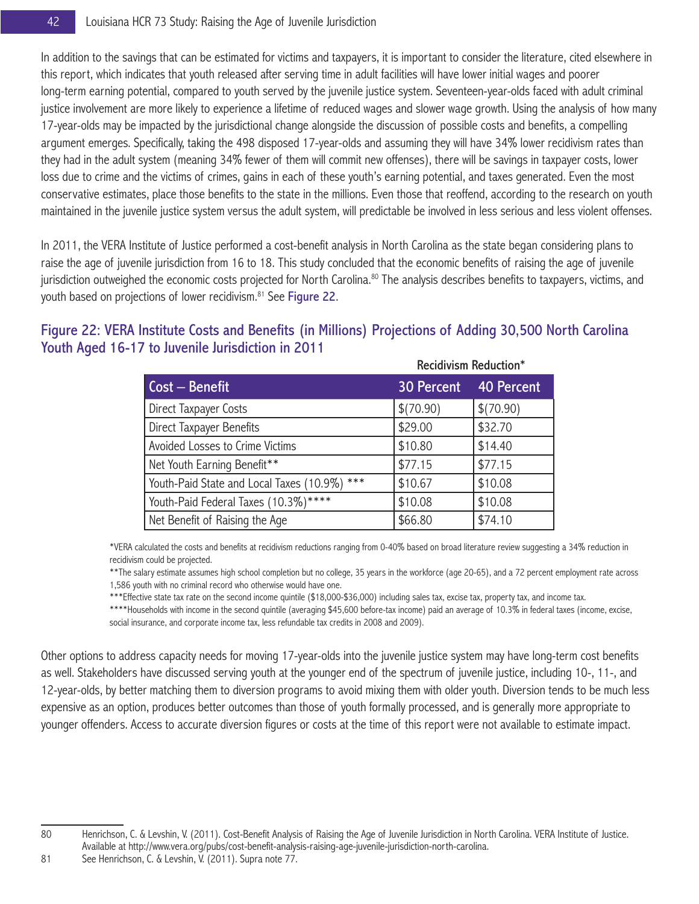In addition to the savings that can be estimated for victims and taxpayers, it is important to consider the literature, cited elsewhere in this report, which indicates that youth released after serving time in adult facilities will have lower initial wages and poorer long-term earning potential, compared to youth served by the juvenile justice system. Seventeen-year-olds faced with adult criminal justice involvement are more likely to experience a lifetime of reduced wages and slower wage growth. Using the analysis of how many 17-year-olds may be impacted by the jurisdictional change alongside the discussion of possible costs and benefits, a compelling argument emerges. Specifically, taking the 498 disposed 17-year-olds and assuming they will have 34% lower recidivism rates than they had in the adult system (meaning 34% fewer of them will commit new offenses), there will be savings in taxpayer costs, lower loss due to crime and the victims of crimes, gains in each of these youth's earning potential, and taxes generated. Even the most conservative estimates, place those benefits to the state in the millions. Even those that reoffend, according to the research on youth maintained in the juvenile justice system versus the adult system, will predictable be involved in less serious and less violent offenses.

In 2011, the VERA Institute of Justice performed a cost-benefit analysis in North Carolina as the state began considering plans to raise the age of juvenile jurisdiction from 16 to 18. This study concluded that the economic benefits of raising the age of juvenile jurisdiction outweighed the economic costs projected for North Carolina.[80] The analysis describes benefits to taxpayers, victims, and youth based on projections of lower recidivism.[81] See Figure 22.

### Figure 22: VERA Institute Costs and Benefits (in Millions) Projections of Adding 30,500 North Carolina Youth Aged 16-17 to Juvenile Jurisdiction in 2011

| | Recidivism Reduction* | |
|---|---|---|
| Cost – Benefit | 30 Percent | 40 Percent |
| Direct Taxpayer Costs | $(70.90) | $(70.90) |
| Direct Taxpayer Benefits | $29.00 | $32.70 |
| Avoided Losses to Crime Victims | $10.80 | $14.40 |
| Net Youth Earning Benefit** | $77.15 | $77.15 |
| Youth-Paid State and Local Taxes (10.9%) *** | $10.67 | $10.08 |
| Youth-Paid Federal Taxes (10.3%)**** | $10.08 | $10.08 |
| Net Benefit of Raising the Age | $66.80 | $74.10 |

*VERA calculated the costs and benefits at recidivism reductions ranging from 0-40% based on broad literature review suggesting a 34% reduction in recidivism could be projected.

**The salary estimate assumes high school completion but no college, 35 years in the workforce (age 20-65), and a 72 percent employment rate across 1,586 youth with no criminal record who otherwise would have one.

***Effective state tax rate on the second income quintile ($18,000-$36,000) including sales tax, excise tax, property tax, and income tax.

****Households with income in the second quintile (averaging $45,600 before-tax income) paid an average of 10.3% in federal taxes (income, excise, social insurance, and corporate income tax, less refundable tax credits in 2008 and 2009).

Other options to address capacity needs for moving 17-year-olds into the juvenile justice system may have long-term cost benefits as well. Stakeholders have discussed serving youth at the younger end of the spectrum of juvenile justice, including 10-, 11-, and 12-year-olds, by better matching them to diversion programs to avoid mixing them with older youth. Diversion tends to be much less expensive as an option, produces better outcomes than those of youth formally processed, and is generally more appropriate to younger offenders. Access to accurate diversion figures or costs at the time of this report were not available to estimate impact.

---

80 Henrichson, C. & Levshin, V. (2011). Cost-Benefit Analysis of Raising the Age of Juvenile Jurisdiction in North Carolina. VERA Institute of Justice. Available at http://www.vera.org/pubs/cost-benefit-analysis-raising-age-juvenile-jurisdiction-north-carolina.

81 See Henrichson, C. & Levshin, V. (2011). Supra note 77.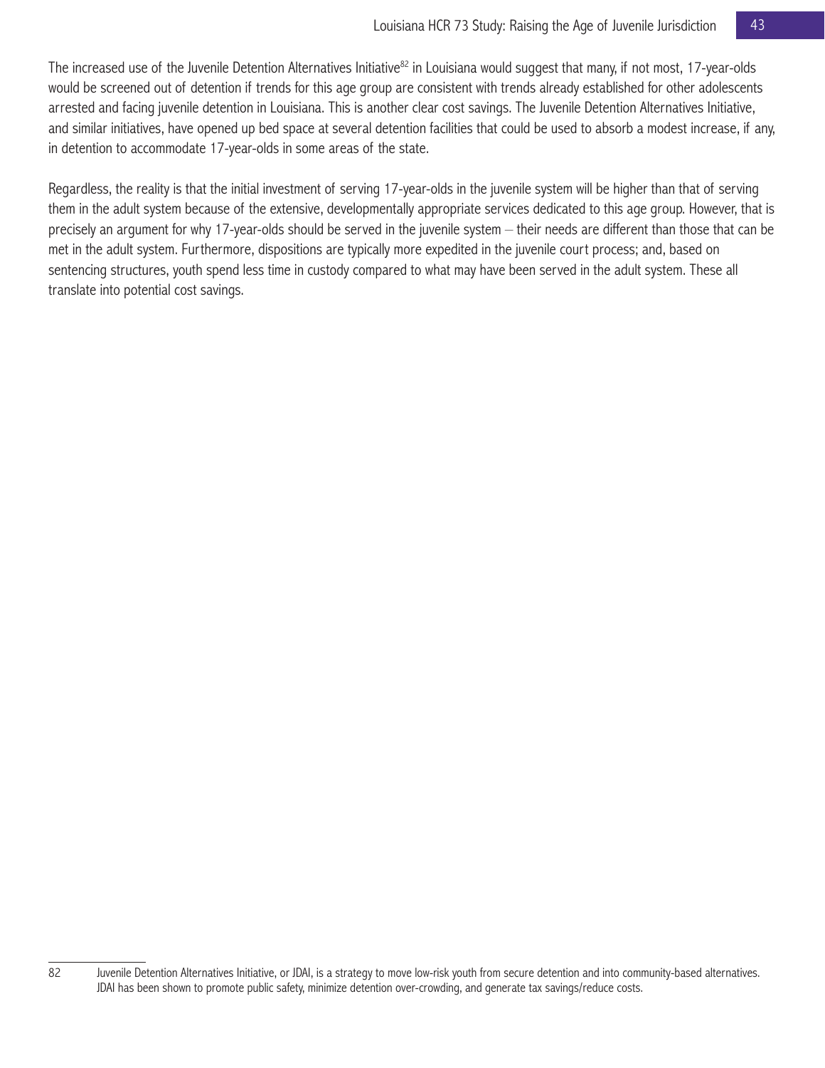The increased use of the Juvenile Detention Alternatives Initiative[82] in Louisiana would suggest that many, if not most, 17-year-olds would be screened out of detention if trends for this age group are consistent with trends already established for other adolescents arrested and facing juvenile detention in Louisiana. This is another clear cost savings. The Juvenile Detention Alternatives Initiative, and similar initiatives, have opened up bed space at several detention facilities that could be used to absorb a modest increase, if any, in detention to accommodate 17-year-olds in some areas of the state.

Regardless, the reality is that the initial investment of serving 17-year-olds in the juvenile system will be higher than that of serving them in the adult system because of the extensive, developmentally appropriate services dedicated to this age group. However, that is precisely an argument for why 17-year-olds should be served in the juvenile system – their needs are different than those that can be met in the adult system. Furthermore, dispositions are typically more expedited in the juvenile court process; and, based on sentencing structures, youth spend less time in custody compared to what may have been served in the adult system. These all translate into potential cost savings.

---

82 Juvenile Detention Alternatives Initiative, or JDAI, is a strategy to move low-risk youth from secure detention and into community-based alternatives. JDAI has been shown to promote public safety, minimize detention over-crowding, and generate tax savings/reduce costs.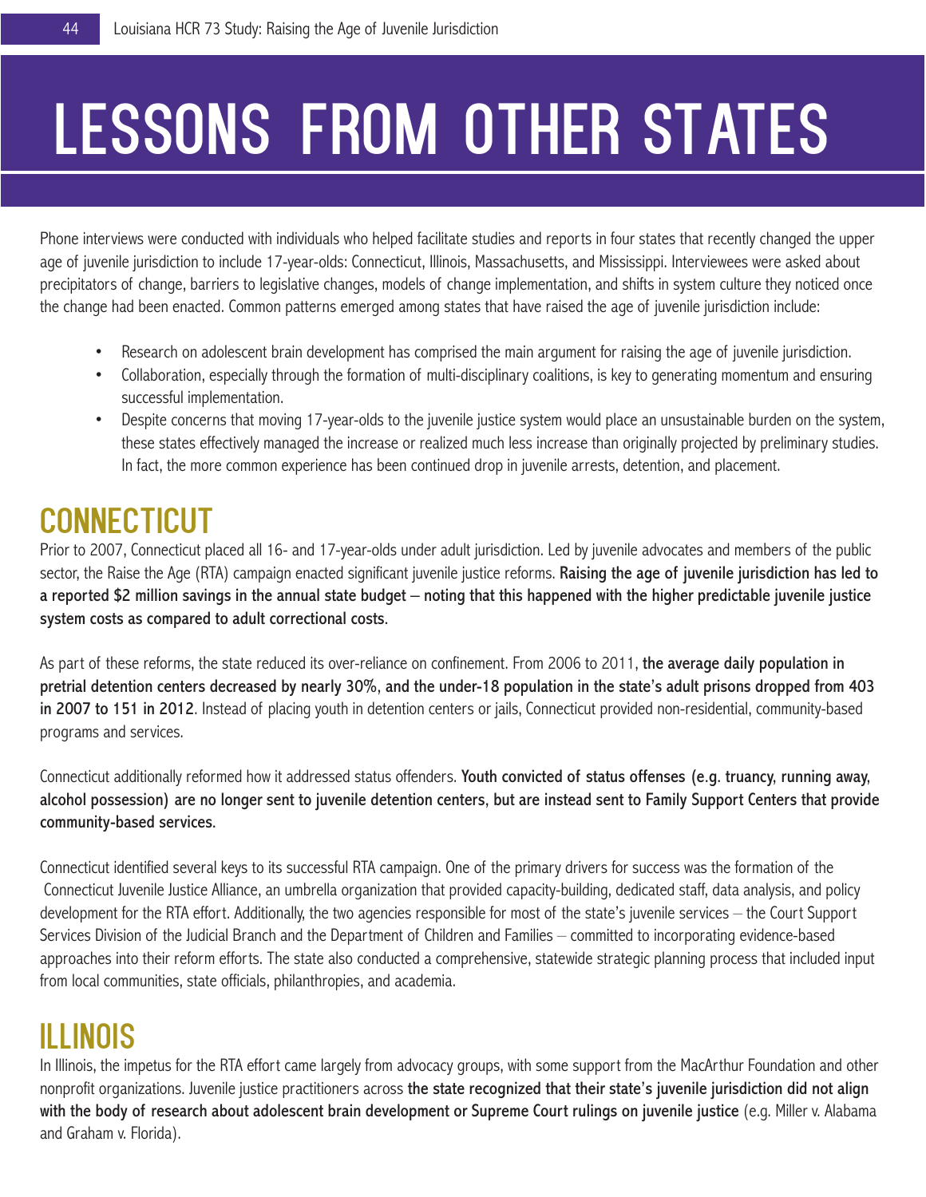# LESSONS FROM OTHER STATES

Phone interviews were conducted with individuals who helped facilitate studies and reports in four states that recently changed the upper age of juvenile jurisdiction to include 17-year-olds: Connecticut, Illinois, Massachusetts, and Mississippi. Interviewees were asked about precipitators of change, barriers to legislative changes, models of change implementation, and shifts in system culture they noticed once the change had been enacted. Common patterns emerged among states that have raised the age of juvenile jurisdiction include:

- Research on adolescent brain development has comprised the main argument for raising the age of juvenile jurisdiction.
- Collaboration, especially through the formation of multi-disciplinary coalitions, is key to generating momentum and ensuring successful implementation.
- Despite concerns that moving 17-year-olds to the juvenile justice system would place an unsustainable burden on the system, these states effectively managed the increase or realized much less increase than originally projected by preliminary studies. In fact, the more common experience has been continued drop in juvenile arrests, detention, and placement.

## CONNECTICUT

Prior to 2007, Connecticut placed all 16- and 17-year-olds under adult jurisdiction. Led by juvenile advocates and members of the public sector, the Raise the Age (RTA) campaign enacted significant juvenile justice reforms. **Raising the age of juvenile jurisdiction has led to a reported $2 million savings in the annual state budget – noting that this happened with the higher predictable juvenile justice system costs as compared to adult correctional costs.**

As part of these reforms, the state reduced its over-reliance on confinement. From 2006 to 2011, **the average daily population in pretrial detention centers decreased by nearly 30%, and the under-18 population in the state's adult prisons dropped from 403 in 2007 to 151 in 2012**. Instead of placing youth in detention centers or jails, Connecticut provided non-residential, community-based programs and services.

Connecticut additionally reformed how it addressed status offenders. **Youth convicted of status offenses (e.g. truancy, running away, alcohol possession) are no longer sent to juvenile detention centers, but are instead sent to Family Support Centers that provide community-based services.**

Connecticut identified several keys to its successful RTA campaign. One of the primary drivers for success was the formation of the Connecticut Juvenile Justice Alliance, an umbrella organization that provided capacity-building, dedicated staff, data analysis, and policy development for the RTA effort. Additionally, the two agencies responsible for most of the state's juvenile services – the Court Support Services Division of the Judicial Branch and the Department of Children and Families – committed to incorporating evidence-based approaches into their reform efforts. The state also conducted a comprehensive, statewide strategic planning process that included input from local communities, state officials, philanthropies, and academia.

## ILLINOIS

In Illinois, the impetus for the RTA effort came largely from advocacy groups, with some support from the MacArthur Foundation and other nonprofit organizations. Juvenile justice practitioners across **the state recognized that their state's juvenile jurisdiction did not align with the body of research about adolescent brain development or Supreme Court rulings on juvenile justice** (e.g. Miller v. Alabama and Graham v. Florida).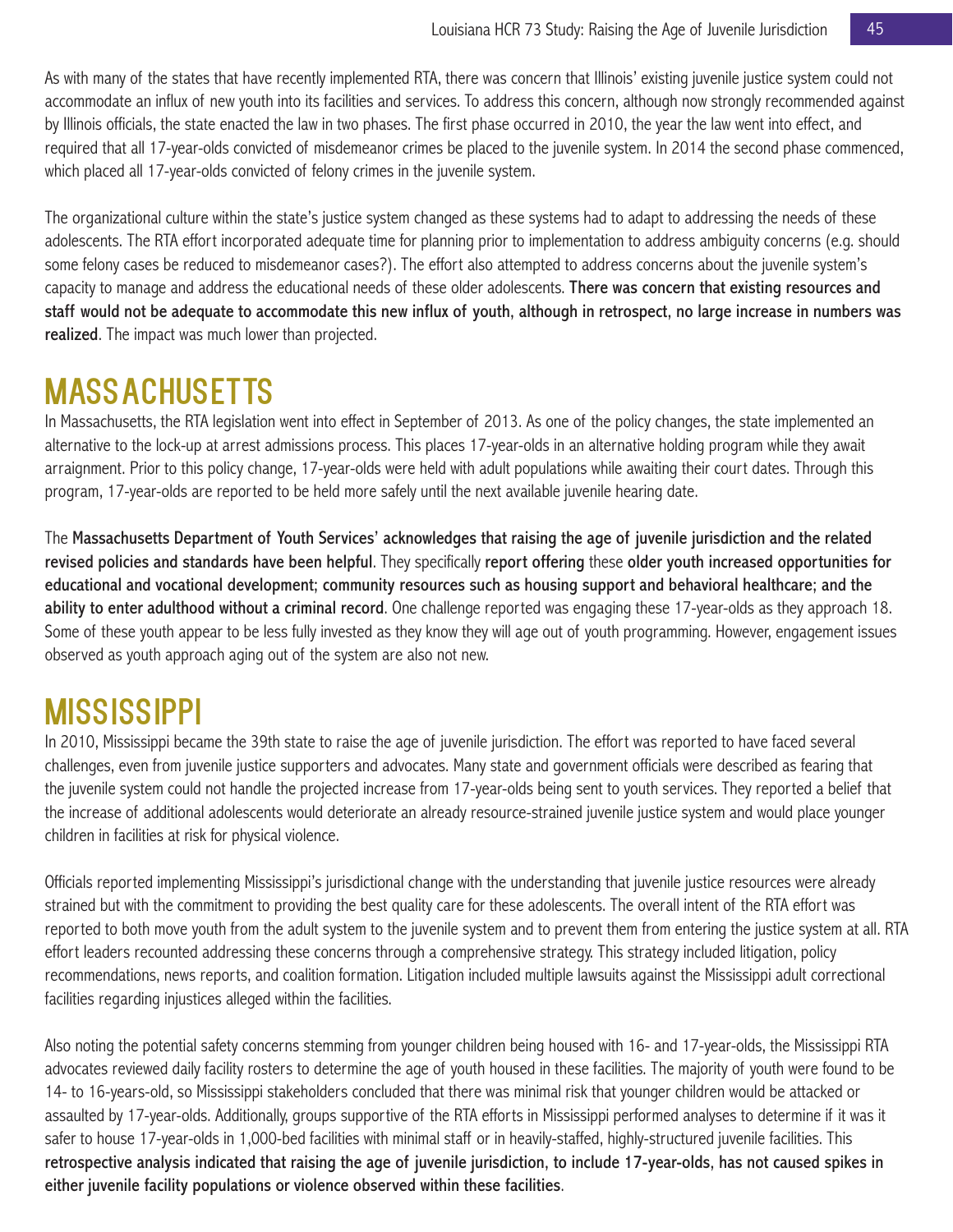As with many of the states that have recently implemented RTA, there was concern that Illinois' existing juvenile justice system could not accommodate an influx of new youth into its facilities and services. To address this concern, although now strongly recommended against by Illinois officials, the state enacted the law in two phases. The first phase occurred in 2010, the year the law went into effect, and required that all 17-year-olds convicted of misdemeanor crimes be placed to the juvenile system. In 2014 the second phase commenced, which placed all 17-year-olds convicted of felony crimes in the juvenile system.

The organizational culture within the state's justice system changed as these systems had to adapt to addressing the needs of these adolescents. The RTA effort incorporated adequate time for planning prior to implementation to address ambiguity concerns (e.g. should some felony cases be reduced to misdemeanor cases?). The effort also attempted to address concerns about the juvenile system's capacity to manage and address the educational needs of these older adolescents. **There was concern that existing resources and staff would not be adequate to accommodate this new influx of youth, although in retrospect, no large increase in numbers was realized**. The impact was much lower than projected.

# MASSACHUSETTS

In Massachusetts, the RTA legislation went into effect in September of 2013. As one of the policy changes, the state implemented an alternative to the lock-up at arrest admissions process. This places 17-year-olds in an alternative holding program while they await arraignment. Prior to this policy change, 17-year-olds were held with adult populations while awaiting their court dates. Through this program, 17-year-olds are reported to be held more safely until the next available juvenile hearing date.

The **Massachusetts Department of Youth Services' acknowledges that raising the age of juvenile jurisdiction and the related revised policies and standards have been helpful**. They specifically **report offering** these **older youth increased opportunities for educational and vocational development; community resources such as housing support and behavioral healthcare; and the ability to enter adulthood without a criminal record**. One challenge reported was engaging these 17-year-olds as they approach 18. Some of these youth appear to be less fully invested as they know they will age out of youth programming. However, engagement issues observed as youth approach aging out of the system are also not new.

# MISSISSIPPI

In 2010, Mississippi became the 39th state to raise the age of juvenile jurisdiction. The effort was reported to have faced several challenges, even from juvenile justice supporters and advocates. Many state and government officials were described as fearing that the juvenile system could not handle the projected increase from 17-year-olds being sent to youth services. They reported a belief that the increase of additional adolescents would deteriorate an already resource-strained juvenile justice system and would place younger children in facilities at risk for physical violence.

Officials reported implementing Mississippi's jurisdictional change with the understanding that juvenile justice resources were already strained but with the commitment to providing the best quality care for these adolescents. The overall intent of the RTA effort was reported to both move youth from the adult system to the juvenile system and to prevent them from entering the justice system at all. RTA effort leaders recounted addressing these concerns through a comprehensive strategy. This strategy included litigation, policy recommendations, news reports, and coalition formation. Litigation included multiple lawsuits against the Mississippi adult correctional facilities regarding injustices alleged within the facilities.

Also noting the potential safety concerns stemming from younger children being housed with 16- and 17-year-olds, the Mississippi RTA advocates reviewed daily facility rosters to determine the age of youth housed in these facilities. The majority of youth were found to be 14- to 16-years-old, so Mississippi stakeholders concluded that there was minimal risk that younger children would be attacked or assaulted by 17-year-olds. Additionally, groups supportive of the RTA efforts in Mississippi performed analyses to determine if it was it safer to house 17-year-olds in 1,000-bed facilities with minimal staff or in heavily-staffed, highly-structured juvenile facilities. This **retrospective analysis indicated that raising the age of juvenile jurisdiction, to include 17-year-olds, has not caused spikes in either juvenile facility populations or violence observed within these facilities**.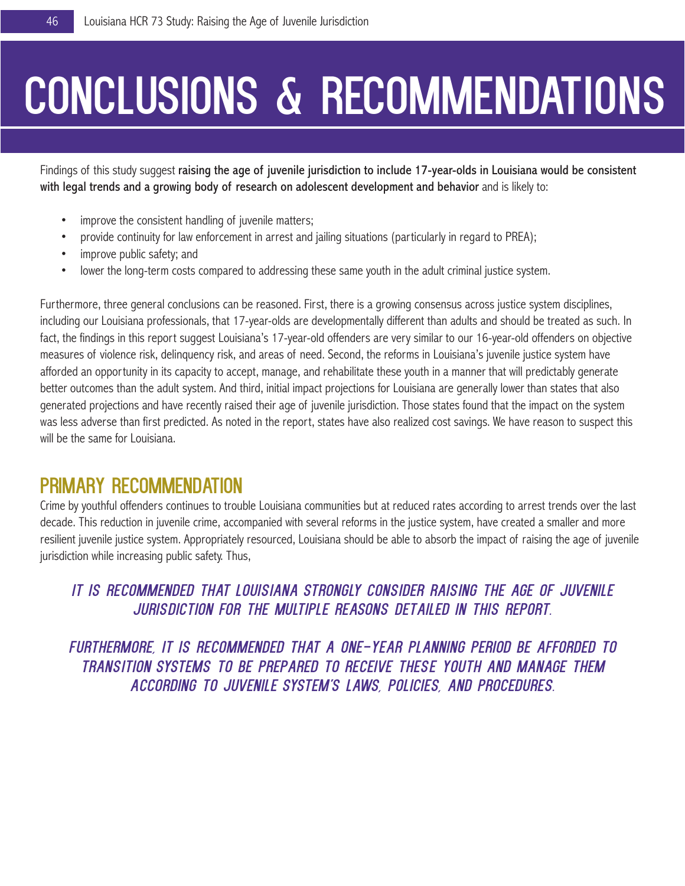# CONCLUSIONS & RECOMMENDATIONS

Findings of this study suggest **raising the age of juvenile jurisdiction to include 17-year-olds in Louisiana would be consistent with legal trends and a growing body of research on adolescent development and behavior** and is likely to:

- improve the consistent handling of juvenile matters;
- provide continuity for law enforcement in arrest and jailing situations (particularly in regard to PREA);
- improve public safety; and
- lower the long-term costs compared to addressing these same youth in the adult criminal justice system.

Furthermore, three general conclusions can be reasoned. First, there is a growing consensus across justice system disciplines, including our Louisiana professionals, that 17-year-olds are developmentally different than adults and should be treated as such. In fact, the findings in this report suggest Louisiana's 17-year-old offenders are very similar to our 16-year-old offenders on objective measures of violence risk, delinquency risk, and areas of need. Second, the reforms in Louisiana's juvenile justice system have afforded an opportunity in its capacity to accept, manage, and rehabilitate these youth in a manner that will predictably generate better outcomes than the adult system. And third, initial impact projections for Louisiana are generally lower than states that also generated projections and have recently raised their age of juvenile jurisdiction. Those states found that the impact on the system was less adverse than first predicted. As noted in the report, states have also realized cost savings. We have reason to suspect this will be the same for Louisiana.

## PRIMARY RECOMMENDATION

Crime by youthful offenders continues to trouble Louisiana communities but at reduced rates according to arrest trends over the last decade. This reduction in juvenile crime, accompanied with several reforms in the justice system, have created a smaller and more resilient juvenile justice system. Appropriately resourced, Louisiana should be able to absorb the impact of raising the age of juvenile jurisdiction while increasing public safety. Thus,

***IT IS RECOMMENDED THAT LOUISIANA STRONGLY CONSIDER RAISING THE AGE OF JUVENILE JURISDICTION FOR THE MULTIPLE REASONS DETAILED IN THIS REPORT.***

***FURTHERMORE, IT IS RECOMMENDED THAT A ONE-YEAR PLANNING PERIOD BE AFFORDED TO TRANSITION SYSTEMS TO BE PREPARED TO RECEIVE THESE YOUTH AND MANAGE THEM ACCORDING TO JUVENILE SYSTEM'S LAWS, POLICIES, AND PROCEDURES.***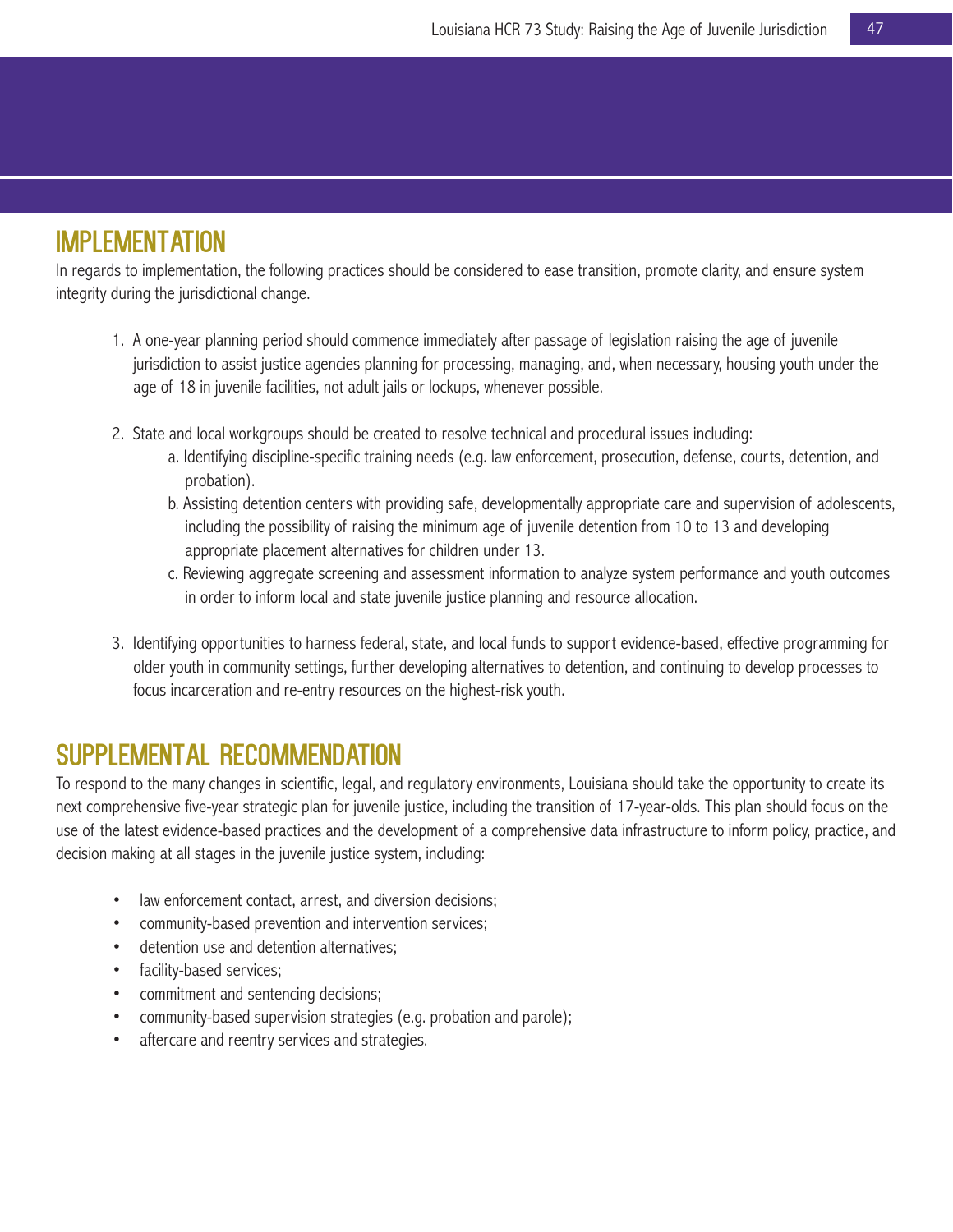## IMPLEMENTATION

In regards to implementation, the following practices should be considered to ease transition, promote clarity, and ensure system integrity during the jurisdictional change.

1. A one-year planning period should commence immediately after passage of legislation raising the age of juvenile jurisdiction to assist justice agencies planning for processing, managing, and, when necessary, housing youth under the age of 18 in juvenile facilities, not adult jails or lockups, whenever possible.

2. State and local workgroups should be created to resolve technical and procedural issues including:
   a. Identifying discipline-specific training needs (e.g. law enforcement, prosecution, defense, courts, detention, and probation).
   b. Assisting detention centers with providing safe, developmentally appropriate care and supervision of adolescents, including the possibility of raising the minimum age of juvenile detention from 10 to 13 and developing appropriate placement alternatives for children under 13.
   c. Reviewing aggregate screening and assessment information to analyze system performance and youth outcomes in order to inform local and state juvenile justice planning and resource allocation.

3. Identifying opportunities to harness federal, state, and local funds to support evidence-based, effective programming for older youth in community settings, further developing alternatives to detention, and continuing to develop processes to focus incarceration and re-entry resources on the highest-risk youth.

## SUPPLEMENTAL RECOMMENDATION

To respond to the many changes in scientific, legal, and regulatory environments, Louisiana should take the opportunity to create its next comprehensive five-year strategic plan for juvenile justice, including the transition of 17-year-olds. This plan should focus on the use of the latest evidence-based practices and the development of a comprehensive data infrastructure to inform policy, practice, and decision making at all stages in the juvenile justice system, including:

- law enforcement contact, arrest, and diversion decisions;
- community-based prevention and intervention services;
- detention use and detention alternatives;
- facility-based services;
- commitment and sentencing decisions;
- community-based supervision strategies (e.g. probation and parole);
- aftercare and reentry services and strategies.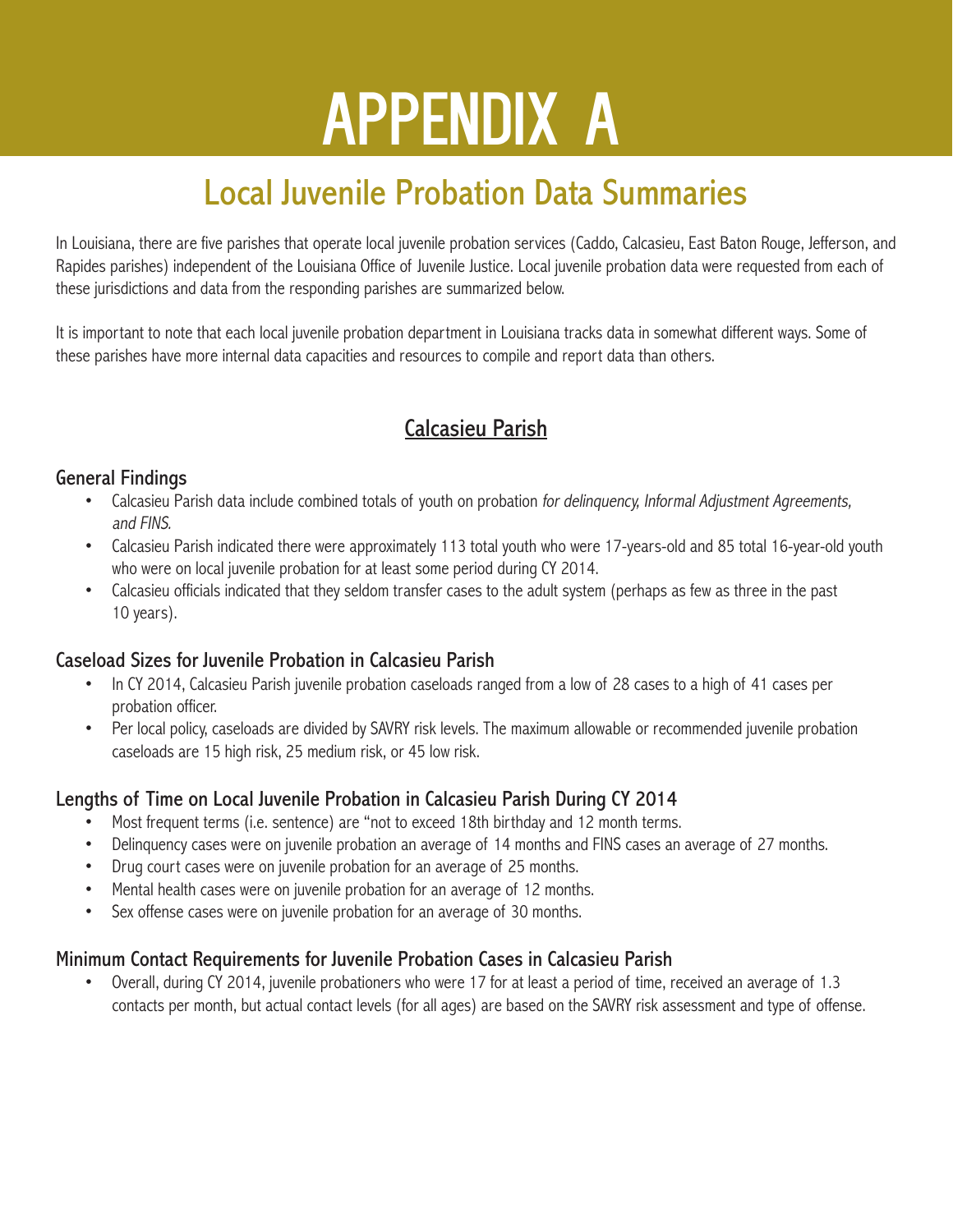# APPENDIX A

## Local Juvenile Probation Data Summaries

In Louisiana, there are five parishes that operate local juvenile probation services (Caddo, Calcasieu, East Baton Rouge, Jefferson, and Rapides parishes) independent of the Louisiana Office of Juvenile Justice. Local juvenile probation data were requested from each of these jurisdictions and data from the responding parishes are summarized below.

It is important to note that each local juvenile probation department in Louisiana tracks data in somewhat different ways. Some of these parishes have more internal data capacities and resources to compile and report data than others.

### Calcasieu Parish

#### General Findings

- Calcasieu Parish data include combined totals of youth on probation *for delinquency, Informal Adjustment Agreements, and FINS.*
- Calcasieu Parish indicated there were approximately 113 total youth who were 17-years-old and 85 total 16-year-old youth who were on local juvenile probation for at least some period during CY 2014.
- Calcasieu officials indicated that they seldom transfer cases to the adult system (perhaps as few as three in the past 10 years).

#### Caseload Sizes for Juvenile Probation in Calcasieu Parish

- In CY 2014, Calcasieu Parish juvenile probation caseloads ranged from a low of 28 cases to a high of 41 cases per probation officer.
- Per local policy, caseloads are divided by SAVRY risk levels. The maximum allowable or recommended juvenile probation caseloads are 15 high risk, 25 medium risk, or 45 low risk.

#### Lengths of Time on Local Juvenile Probation in Calcasieu Parish During CY 2014

- Most frequent terms (i.e. sentence) are "not to exceed 18th birthday and 12 month terms.
- Delinquency cases were on juvenile probation an average of 14 months and FINS cases an average of 27 months.
- Drug court cases were on juvenile probation for an average of 25 months.
- Mental health cases were on juvenile probation for an average of 12 months.
- Sex offense cases were on juvenile probation for an average of 30 months.

#### Minimum Contact Requirements for Juvenile Probation Cases in Calcasieu Parish

- Overall, during CY 2014, juvenile probationers who were 17 for at least a period of time, received an average of 1.3 contacts per month, but actual contact levels (for all ages) are based on the SAVRY risk assessment and type of offense.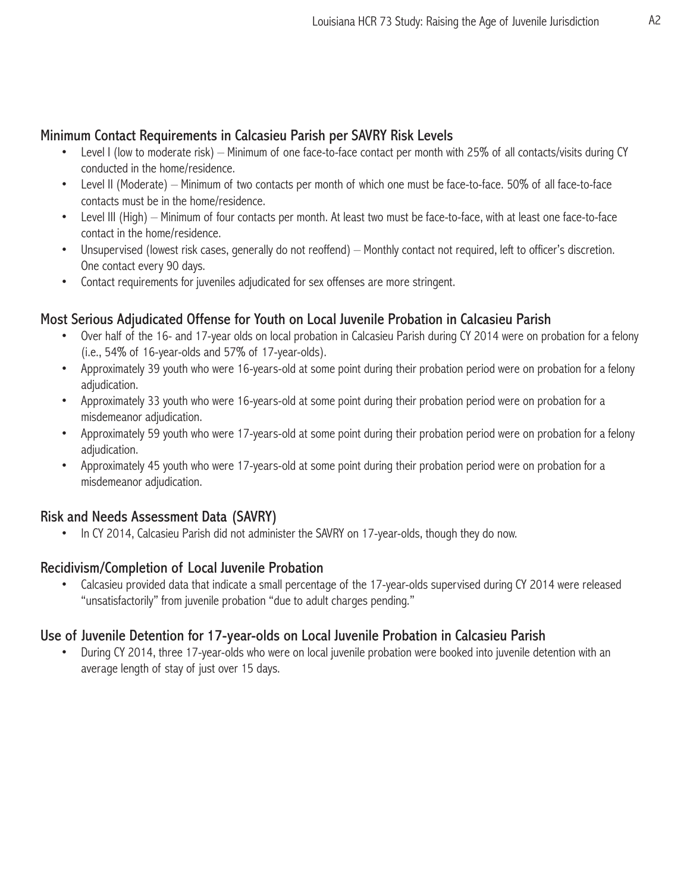## Minimum Contact Requirements in Calcasieu Parish per SAVRY Risk Levels

- Level I (low to moderate risk) – Minimum of one face-to-face contact per month with 25% of all contacts/visits during CY conducted in the home/residence.
- Level II (Moderate) – Minimum of two contacts per month of which one must be face-to-face. 50% of all face-to-face contacts must be in the home/residence.
- Level III (High) – Minimum of four contacts per month. At least two must be face-to-face, with at least one face-to-face contact in the home/residence.
- Unsupervised (lowest risk cases, generally do not reoffend) – Monthly contact not required, left to officer's discretion. One contact every 90 days.
- Contact requirements for juveniles adjudicated for sex offenses are more stringent.

## Most Serious Adjudicated Offense for Youth on Local Juvenile Probation in Calcasieu Parish

- Over half of the 16- and 17-year olds on local probation in Calcasieu Parish during CY 2014 were on probation for a felony (i.e., 54% of 16-year-olds and 57% of 17-year-olds).
- Approximately 39 youth who were 16-years-old at some point during their probation period were on probation for a felony adjudication.
- Approximately 33 youth who were 16-years-old at some point during their probation period were on probation for a misdemeanor adjudication.
- Approximately 59 youth who were 17-years-old at some point during their probation period were on probation for a felony adjudication.
- Approximately 45 youth who were 17-years-old at some point during their probation period were on probation for a misdemeanor adjudication.

## Risk and Needs Assessment Data (SAVRY)

- In CY 2014, Calcasieu Parish did not administer the SAVRY on 17-year-olds, though they do now.

## Recidivism/Completion of Local Juvenile Probation

- Calcasieu provided data that indicate a small percentage of the 17-year-olds supervised during CY 2014 were released "unsatisfactorily" from juvenile probation "due to adult charges pending."

## Use of Juvenile Detention for 17-year-olds on Local Juvenile Probation in Calcasieu Parish

- During CY 2014, three 17-year-olds who were on local juvenile probation were booked into juvenile detention with an average length of stay of just over 15 days.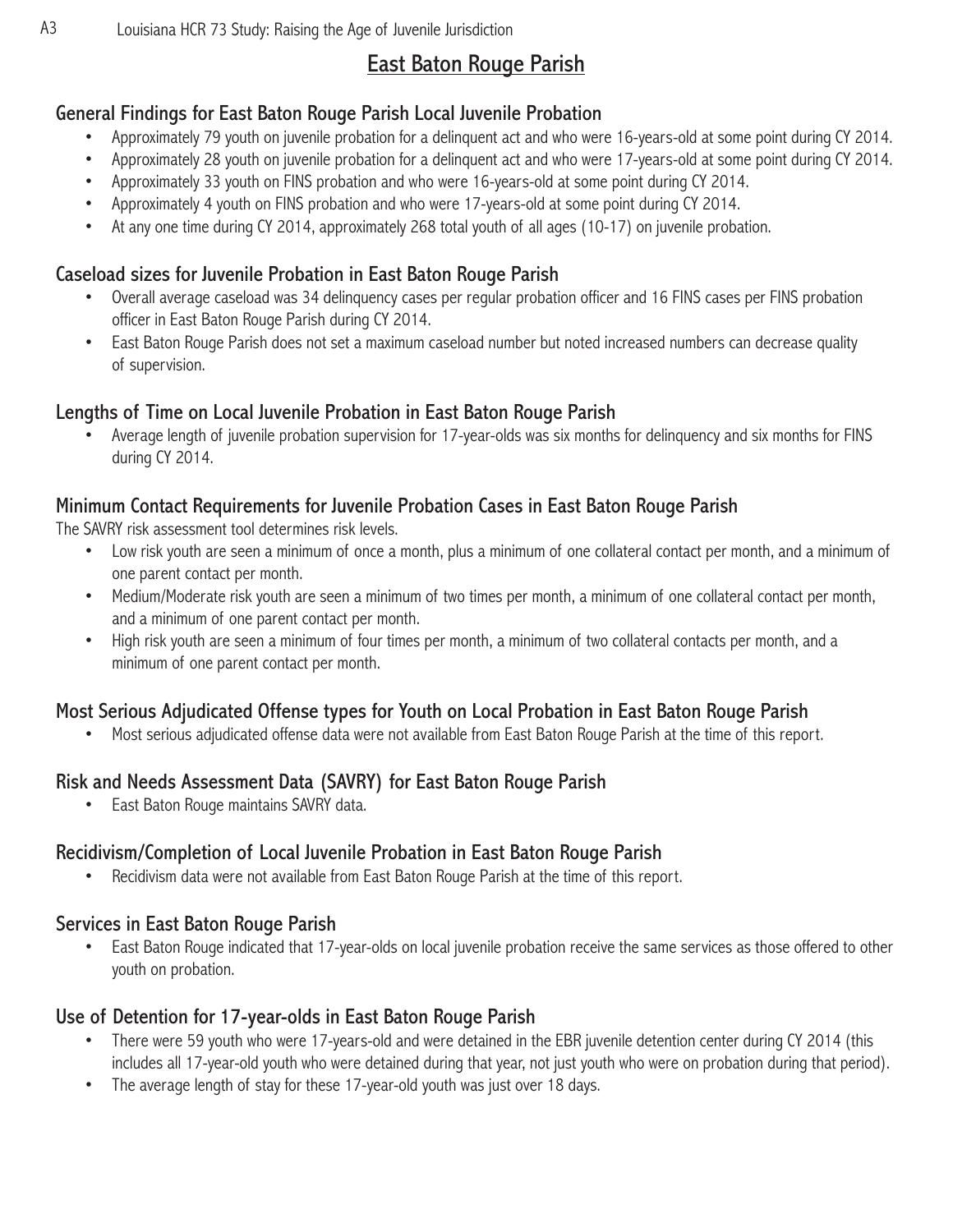## East Baton Rouge Parish

### General Findings for East Baton Rouge Parish Local Juvenile Probation

- Approximately 79 youth on juvenile probation for a delinquent act and who were 16-years-old at some point during CY 2014.
- Approximately 28 youth on juvenile probation for a delinquent act and who were 17-years-old at some point during CY 2014.
- Approximately 33 youth on FINS probation and who were 16-years-old at some point during CY 2014.
- Approximately 4 youth on FINS probation and who were 17-years-old at some point during CY 2014.
- At any one time during CY 2014, approximately 268 total youth of all ages (10-17) on juvenile probation.

### Caseload sizes for Juvenile Probation in East Baton Rouge Parish

- Overall average caseload was 34 delinquency cases per regular probation officer and 16 FINS cases per FINS probation officer in East Baton Rouge Parish during CY 2014.
- East Baton Rouge Parish does not set a maximum caseload number but noted increased numbers can decrease quality of supervision.

### Lengths of Time on Local Juvenile Probation in East Baton Rouge Parish

- Average length of juvenile probation supervision for 17-year-olds was six months for delinquency and six months for FINS during CY 2014.

### Minimum Contact Requirements for Juvenile Probation Cases in East Baton Rouge Parish

The SAVRY risk assessment tool determines risk levels.

- Low risk youth are seen a minimum of once a month, plus a minimum of one collateral contact per month, and a minimum of one parent contact per month.
- Medium/Moderate risk youth are seen a minimum of two times per month, a minimum of one collateral contact per month, and a minimum of one parent contact per month.
- High risk youth are seen a minimum of four times per month, a minimum of two collateral contacts per month, and a minimum of one parent contact per month.

### Most Serious Adjudicated Offense types for Youth on Local Probation in East Baton Rouge Parish

- Most serious adjudicated offense data were not available from East Baton Rouge Parish at the time of this report.

### Risk and Needs Assessment Data (SAVRY) for East Baton Rouge Parish

- East Baton Rouge maintains SAVRY data.

### Recidivism/Completion of Local Juvenile Probation in East Baton Rouge Parish

- Recidivism data were not available from East Baton Rouge Parish at the time of this report.

### Services in East Baton Rouge Parish

- East Baton Rouge indicated that 17-year-olds on local juvenile probation receive the same services as those offered to other youth on probation.

### Use of Detention for 17-year-olds in East Baton Rouge Parish

- There were 59 youth who were 17-years-old and were detained in the EBR juvenile detention center during CY 2014 (this includes all 17-year-old youth who were detained during that year, not just youth who were on probation during that period).
- The average length of stay for these 17-year-old youth was just over 18 days.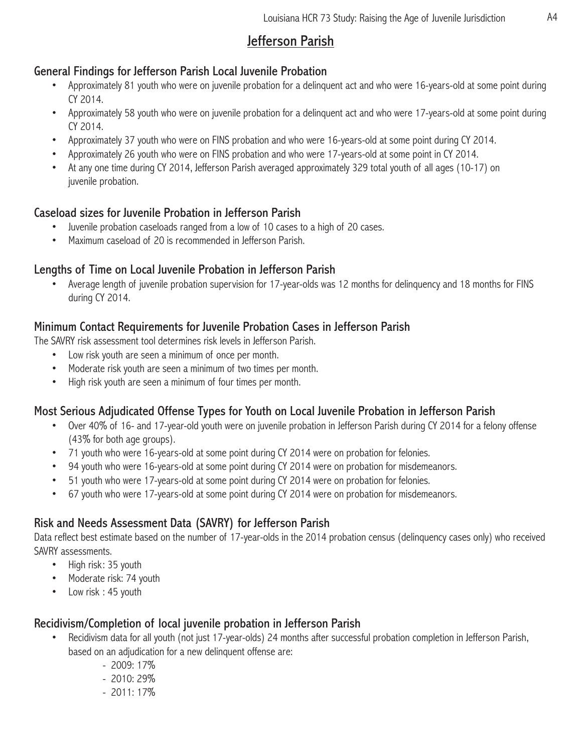# Jefferson Parish

## General Findings for Jefferson Parish Local Juvenile Probation

- Approximately 81 youth who were on juvenile probation for a delinquent act and who were 16-years-old at some point during CY 2014.
- Approximately 58 youth who were on juvenile probation for a delinquent act and who were 17-years-old at some point during CY 2014.
- Approximately 37 youth who were on FINS probation and who were 16-years-old at some point during CY 2014.
- Approximately 26 youth who were on FINS probation and who were 17-years-old at some point in CY 2014.
- At any one time during CY 2014, Jefferson Parish averaged approximately 329 total youth of all ages (10-17) on juvenile probation.

## Caseload sizes for Juvenile Probation in Jefferson Parish

- Juvenile probation caseloads ranged from a low of 10 cases to a high of 20 cases.
- Maximum caseload of 20 is recommended in Jefferson Parish.

## Lengths of Time on Local Juvenile Probation in Jefferson Parish

- Average length of juvenile probation supervision for 17-year-olds was 12 months for delinquency and 18 months for FINS during CY 2014.

## Minimum Contact Requirements for Juvenile Probation Cases in Jefferson Parish

The SAVRY risk assessment tool determines risk levels in Jefferson Parish.

- Low risk youth are seen a minimum of once per month.
- Moderate risk youth are seen a minimum of two times per month.
- High risk youth are seen a minimum of four times per month.

## Most Serious Adjudicated Offense Types for Youth on Local Juvenile Probation in Jefferson Parish

- Over 40% of 16- and 17-year-old youth were on juvenile probation in Jefferson Parish during CY 2014 for a felony offense (43% for both age groups).
- 71 youth who were 16-years-old at some point during CY 2014 were on probation for felonies.
- 94 youth who were 16-years-old at some point during CY 2014 were on probation for misdemeanors.
- 51 youth who were 17-years-old at some point during CY 2014 were on probation for felonies.
- 67 youth who were 17-years-old at some point during CY 2014 were on probation for misdemeanors.

## Risk and Needs Assessment Data (SAVRY) for Jefferson Parish

Data reflect best estimate based on the number of 17-year-olds in the 2014 probation census (delinquency cases only) who received SAVRY assessments.

- High risk: 35 youth
- Moderate risk: 74 youth
- Low risk : 45 youth

## Recidivism/Completion of local juvenile probation in Jefferson Parish

- Recidivism data for all youth (not just 17-year-olds) 24 months after successful probation completion in Jefferson Parish, based on an adjudication for a new delinquent offense are:
  - 2009: 17%
  - 2010: 29%
  - 2011: 17%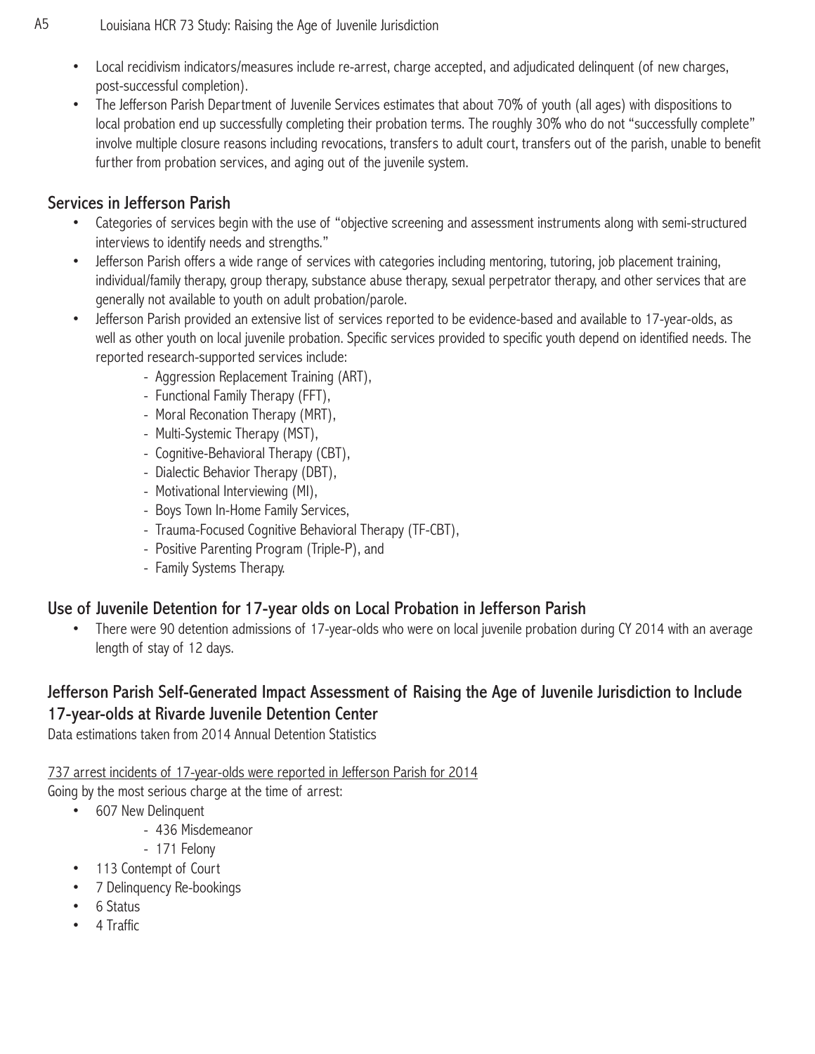- Local recidivism indicators/measures include re-arrest, charge accepted, and adjudicated delinquent (of new charges, post-successful completion).
- The Jefferson Parish Department of Juvenile Services estimates that about 70% of youth (all ages) with dispositions to local probation end up successfully completing their probation terms. The roughly 30% who do not "successfully complete" involve multiple closure reasons including revocations, transfers to adult court, transfers out of the parish, unable to benefit further from probation services, and aging out of the juvenile system.

## Services in Jefferson Parish

- Categories of services begin with the use of "objective screening and assessment instruments along with semi-structured interviews to identify needs and strengths."
- Jefferson Parish offers a wide range of services with categories including mentoring, tutoring, job placement training, individual/family therapy, group therapy, substance abuse therapy, sexual perpetrator therapy, and other services that are generally not available to youth on adult probation/parole.
- Jefferson Parish provided an extensive list of services reported to be evidence-based and available to 17-year-olds, as well as other youth on local juvenile probation. Specific services provided to specific youth depend on identified needs. The reported research-supported services include:
  - Aggression Replacement Training (ART),
  - Functional Family Therapy (FFT),
  - Moral Reconation Therapy (MRT),
  - Multi-Systemic Therapy (MST),
  - Cognitive-Behavioral Therapy (CBT),
  - Dialectic Behavior Therapy (DBT),
  - Motivational Interviewing (MI),
  - Boys Town In-Home Family Services,
  - Trauma-Focused Cognitive Behavioral Therapy (TF-CBT),
  - Positive Parenting Program (Triple-P), and
  - Family Systems Therapy.

## Use of Juvenile Detention for 17-year olds on Local Probation in Jefferson Parish

- There were 90 detention admissions of 17-year-olds who were on local juvenile probation during CY 2014 with an average length of stay of 12 days.

## Jefferson Parish Self-Generated Impact Assessment of Raising the Age of Juvenile Jurisdiction to Include 17-year-olds at Rivarde Juvenile Detention Center

Data estimations taken from 2014 Annual Detention Statistics

737 arrest incidents of 17-year-olds were reported in Jefferson Parish for 2014

Going by the most serious charge at the time of arrest:

- 607 New Delinquent
  - 436 Misdemeanor
  - 171 Felony
- 113 Contempt of Court
- 7 Delinquency Re-bookings
- 6 Status
- 4 Traffic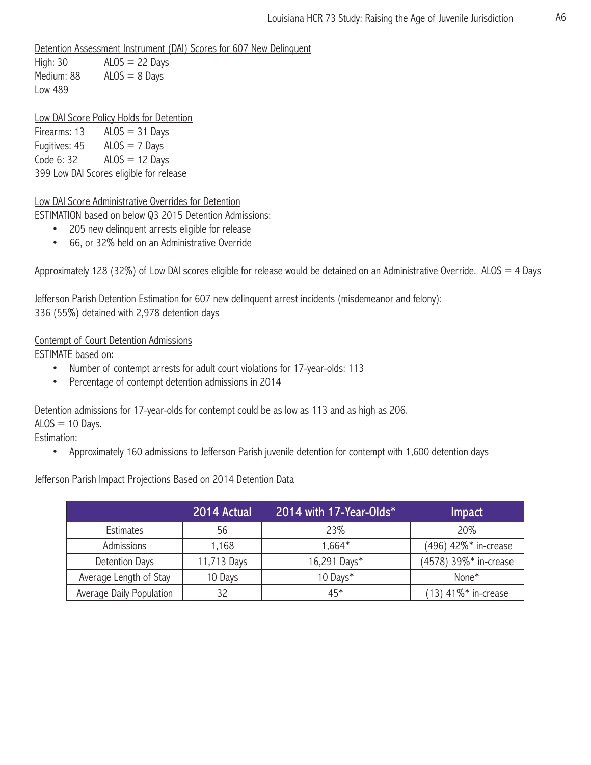Detention Assessment Instrument (DAI) Scores for 607 New Delinquent

High: 30 ALOS = 22 Days
Medium: 88 ALOS = 8 Days
Low 489

Low DAI Score Policy Holds for Detention

Firearms: 13 ALOS = 31 Days
Fugitives: 45 ALOS = 7 Days
Code 6: 32 ALOS = 12 Days
399 Low DAI Scores eligible for release

Low DAI Score Administrative Overrides for Detention

ESTIMATION based on below Q3 2015 Detention Admissions:

- 205 new delinquent arrests eligible for release
- 66, or 32% held on an Administrative Override

Approximately 128 (32%) of Low DAI scores eligible for release would be detained on an Administrative Override. ALOS = 4 Days

Jefferson Parish Detention Estimation for 607 new delinquent arrest incidents (misdemeanor and felony):
336 (55%) detained with 2,978 detention days

Contempt of Court Detention Admissions

ESTIMATE based on:

- Number of contempt arrests for adult court violations for 17-year-olds: 113
- Percentage of contempt detention admissions in 2014

Detention admissions for 17-year-olds for contempt could be as low as 113 and as high as 206.
ALOS = 10 Days.
Estimation:

- Approximately 160 admissions to Jefferson Parish juvenile detention for contempt with 1,600 detention days

Jefferson Parish Impact Projections Based on 2014 Detention Data

| | 2014 Actual | 2014 with 17-Year-Olds* | Impact |
|---|---|---|---|
| Estimates | 56 | 23% | 20% |
| Admissions | 1,168 | 1,664* | (496) 42%* in-crease |
| Detention Days | 11,713 Days | 16,291 Days* | (4578) 39%* in-crease |
| Average Length of Stay | 10 Days | 10 Days* | None* |
| Average Daily Population | 32 | 45* | (13) 41%* in-crease |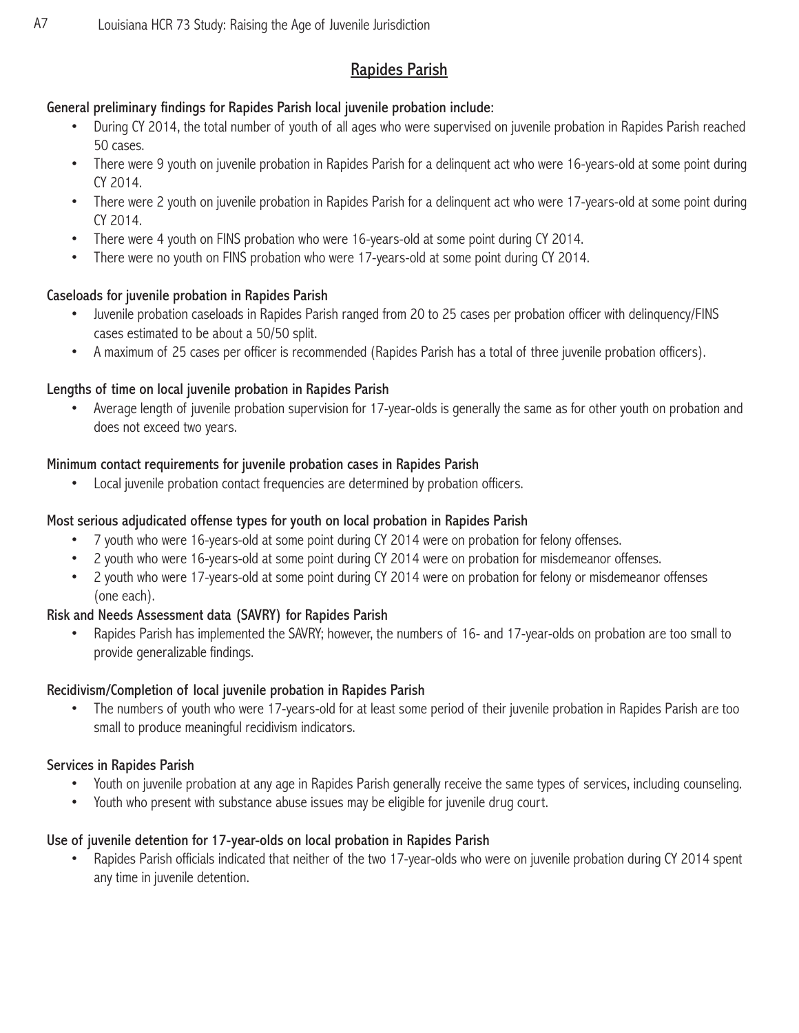## Rapides Parish

**General preliminary findings for Rapides Parish local juvenile probation include:**

- During CY 2014, the total number of youth of all ages who were supervised on juvenile probation in Rapides Parish reached 50 cases.
- There were 9 youth on juvenile probation in Rapides Parish for a delinquent act who were 16-years-old at some point during CY 2014.
- There were 2 youth on juvenile probation in Rapides Parish for a delinquent act who were 17-years-old at some point during CY 2014.
- There were 4 youth on FINS probation who were 16-years-old at some point during CY 2014.
- There were no youth on FINS probation who were 17-years-old at some point during CY 2014.

**Caseloads for juvenile probation in Rapides Parish**

- Juvenile probation caseloads in Rapides Parish ranged from 20 to 25 cases per probation officer with delinquency/FINS cases estimated to be about a 50/50 split.
- A maximum of 25 cases per officer is recommended (Rapides Parish has a total of three juvenile probation officers).

**Lengths of time on local juvenile probation in Rapides Parish**

- Average length of juvenile probation supervision for 17-year-olds is generally the same as for other youth on probation and does not exceed two years.

**Minimum contact requirements for juvenile probation cases in Rapides Parish**

- Local juvenile probation contact frequencies are determined by probation officers.

**Most serious adjudicated offense types for youth on local probation in Rapides Parish**

- 7 youth who were 16-years-old at some point during CY 2014 were on probation for felony offenses.
- 2 youth who were 16-years-old at some point during CY 2014 were on probation for misdemeanor offenses.
- 2 youth who were 17-years-old at some point during CY 2014 were on probation for felony or misdemeanor offenses (one each).

**Risk and Needs Assessment data (SAVRY) for Rapides Parish**

- Rapides Parish has implemented the SAVRY; however, the numbers of 16- and 17-year-olds on probation are too small to provide generalizable findings.

**Recidivism/Completion of local juvenile probation in Rapides Parish**

- The numbers of youth who were 17-years-old for at least some period of their juvenile probation in Rapides Parish are too small to produce meaningful recidivism indicators.

**Services in Rapides Parish**

- Youth on juvenile probation at any age in Rapides Parish generally receive the same types of services, including counseling.
- Youth who present with substance abuse issues may be eligible for juvenile drug court.

**Use of juvenile detention for 17-year-olds on local probation in Rapides Parish**

- Rapides Parish officials indicated that neither of the two 17-year-olds who were on juvenile probation during CY 2014 spent any time in juvenile detention.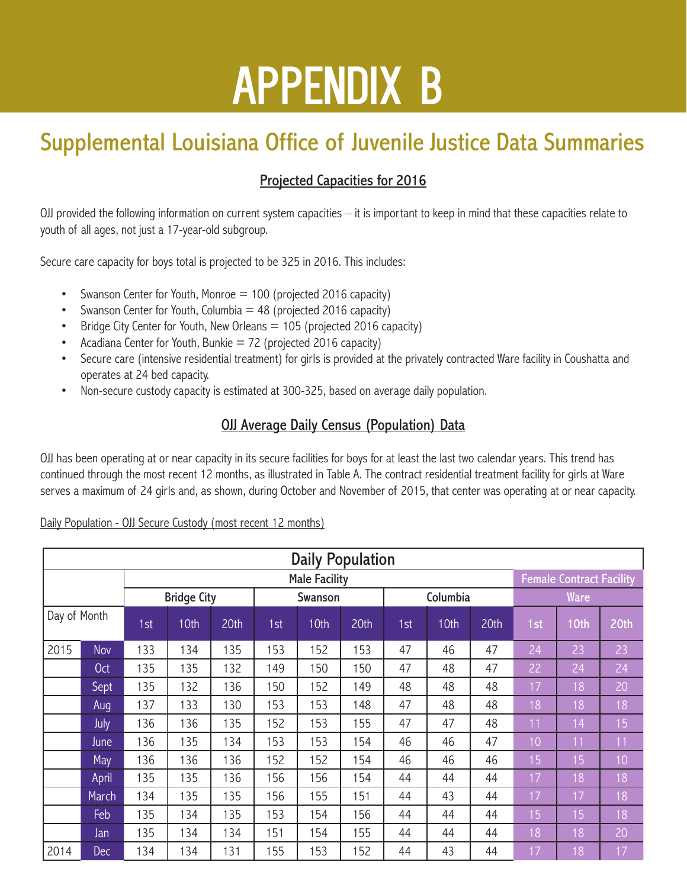# APPENDIX B

## Supplemental Louisiana Office of Juvenile Justice Data Summaries

### Projected Capacities for 2016

OJJ provided the following information on current system capacities – it is important to keep in mind that these capacities relate to youth of all ages, not just a 17-year-old subgroup.

Secure care capacity for boys total is projected to be 325 in 2016. This includes:

- Swanson Center for Youth, Monroe = 100 (projected 2016 capacity)
- Swanson Center for Youth, Columbia = 48 (projected 2016 capacity)
- Bridge City Center for Youth, New Orleans = 105 (projected 2016 capacity)
- Acadiana Center for Youth, Bunkie = 72 (projected 2016 capacity)
- Secure care (intensive residential treatment) for girls is provided at the privately contracted Ware facility in Coushatta and operates at 24 bed capacity.
- Non-secure custody capacity is estimated at 300-325, based on average daily population.

### OJJ Average Daily Census (Population) Data

OJJ has been operating at or near capacity in its secure facilities for boys for at least the last two calendar years. This trend has continued through the most recent 12 months, as illustrated in Table A. The contract residential treatment facility for girls at Ware serves a maximum of 24 girls and, as shown, during October and November of 2015, that center was operating at or near capacity.

Daily Population - OJJ Secure Custody (most recent 12 months)

| Daily Population | | | | | | | | | | | | | |
|---|---|---|---|---|---|---|---|---|---|---|---|---|---|
| | | Male Facility | | | | | | | | | Female Contract Facility | | |
| | | Bridge City | | | Swanson | | | Columbia | | | Ware | | |
| Day of Month | | 1st | 10th | 20th | 1st | 10th | 20th | 1st | 10th | 20th | 1st | 10th | 20th |
| 2015 | Nov | 133 | 134 | 135 | 153 | 152 | 153 | 47 | 46 | 47 | 24 | 23 | 23 |
| | Oct | 135 | 135 | 132 | 149 | 150 | 150 | 47 | 48 | 47 | 22 | 24 | 24 |
| | Sept | 135 | 132 | 136 | 150 | 152 | 149 | 48 | 48 | 48 | 17 | 18 | 20 |
| | Aug | 137 | 133 | 130 | 153 | 153 | 148 | 47 | 48 | 48 | 18 | 18 | 18 |
| | July | 136 | 136 | 135 | 152 | 153 | 155 | 47 | 47 | 48 | 11 | 14 | 15 |
| | June | 136 | 135 | 134 | 153 | 153 | 154 | 46 | 46 | 47 | 10 | 11 | 11 |
| | May | 136 | 136 | 136 | 152 | 152 | 154 | 46 | 46 | 46 | 15 | 15 | 10 |
| | April | 135 | 135 | 136 | 156 | 156 | 154 | 44 | 44 | 44 | 17 | 18 | 18 |
| | March | 134 | 135 | 135 | 156 | 155 | 151 | 44 | 43 | 44 | 17 | 17 | 18 |
| | Feb | 135 | 134 | 135 | 153 | 154 | 156 | 44 | 44 | 44 | 15 | 15 | 18 |
| | Jan | 135 | 134 | 134 | 151 | 154 | 155 | 44 | 44 | 44 | 18 | 18 | 20 |
| 2014 | Dec | 134 | 134 | 131 | 155 | 153 | 152 | 44 | 43 | 44 | 17 | 18 | 17 |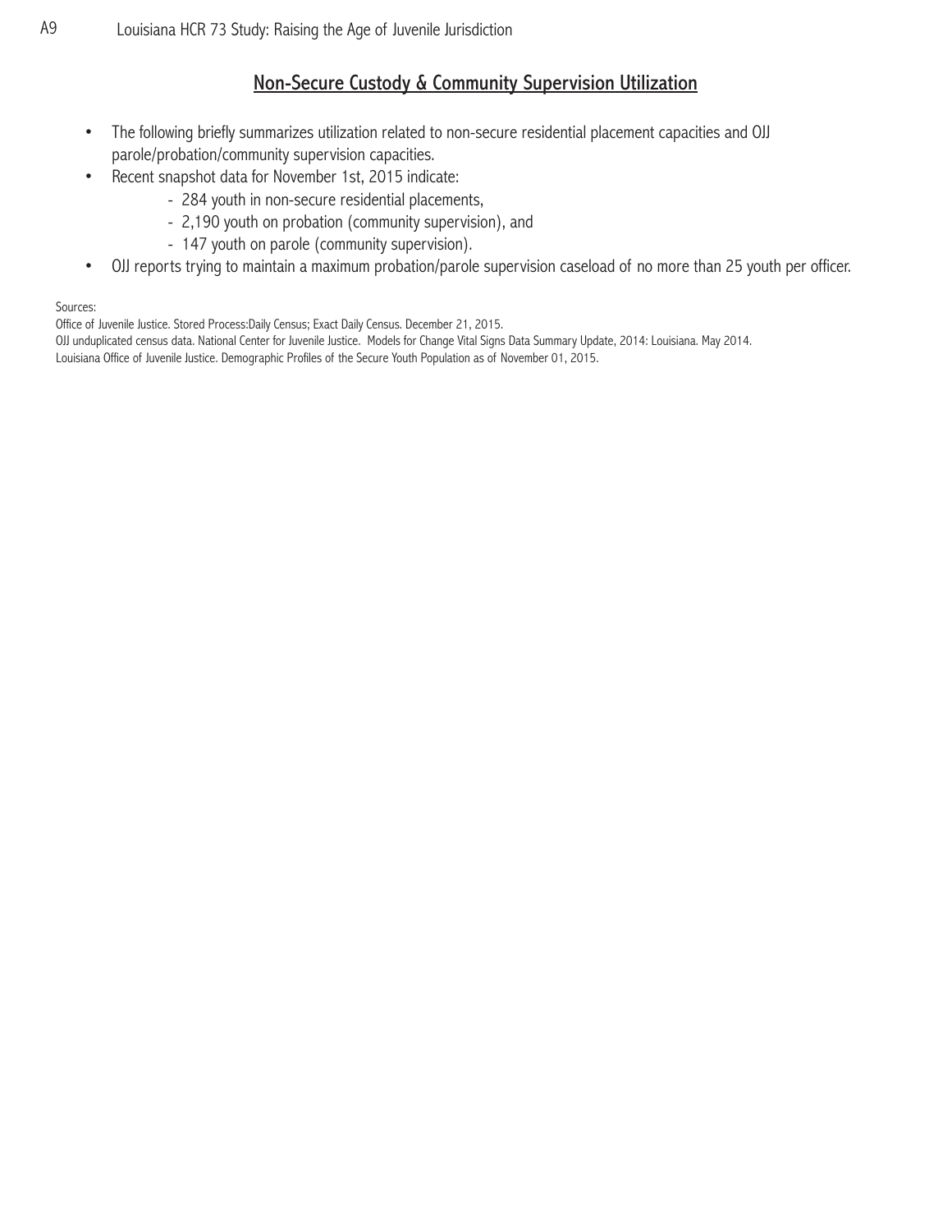## Non-Secure Custody & Community Supervision Utilization

- The following briefly summarizes utilization related to non-secure residential placement capacities and OJJ parole/probation/community supervision capacities.
- Recent snapshot data for November 1st, 2015 indicate:
  - 284 youth in non-secure residential placements,
  - 2,190 youth on probation (community supervision), and
  - 147 youth on parole (community supervision).
- OJJ reports trying to maintain a maximum probation/parole supervision caseload of no more than 25 youth per officer.

Sources:

Office of Juvenile Justice. Stored Process:Daily Census; Exact Daily Census. December 21, 2015.

OJJ unduplicated census data. National Center for Juvenile Justice. Models for Change Vital Signs Data Summary Update, 2014: Louisiana. May 2014.

Louisiana Office of Juvenile Justice. Demographic Profiles of the Secure Youth Population as of November 01, 2015.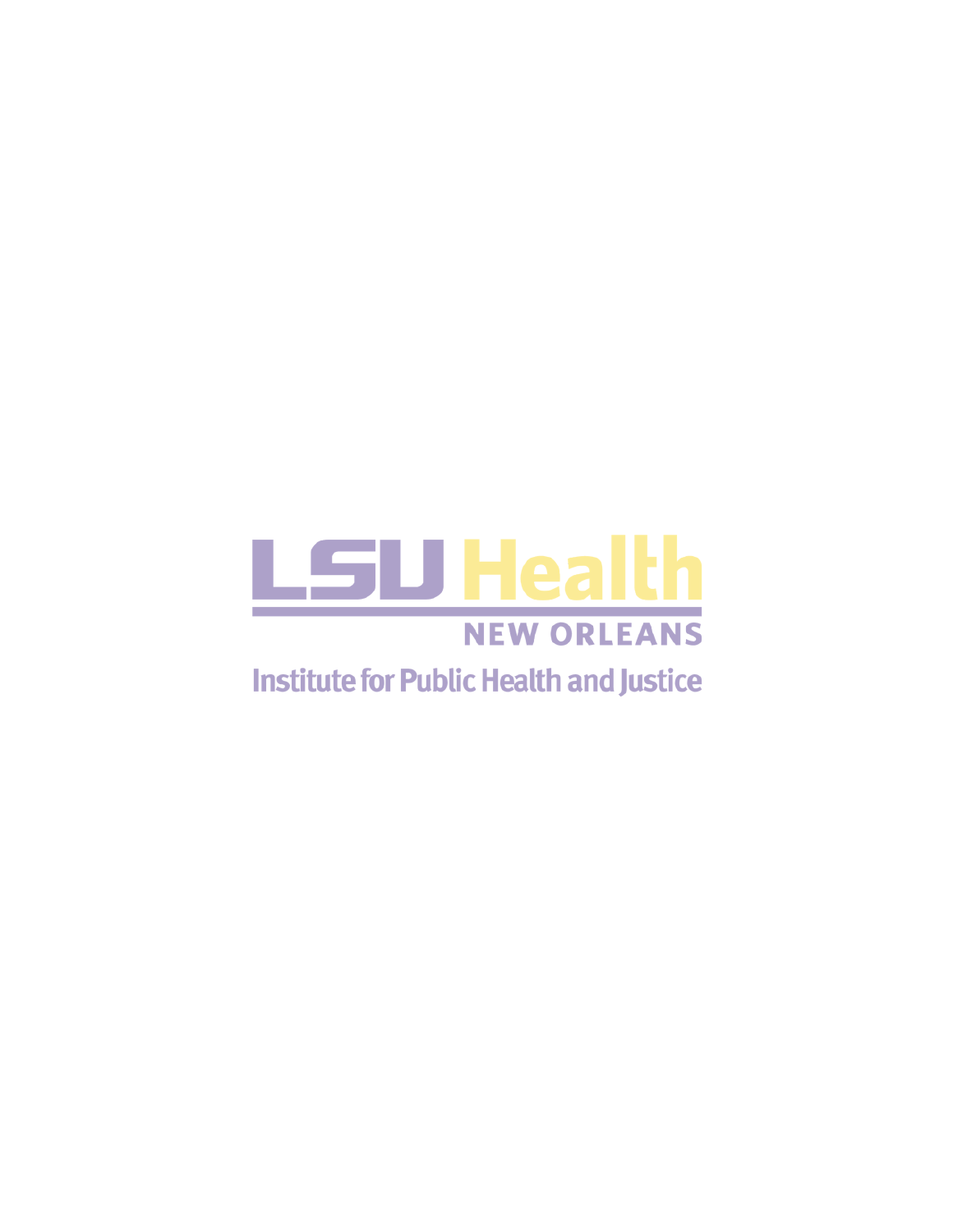LSU Health

NEW ORLEANS

Institute for Public Health and Justice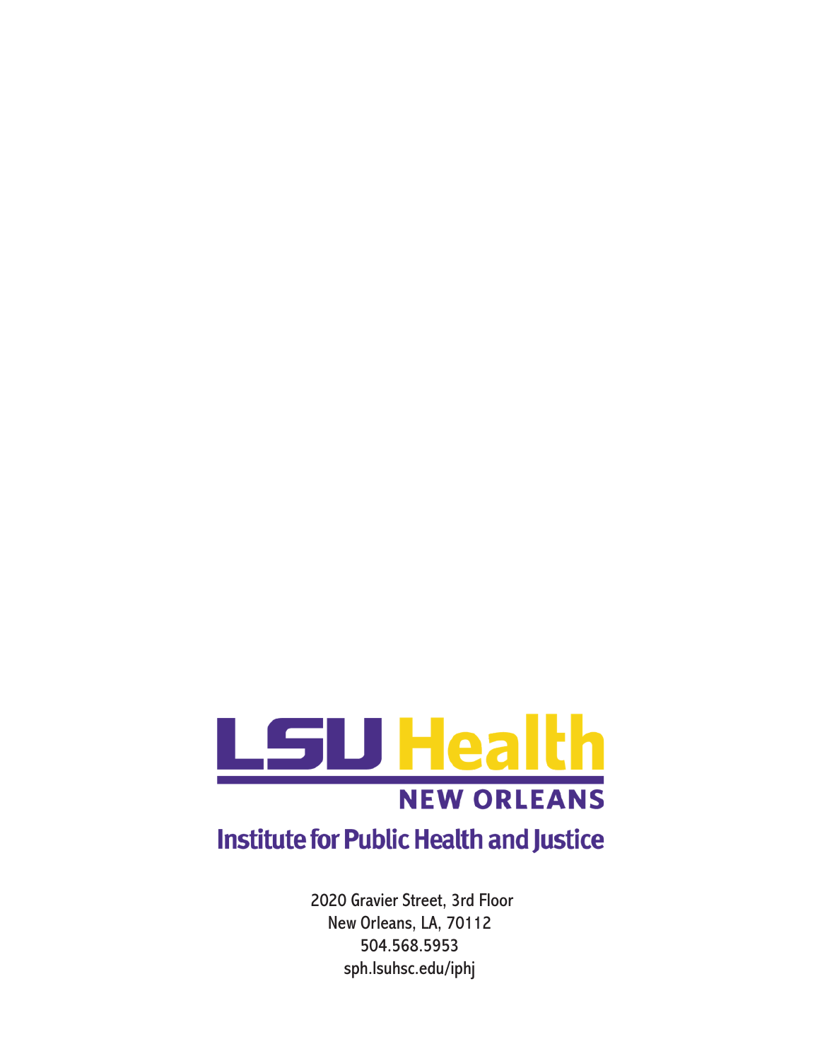LSU Health

NEW ORLEANS

Institute for Public Health and Justice

2020 Gravier Street, 3rd Floor
New Orleans, LA, 70112
504.568.5953
sph.lsuhsc.edu/iphj